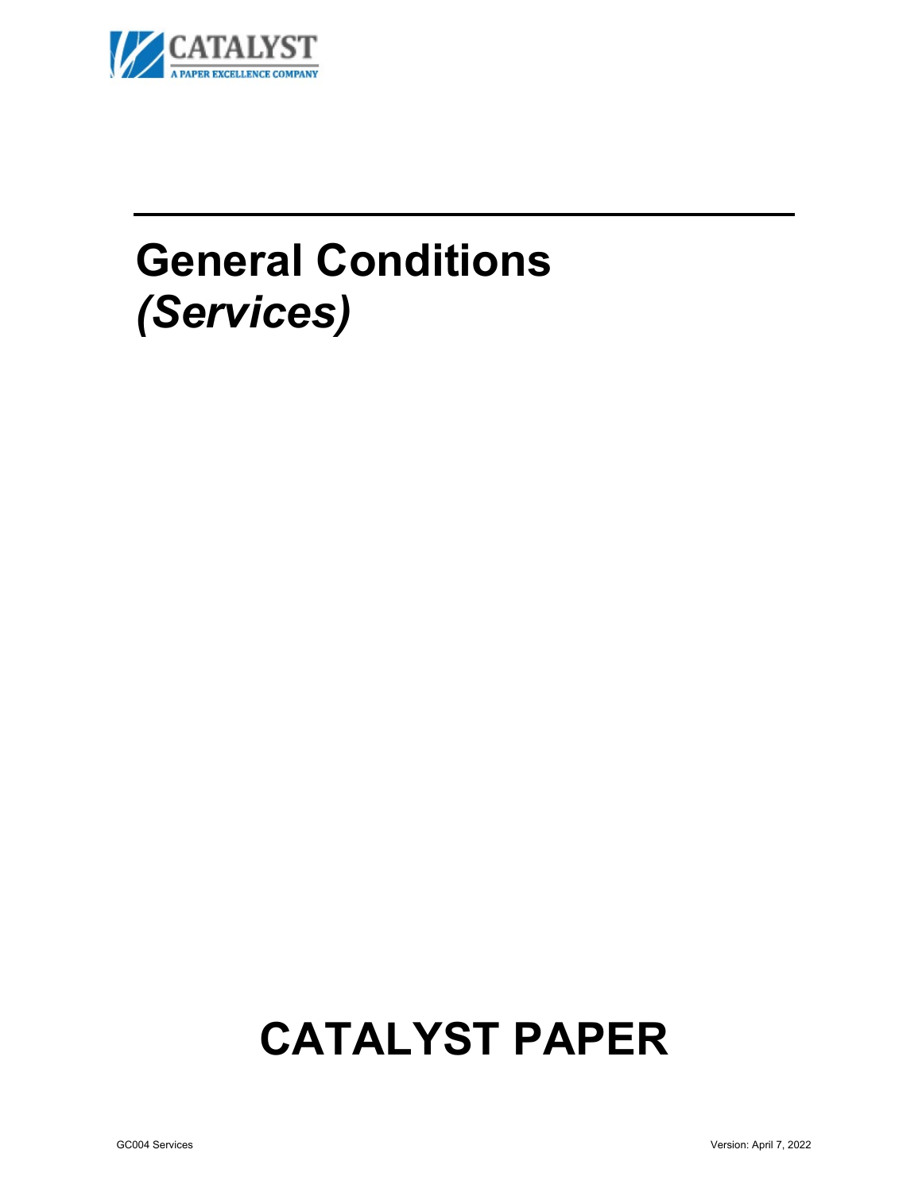CATALYST

A PAPER EXCELLENCE COMPANY

# General Conditions
# *(Services)*

# CATALYST PAPER

GC004 Services

Version: April 7, 2022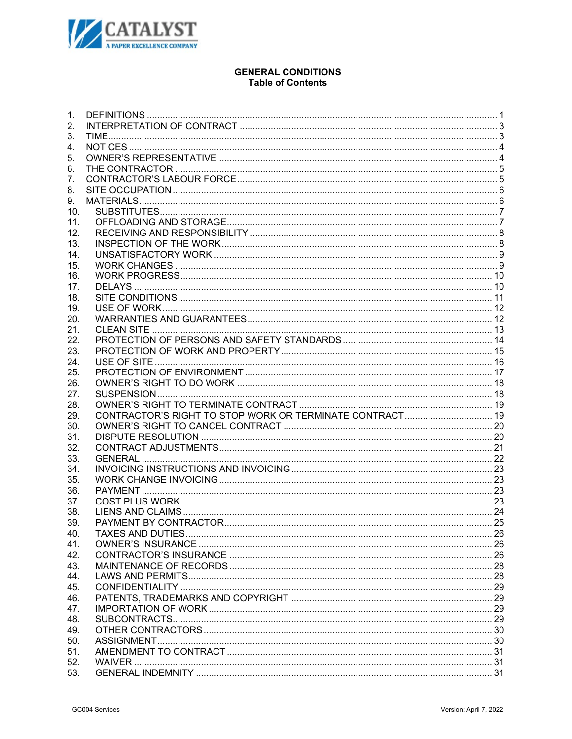# GENERAL CONDITIONS
## Table of Contents

1. DEFINITIONS ..... 1
2. INTERPRETATION OF CONTRACT ..... 3
3. TIME ..... 3
4. NOTICES ..... 4
5. OWNER'S REPRESENTATIVE ..... 4
6. THE CONTRACTOR ..... 5
7. CONTRACTOR'S LABOUR FORCE ..... 5
8. SITE OCCUPATION ..... 6
9. MATERIALS ..... 6
10. SUBSTITUTES ..... 7
11. OFFLOADING AND STORAGE ..... 7
12. RECEIVING AND RESPONSIBILITY ..... 8
13. INSPECTION OF THE WORK ..... 8
14. UNSATISFACTORY WORK ..... 9
15. WORK CHANGES ..... 9
16. WORK PROGRESS ..... 10
17. DELAYS ..... 10
18. SITE CONDITIONS ..... 11
19. USE OF WORK ..... 12
20. WARRANTIES AND GUARANTEES ..... 12
21. CLEAN SITE ..... 13
22. PROTECTION OF PERSONS AND SAFETY STANDARDS ..... 14
23. PROTECTION OF WORK AND PROPERTY ..... 15
24. USE OF SITE ..... 16
25. PROTECTION OF ENVIRONMENT ..... 17
26. OWNER'S RIGHT TO DO WORK ..... 18
27. SUSPENSION ..... 18
28. OWNER'S RIGHT TO TERMINATE CONTRACT ..... 19
29. CONTRACTOR'S RIGHT TO STOP WORK OR TERMINATE CONTRACT ..... 19
30. OWNER'S RIGHT TO CANCEL CONTRACT ..... 20
31. DISPUTE RESOLUTION ..... 20
32. CONTRACT ADJUSTMENTS ..... 21
33. GENERAL ..... 22
34. INVOICING INSTRUCTIONS AND INVOICING ..... 23
35. WORK CHANGE INVOICING ..... 23
36. PAYMENT ..... 23
37. COST PLUS WORK ..... 23
38. LIENS AND CLAIMS ..... 24
39. PAYMENT BY CONTRACTOR ..... 25
40. TAXES AND DUTIES ..... 26
41. OWNER'S INSURANCE ..... 26
42. CONTRACTOR'S INSURANCE ..... 26
43. MAINTENANCE OF RECORDS ..... 28
44. LAWS AND PERMITS ..... 28
45. CONFIDENTIALITY ..... 29
46. PATENTS, TRADEMARKS AND COPYRIGHT ..... 29
47. IMPORTATION OF WORK ..... 29
48. SUBCONTRACTS ..... 29
49. OTHER CONTRACTORS ..... 30
50. ASSIGNMENT ..... 30
51. AMENDMENT TO CONTRACT ..... 31
52. WAIVER ..... 31
53. GENERAL INDEMNITY ..... 31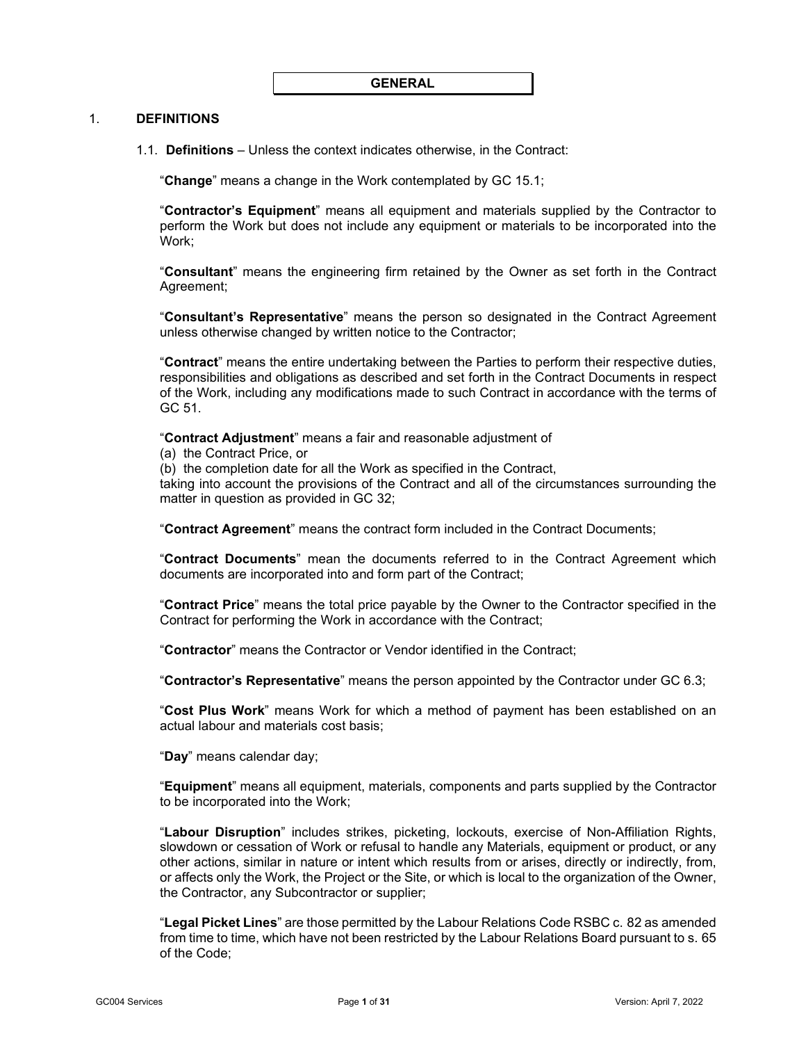# GENERAL

## 1. DEFINITIONS

1.1. **Definitions** – Unless the context indicates otherwise, in the Contract:

"**Change**" means a change in the Work contemplated by GC 15.1;

"**Contractor's Equipment**" means all equipment and materials supplied by the Contractor to perform the Work but does not include any equipment or materials to be incorporated into the Work;

"**Consultant**" means the engineering firm retained by the Owner as set forth in the Contract Agreement;

"**Consultant's Representative**" means the person so designated in the Contract Agreement unless otherwise changed by written notice to the Contractor;

"**Contract**" means the entire undertaking between the Parties to perform their respective duties, responsibilities and obligations as described and set forth in the Contract Documents in respect of the Work, including any modifications made to such Contract in accordance with the terms of GC 51.

"**Contract Adjustment**" means a fair and reasonable adjustment of
(a) the Contract Price, or
(b) the completion date for all the Work as specified in the Contract,
taking into account the provisions of the Contract and all of the circumstances surrounding the matter in question as provided in GC 32;

"**Contract Agreement**" means the contract form included in the Contract Documents;

"**Contract Documents**" mean the documents referred to in the Contract Agreement which documents are incorporated into and form part of the Contract;

"**Contract Price**" means the total price payable by the Owner to the Contractor specified in the Contract for performing the Work in accordance with the Contract;

"**Contractor**" means the Contractor or Vendor identified in the Contract;

"**Contractor's Representative**" means the person appointed by the Contractor under GC 6.3;

"**Cost Plus Work**" means Work for which a method of payment has been established on an actual labour and materials cost basis;

"**Day**" means calendar day;

"**Equipment**" means all equipment, materials, components and parts supplied by the Contractor to be incorporated into the Work;

"**Labour Disruption**" includes strikes, picketing, lockouts, exercise of Non-Affiliation Rights, slowdown or cessation of Work or refusal to handle any Materials, equipment or product, or any other actions, similar in nature or intent which results from or arises, directly or indirectly, from, or affects only the Work, the Project or the Site, or which is local to the organization of the Owner, the Contractor, any Subcontractor or supplier;

"**Legal Picket Lines**" are those permitted by the Labour Relations Code RSBC c. 82 as amended from time to time, which have not been restricted by the Labour Relations Board pursuant to s. 65 of the Code;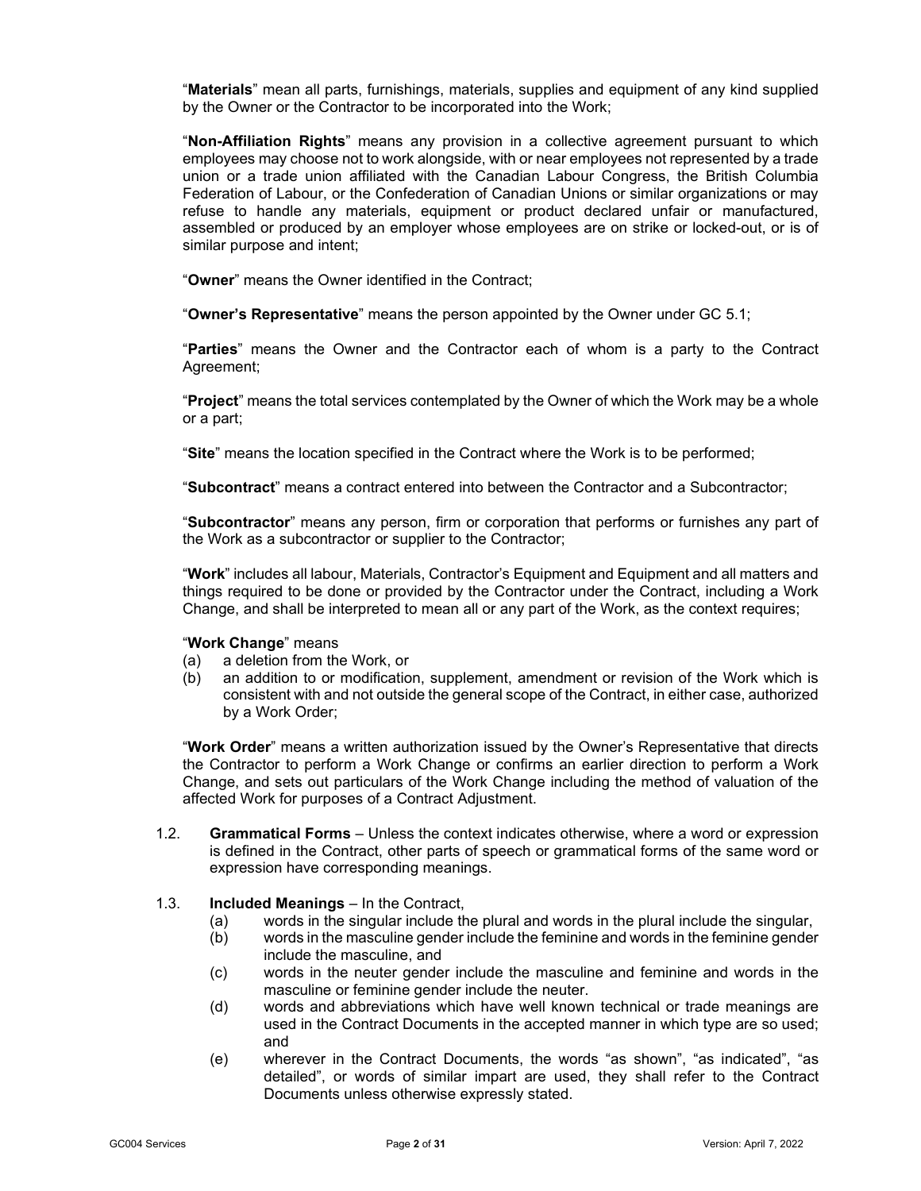"**Materials**" mean all parts, furnishings, materials, supplies and equipment of any kind supplied by the Owner or the Contractor to be incorporated into the Work;

"**Non-Affiliation Rights**" means any provision in a collective agreement pursuant to which employees may choose not to work alongside, with or near employees not represented by a trade union or a trade union affiliated with the Canadian Labour Congress, the British Columbia Federation of Labour, or the Confederation of Canadian Unions or similar organizations or may refuse to handle any materials, equipment or product declared unfair or manufactured, assembled or produced by an employer whose employees are on strike or locked-out, or is of similar purpose and intent;

"**Owner**" means the Owner identified in the Contract;

"**Owner's Representative**" means the person appointed by the Owner under GC 5.1;

"**Parties**" means the Owner and the Contractor each of whom is a party to the Contract Agreement;

"**Project**" means the total services contemplated by the Owner of which the Work may be a whole or a part;

"**Site**" means the location specified in the Contract where the Work is to be performed;

"**Subcontract**" means a contract entered into between the Contractor and a Subcontractor;

"**Subcontractor**" means any person, firm or corporation that performs or furnishes any part of the Work as a subcontractor or supplier to the Contractor;

"**Work**" includes all labour, Materials, Contractor's Equipment and Equipment and all matters and things required to be done or provided by the Contractor under the Contract, including a Work Change, and shall be interpreted to mean all or any part of the Work, as the context requires;

"**Work Change**" means

(a) a deletion from the Work, or

(b) an addition to or modification, supplement, amendment or revision of the Work which is consistent with and not outside the general scope of the Contract, in either case, authorized by a Work Order;

"**Work Order**" means a written authorization issued by the Owner's Representative that directs the Contractor to perform a Work Change or confirms an earlier direction to perform a Work Change, and sets out particulars of the Work Change including the method of valuation of the affected Work for purposes of a Contract Adjustment.

1.2. **Grammatical Forms** – Unless the context indicates otherwise, where a word or expression is defined in the Contract, other parts of speech or grammatical forms of the same word or expression have corresponding meanings.

1.3. **Included Meanings** – In the Contract,

(a) words in the singular include the plural and words in the plural include the singular,

(b) words in the masculine gender include the feminine and words in the feminine gender include the masculine, and

(c) words in the neuter gender include the masculine and feminine and words in the masculine or feminine gender include the neuter.

(d) words and abbreviations which have well known technical or trade meanings are used in the Contract Documents in the accepted manner in which type are so used; and

(e) wherever in the Contract Documents, the words "as shown", "as indicated", "as detailed", or words of similar impart are used, they shall refer to the Contract Documents unless otherwise expressly stated.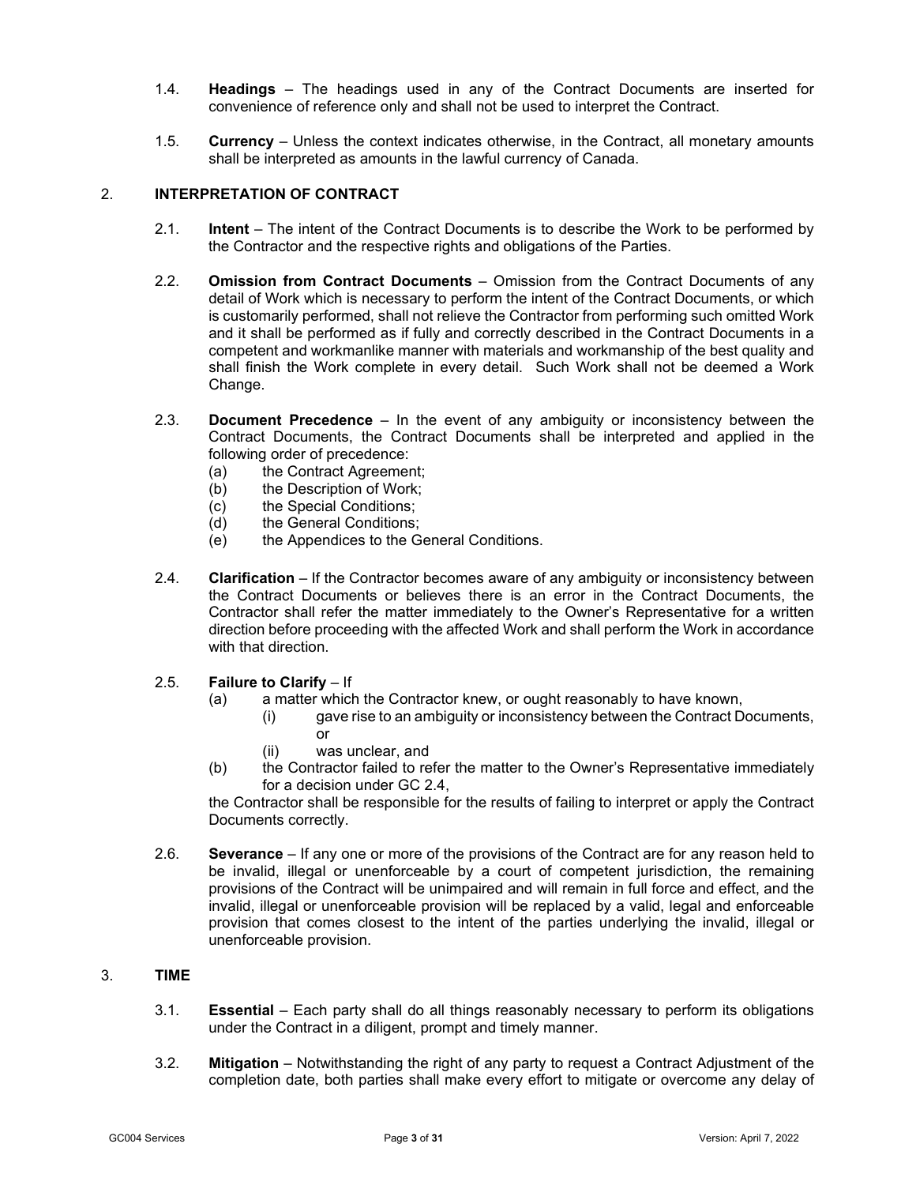1.4. **Headings** – The headings used in any of the Contract Documents are inserted for convenience of reference only and shall not be used to interpret the Contract.

1.5. **Currency** – Unless the context indicates otherwise, in the Contract, all monetary amounts shall be interpreted as amounts in the lawful currency of Canada.

## 2. INTERPRETATION OF CONTRACT

2.1. **Intent** – The intent of the Contract Documents is to describe the Work to be performed by the Contractor and the respective rights and obligations of the Parties.

2.2. **Omission from Contract Documents** – Omission from the Contract Documents of any detail of Work which is necessary to perform the intent of the Contract Documents, or which is customarily performed, shall not relieve the Contractor from performing such omitted Work and it shall be performed as if fully and correctly described in the Contract Documents in a competent and workmanlike manner with materials and workmanship of the best quality and shall finish the Work complete in every detail. Such Work shall not be deemed a Work Change.

2.3. **Document Precedence** – In the event of any ambiguity or inconsistency between the Contract Documents, the Contract Documents shall be interpreted and applied in the following order of precedence:

- (a) the Contract Agreement;
- (b) the Description of Work;
- (c) the Special Conditions;
- (d) the General Conditions;
- (e) the Appendices to the General Conditions.

2.4. **Clarification** – If the Contractor becomes aware of any ambiguity or inconsistency between the Contract Documents or believes there is an error in the Contract Documents, the Contractor shall refer the matter immediately to the Owner's Representative for a written direction before proceeding with the affected Work and shall perform the Work in accordance with that direction.

2.5. **Failure to Clarify** – If

- (a) a matter which the Contractor knew, or ought reasonably to have known,
  - (i) gave rise to an ambiguity or inconsistency between the Contract Documents, or
  - (ii) was unclear, and
- (b) the Contractor failed to refer the matter to the Owner's Representative immediately for a decision under GC 2.4,

the Contractor shall be responsible for the results of failing to interpret or apply the Contract Documents correctly.

2.6. **Severance** – If any one or more of the provisions of the Contract are for any reason held to be invalid, illegal or unenforceable by a court of competent jurisdiction, the remaining provisions of the Contract will be unimpaired and will remain in full force and effect, and the invalid, illegal or unenforceable provision will be replaced by a valid, legal and enforceable provision that comes closest to the intent of the parties underlying the invalid, illegal or unenforceable provision.

## 3. TIME

3.1. **Essential** – Each party shall do all things reasonably necessary to perform its obligations under the Contract in a diligent, prompt and timely manner.

3.2. **Mitigation** – Notwithstanding the right of any party to request a Contract Adjustment of the completion date, both parties shall make every effort to mitigate or overcome any delay of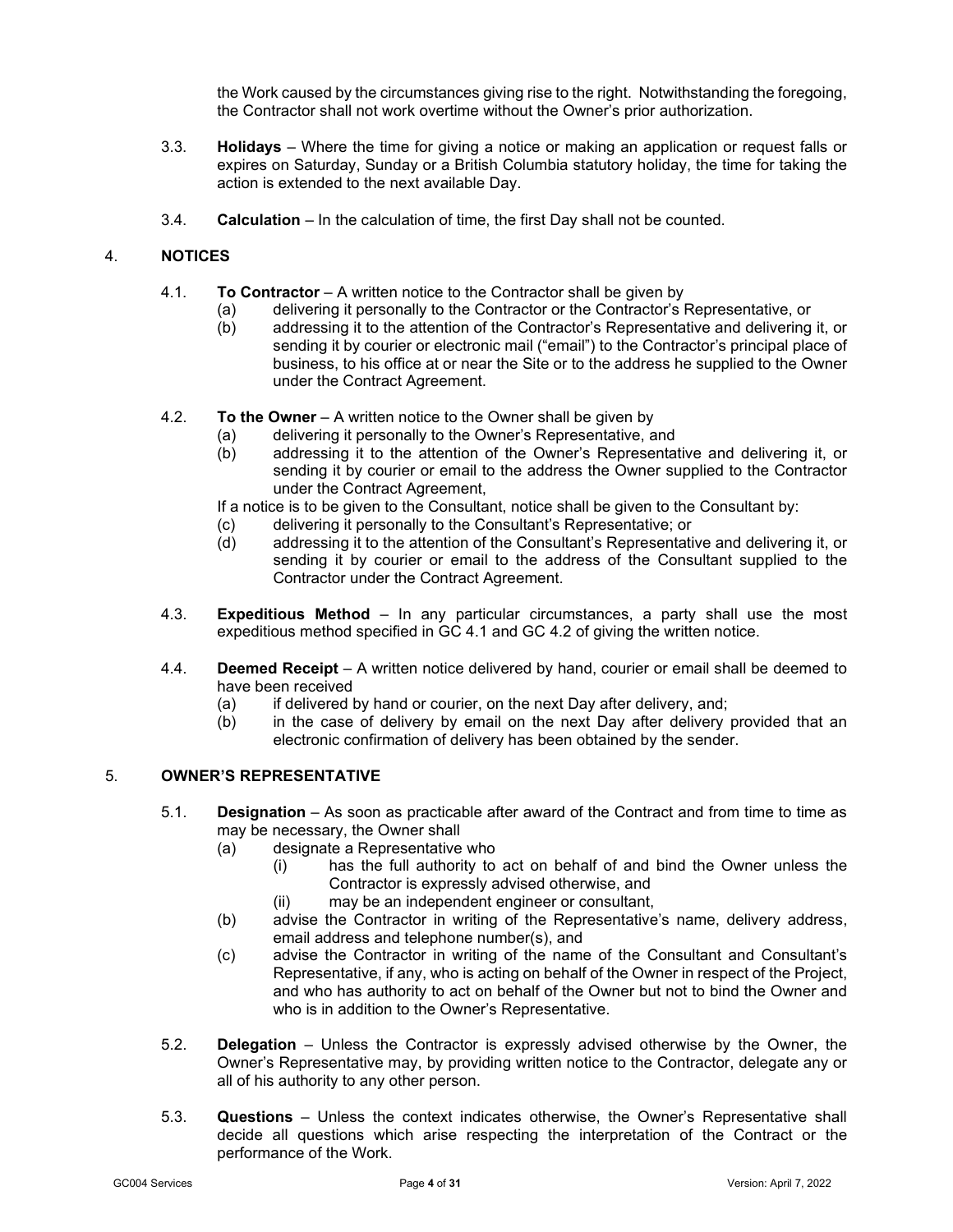the Work caused by the circumstances giving rise to the right. Notwithstanding the foregoing, the Contractor shall not work overtime without the Owner's prior authorization.

3.3. **Holidays** – Where the time for giving a notice or making an application or request falls or expires on Saturday, Sunday or a British Columbia statutory holiday, the time for taking the action is extended to the next available Day.

3.4. **Calculation** – In the calculation of time, the first Day shall not be counted.

## 4. NOTICES

4.1. **To Contractor** – A written notice to the Contractor shall be given by
   (a) delivering it personally to the Contractor or the Contractor's Representative, or
   (b) addressing it to the attention of the Contractor's Representative and delivering it, or sending it by courier or electronic mail ("email") to the Contractor's principal place of business, to his office at or near the Site or to the address he supplied to the Owner under the Contract Agreement.

4.2. **To the Owner** – A written notice to the Owner shall be given by
   (a) delivering it personally to the Owner's Representative, and
   (b) addressing it to the attention of the Owner's Representative and delivering it, or sending it by courier or email to the address the Owner supplied to the Contractor under the Contract Agreement,

   If a notice is to be given to the Consultant, notice shall be given to the Consultant by:
   (c) delivering it personally to the Consultant's Representative; or
   (d) addressing it to the attention of the Consultant's Representative and delivering it, or sending it by courier or email to the address of the Consultant supplied to the Contractor under the Contract Agreement.

4.3. **Expeditious Method** – In any particular circumstances, a party shall use the most expeditious method specified in GC 4.1 and GC 4.2 of giving the written notice.

4.4. **Deemed Receipt** – A written notice delivered by hand, courier or email shall be deemed to have been received
   (a) if delivered by hand or courier, on the next Day after delivery, and;
   (b) in the case of delivery by email on the next Day after delivery provided that an electronic confirmation of delivery has been obtained by the sender.

## 5. OWNER'S REPRESENTATIVE

5.1. **Designation** – As soon as practicable after award of the Contract and from time to time as may be necessary, the Owner shall
   (a) designate a Representative who
      (i) has the full authority to act on behalf of and bind the Owner unless the Contractor is expressly advised otherwise, and
      (ii) may be an independent engineer or consultant,
   (b) advise the Contractor in writing of the Representative's name, delivery address, email address and telephone number(s), and
   (c) advise the Contractor in writing of the name of the Consultant and Consultant's Representative, if any, who is acting on behalf of the Owner in respect of the Project, and who has authority to act on behalf of the Owner but not to bind the Owner and who is in addition to the Owner's Representative.

5.2. **Delegation** – Unless the Contractor is expressly advised otherwise by the Owner, the Owner's Representative may, by providing written notice to the Contractor, delegate any or all of his authority to any other person.

5.3. **Questions** – Unless the context indicates otherwise, the Owner's Representative shall decide all questions which arise respecting the interpretation of the Contract or the performance of the Work.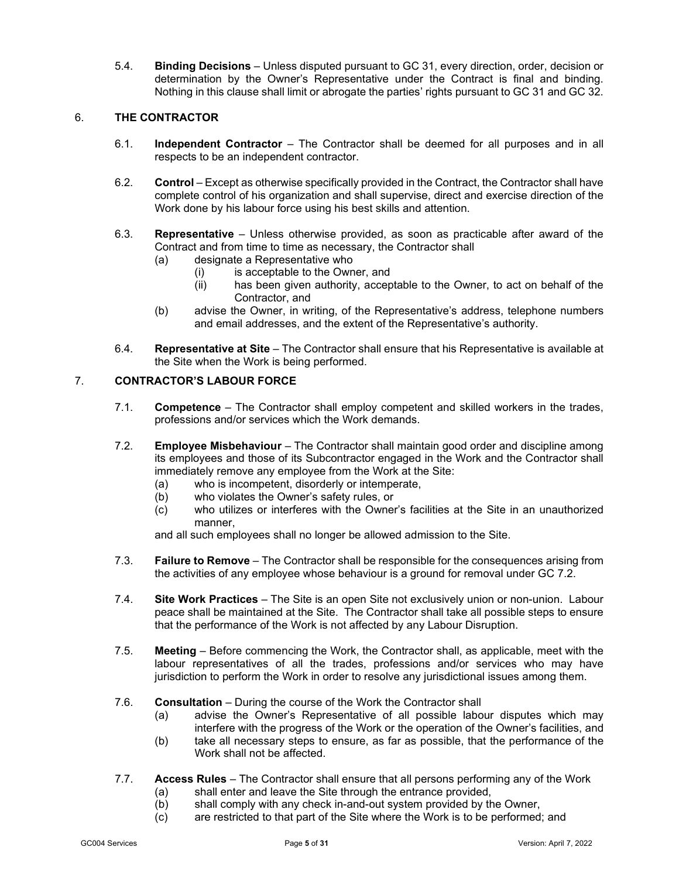5.4. **Binding Decisions** – Unless disputed pursuant to GC 31, every direction, order, decision or determination by the Owner's Representative under the Contract is final and binding. Nothing in this clause shall limit or abrogate the parties' rights pursuant to GC 31 and GC 32.

## 6. THE CONTRACTOR

6.1. **Independent Contractor** – The Contractor shall be deemed for all purposes and in all respects to be an independent contractor.

6.2. **Control** – Except as otherwise specifically provided in the Contract, the Contractor shall have complete control of his organization and shall supervise, direct and exercise direction of the Work done by his labour force using his best skills and attention.

6.3. **Representative** – Unless otherwise provided, as soon as practicable after award of the Contract and from time to time as necessary, the Contractor shall

- (a) designate a Representative who
  - (i) is acceptable to the Owner, and
  - (ii) has been given authority, acceptable to the Owner, to act on behalf of the Contractor, and
- (b) advise the Owner, in writing, of the Representative's address, telephone numbers and email addresses, and the extent of the Representative's authority.

6.4. **Representative at Site** – The Contractor shall ensure that his Representative is available at the Site when the Work is being performed.

## 7. CONTRACTOR'S LABOUR FORCE

7.1. **Competence** – The Contractor shall employ competent and skilled workers in the trades, professions and/or services which the Work demands.

7.2. **Employee Misbehaviour** – The Contractor shall maintain good order and discipline among its employees and those of its Subcontractor engaged in the Work and the Contractor shall immediately remove any employee from the Work at the Site:

- (a) who is incompetent, disorderly or intemperate,
- (b) who violates the Owner's safety rules, or
- (c) who utilizes or interferes with the Owner's facilities at the Site in an unauthorized manner,

and all such employees shall no longer be allowed admission to the Site.

7.3. **Failure to Remove** – The Contractor shall be responsible for the consequences arising from the activities of any employee whose behaviour is a ground for removal under GC 7.2.

7.4. **Site Work Practices** – The Site is an open Site not exclusively union or non-union. Labour peace shall be maintained at the Site. The Contractor shall take all possible steps to ensure that the performance of the Work is not affected by any Labour Disruption.

7.5. **Meeting** – Before commencing the Work, the Contractor shall, as applicable, meet with the labour representatives of all the trades, professions and/or services who may have jurisdiction to perform the Work in order to resolve any jurisdictional issues among them.

7.6. **Consultation** – During the course of the Work the Contractor shall

- (a) advise the Owner's Representative of all possible labour disputes which may interfere with the progress of the Work or the operation of the Owner's facilities, and
- (b) take all necessary steps to ensure, as far as possible, that the performance of the Work shall not be affected.

7.7. **Access Rules** – The Contractor shall ensure that all persons performing any of the Work

- (a) shall enter and leave the Site through the entrance provided,
- (b) shall comply with any check in-and-out system provided by the Owner,
- (c) are restricted to that part of the Site where the Work is to be performed; and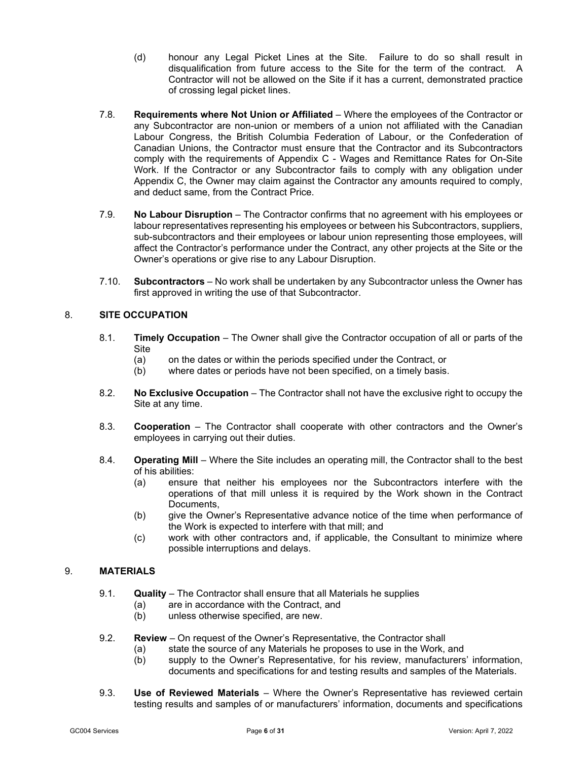(d) honour any Legal Picket Lines at the Site. Failure to do so shall result in disqualification from future access to the Site for the term of the contract. A Contractor will not be allowed on the Site if it has a current, demonstrated practice of crossing legal picket lines.

7.8. **Requirements where Not Union or Affiliated** – Where the employees of the Contractor or any Subcontractor are non-union or members of a union not affiliated with the Canadian Labour Congress, the British Columbia Federation of Labour, or the Confederation of Canadian Unions, the Contractor must ensure that the Contractor and its Subcontractors comply with the requirements of Appendix C - Wages and Remittance Rates for On-Site Work. If the Contractor or any Subcontractor fails to comply with any obligation under Appendix C, the Owner may claim against the Contractor any amounts required to comply, and deduct same, from the Contract Price.

7.9. **No Labour Disruption** – The Contractor confirms that no agreement with his employees or labour representatives representing his employees or between his Subcontractors, suppliers, sub-subcontractors and their employees or labour union representing those employees, will affect the Contractor's performance under the Contract, any other projects at the Site or the Owner's operations or give rise to any Labour Disruption.

7.10. **Subcontractors** – No work shall be undertaken by any Subcontractor unless the Owner has first approved in writing the use of that Subcontractor.

## 8. SITE OCCUPATION

8.1. **Timely Occupation** – The Owner shall give the Contractor occupation of all or parts of the Site

(a) on the dates or within the periods specified under the Contract, or
(b) where dates or periods have not been specified, on a timely basis.

8.2. **No Exclusive Occupation** – The Contractor shall not have the exclusive right to occupy the Site at any time.

8.3. **Cooperation** – The Contractor shall cooperate with other contractors and the Owner's employees in carrying out their duties.

8.4. **Operating Mill** – Where the Site includes an operating mill, the Contractor shall to the best of his abilities:

(a) ensure that neither his employees nor the Subcontractors interfere with the operations of that mill unless it is required by the Work shown in the Contract Documents,
(b) give the Owner's Representative advance notice of the time when performance of the Work is expected to interfere with that mill; and
(c) work with other contractors and, if applicable, the Consultant to minimize where possible interruptions and delays.

## 9. MATERIALS

9.1. **Quality** – The Contractor shall ensure that all Materials he supplies

(a) are in accordance with the Contract, and
(b) unless otherwise specified, are new.

9.2. **Review** – On request of the Owner's Representative, the Contractor shall

(a) state the source of any Materials he proposes to use in the Work, and
(b) supply to the Owner's Representative, for his review, manufacturers' information, documents and specifications for and testing results and samples of the Materials.

9.3. **Use of Reviewed Materials** – Where the Owner's Representative has reviewed certain testing results and samples of or manufacturers' information, documents and specifications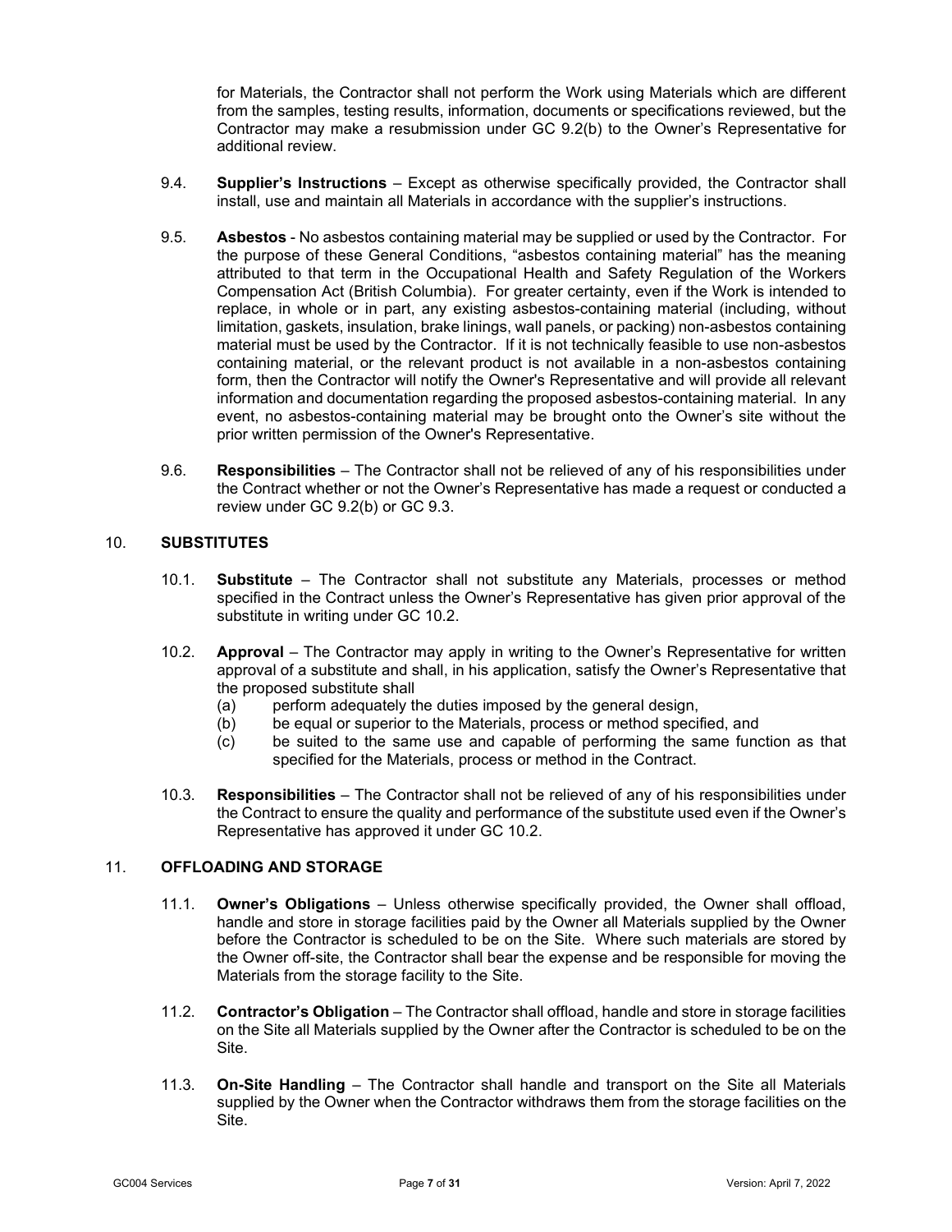for Materials, the Contractor shall not perform the Work using Materials which are different from the samples, testing results, information, documents or specifications reviewed, but the Contractor may make a resubmission under GC 9.2(b) to the Owner's Representative for additional review.

9.4. **Supplier's Instructions** – Except as otherwise specifically provided, the Contractor shall install, use and maintain all Materials in accordance with the supplier's instructions.

9.5. **Asbestos** - No asbestos containing material may be supplied or used by the Contractor. For the purpose of these General Conditions, "asbestos containing material" has the meaning attributed to that term in the Occupational Health and Safety Regulation of the Workers Compensation Act (British Columbia). For greater certainty, even if the Work is intended to replace, in whole or in part, any existing asbestos-containing material (including, without limitation, gaskets, insulation, brake linings, wall panels, or packing) non-asbestos containing material must be used by the Contractor. If it is not technically feasible to use non-asbestos containing material, or the relevant product is not available in a non-asbestos containing form, then the Contractor will notify the Owner's Representative and will provide all relevant information and documentation regarding the proposed asbestos-containing material. In any event, no asbestos-containing material may be brought onto the Owner's site without the prior written permission of the Owner's Representative.

9.6. **Responsibilities** – The Contractor shall not be relieved of any of his responsibilities under the Contract whether or not the Owner's Representative has made a request or conducted a review under GC 9.2(b) or GC 9.3.

## 10. SUBSTITUTES

10.1. **Substitute** – The Contractor shall not substitute any Materials, processes or method specified in the Contract unless the Owner's Representative has given prior approval of the substitute in writing under GC 10.2.

10.2. **Approval** – The Contractor may apply in writing to the Owner's Representative for written approval of a substitute and shall, in his application, satisfy the Owner's Representative that the proposed substitute shall

(a) perform adequately the duties imposed by the general design,
(b) be equal or superior to the Materials, process or method specified, and
(c) be suited to the same use and capable of performing the same function as that specified for the Materials, process or method in the Contract.

10.3. **Responsibilities** – The Contractor shall not be relieved of any of his responsibilities under the Contract to ensure the quality and performance of the substitute used even if the Owner's Representative has approved it under GC 10.2.

## 11. OFFLOADING AND STORAGE

11.1. **Owner's Obligations** – Unless otherwise specifically provided, the Owner shall offload, handle and store in storage facilities paid by the Owner all Materials supplied by the Owner before the Contractor is scheduled to be on the Site. Where such materials are stored by the Owner off-site, the Contractor shall bear the expense and be responsible for moving the Materials from the storage facility to the Site.

11.2. **Contractor's Obligation** – The Contractor shall offload, handle and store in storage facilities on the Site all Materials supplied by the Owner after the Contractor is scheduled to be on the Site.

11.3. **On-Site Handling** – The Contractor shall handle and transport on the Site all Materials supplied by the Owner when the Contractor withdraws them from the storage facilities on the Site.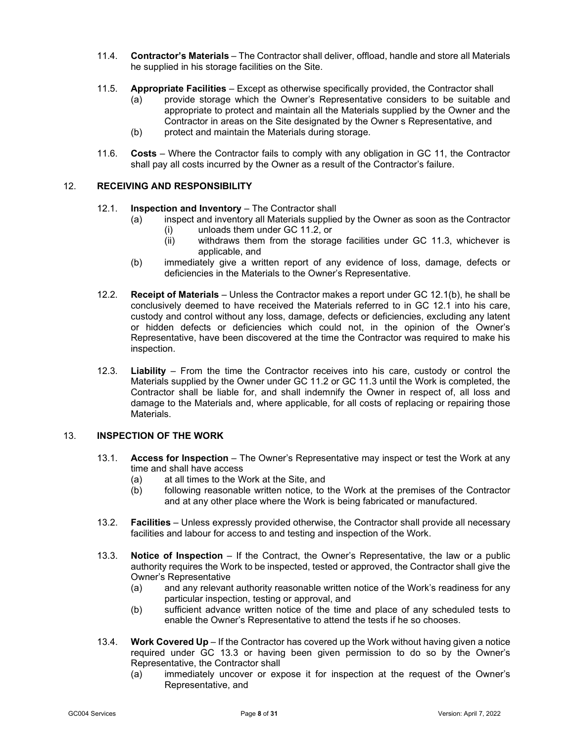11.4. **Contractor's Materials** – The Contractor shall deliver, offload, handle and store all Materials he supplied in his storage facilities on the Site.

11.5. **Appropriate Facilities** – Except as otherwise specifically provided, the Contractor shall

- (a) provide storage which the Owner's Representative considers to be suitable and appropriate to protect and maintain all the Materials supplied by the Owner and the Contractor in areas on the Site designated by the Owner s Representative, and
- (b) protect and maintain the Materials during storage.

11.6. **Costs** – Where the Contractor fails to comply with any obligation in GC 11, the Contractor shall pay all costs incurred by the Owner as a result of the Contractor's failure.

## 12. RECEIVING AND RESPONSIBILITY

12.1. **Inspection and Inventory** – The Contractor shall

- (a) inspect and inventory all Materials supplied by the Owner as soon as the Contractor
  - (i) unloads them under GC 11.2, or
  - (ii) withdraws them from the storage facilities under GC 11.3, whichever is applicable, and
- (b) immediately give a written report of any evidence of loss, damage, defects or deficiencies in the Materials to the Owner's Representative.

12.2. **Receipt of Materials** – Unless the Contractor makes a report under GC 12.1(b), he shall be conclusively deemed to have received the Materials referred to in GC 12.1 into his care, custody and control without any loss, damage, defects or deficiencies, excluding any latent or hidden defects or deficiencies which could not, in the opinion of the Owner's Representative, have been discovered at the time the Contractor was required to make his inspection.

12.3. **Liability** – From the time the Contractor receives into his care, custody or control the Materials supplied by the Owner under GC 11.2 or GC 11.3 until the Work is completed, the Contractor shall be liable for, and shall indemnify the Owner in respect of, all loss and damage to the Materials and, where applicable, for all costs of replacing or repairing those Materials.

## 13. INSPECTION OF THE WORK

13.1. **Access for Inspection** – The Owner's Representative may inspect or test the Work at any time and shall have access

- (a) at all times to the Work at the Site, and
- (b) following reasonable written notice, to the Work at the premises of the Contractor and at any other place where the Work is being fabricated or manufactured.

13.2. **Facilities** – Unless expressly provided otherwise, the Contractor shall provide all necessary facilities and labour for access to and testing and inspection of the Work.

13.3. **Notice of Inspection** – If the Contract, the Owner's Representative, the law or a public authority requires the Work to be inspected, tested or approved, the Contractor shall give the Owner's Representative

- (a) and any relevant authority reasonable written notice of the Work's readiness for any particular inspection, testing or approval, and
- (b) sufficient advance written notice of the time and place of any scheduled tests to enable the Owner's Representative to attend the tests if he so chooses.

13.4. **Work Covered Up** – If the Contractor has covered up the Work without having given a notice required under GC 13.3 or having been given permission to do so by the Owner's Representative, the Contractor shall

- (a) immediately uncover or expose it for inspection at the request of the Owner's Representative, and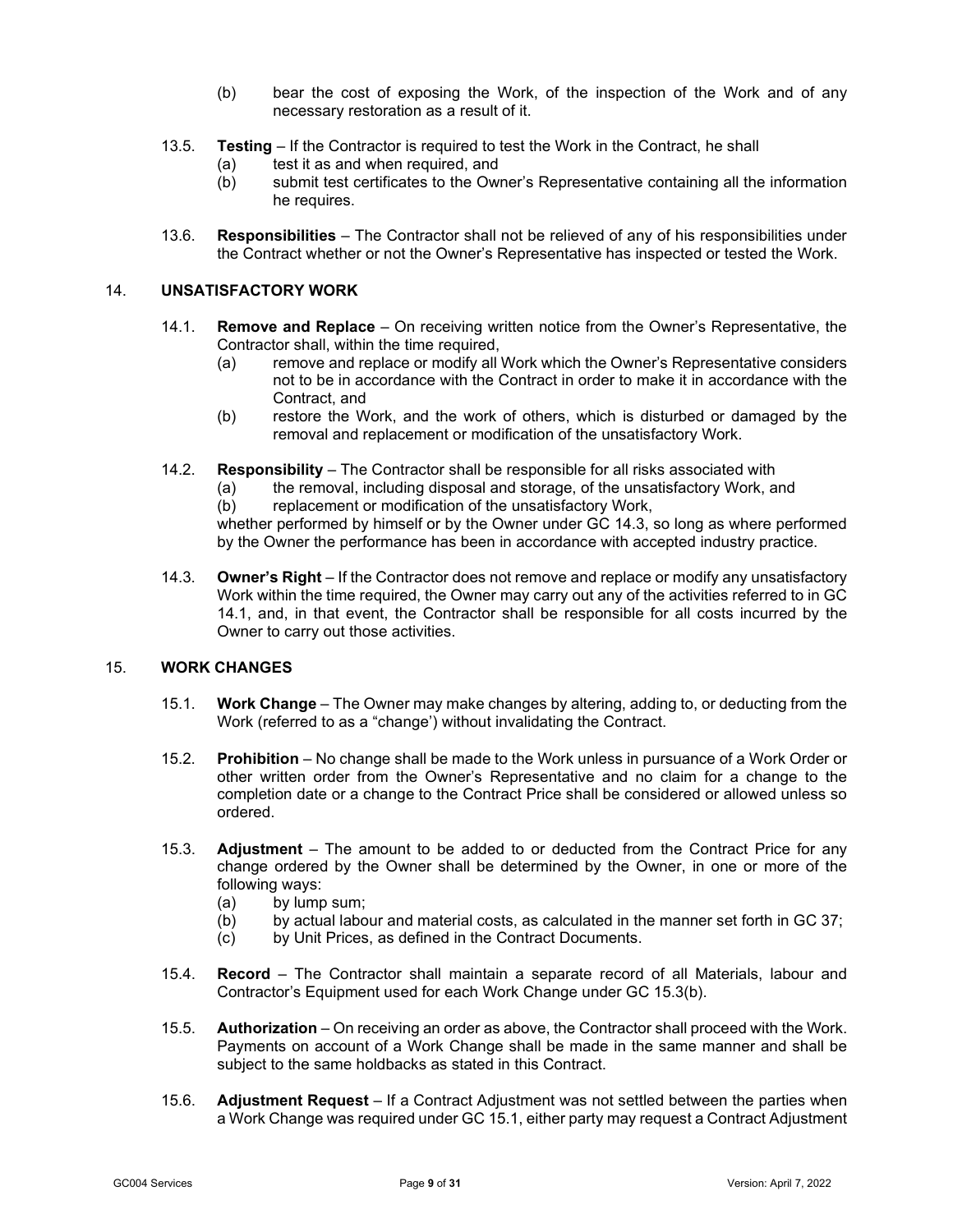(b) bear the cost of exposing the Work, of the inspection of the Work and of any necessary restoration as a result of it.

13.5. **Testing** – If the Contractor is required to test the Work in the Contract, he shall
  (a) test it as and when required, and
  (b) submit test certificates to the Owner's Representative containing all the information he requires.

13.6. **Responsibilities** – The Contractor shall not be relieved of any of his responsibilities under the Contract whether or not the Owner's Representative has inspected or tested the Work.

## 14. UNSATISFACTORY WORK

14.1. **Remove and Replace** – On receiving written notice from the Owner's Representative, the Contractor shall, within the time required,
  (a) remove and replace or modify all Work which the Owner's Representative considers not to be in accordance with the Contract in order to make it in accordance with the Contract, and
  (b) restore the Work, and the work of others, which is disturbed or damaged by the removal and replacement or modification of the unsatisfactory Work.

14.2. **Responsibility** – The Contractor shall be responsible for all risks associated with
  (a) the removal, including disposal and storage, of the unsatisfactory Work, and
  (b) replacement or modification of the unsatisfactory Work,

whether performed by himself or by the Owner under GC 14.3, so long as where performed by the Owner the performance has been in accordance with accepted industry practice.

14.3. **Owner's Right** – If the Contractor does not remove and replace or modify any unsatisfactory Work within the time required, the Owner may carry out any of the activities referred to in GC 14.1, and, in that event, the Contractor shall be responsible for all costs incurred by the Owner to carry out those activities.

## 15. WORK CHANGES

15.1. **Work Change** – The Owner may make changes by altering, adding to, or deducting from the Work (referred to as a "change') without invalidating the Contract.

15.2. **Prohibition** – No change shall be made to the Work unless in pursuance of a Work Order or other written order from the Owner's Representative and no claim for a change to the completion date or a change to the Contract Price shall be considered or allowed unless so ordered.

15.3. **Adjustment** – The amount to be added to or deducted from the Contract Price for any change ordered by the Owner shall be determined by the Owner, in one or more of the following ways:
  (a) by lump sum;
  (b) by actual labour and material costs, as calculated in the manner set forth in GC 37;
  (c) by Unit Prices, as defined in the Contract Documents.

15.4. **Record** – The Contractor shall maintain a separate record of all Materials, labour and Contractor's Equipment used for each Work Change under GC 15.3(b).

15.5. **Authorization** – On receiving an order as above, the Contractor shall proceed with the Work. Payments on account of a Work Change shall be made in the same manner and shall be subject to the same holdbacks as stated in this Contract.

15.6. **Adjustment Request** – If a Contract Adjustment was not settled between the parties when a Work Change was required under GC 15.1, either party may request a Contract Adjustment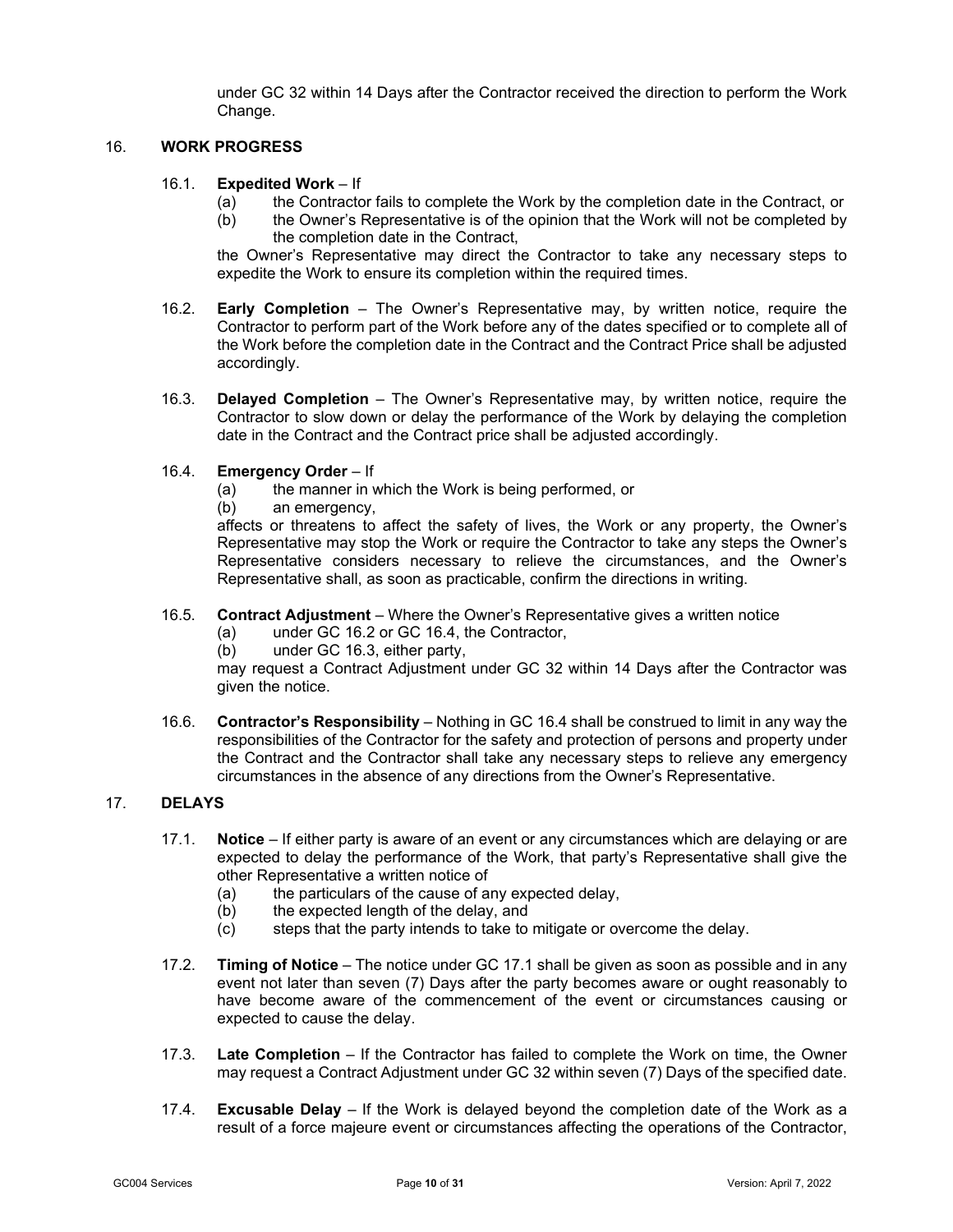under GC 32 within 14 Days after the Contractor received the direction to perform the Work Change.

## 16. WORK PROGRESS

16.1. **Expedited Work** – If

(a) the Contractor fails to complete the Work by the completion date in the Contract, or

(b) the Owner's Representative is of the opinion that the Work will not be completed by the completion date in the Contract,

the Owner's Representative may direct the Contractor to take any necessary steps to expedite the Work to ensure its completion within the required times.

16.2. **Early Completion** – The Owner's Representative may, by written notice, require the Contractor to perform part of the Work before any of the dates specified or to complete all of the Work before the completion date in the Contract and the Contract Price shall be adjusted accordingly.

16.3. **Delayed Completion** – The Owner's Representative may, by written notice, require the Contractor to slow down or delay the performance of the Work by delaying the completion date in the Contract and the Contract price shall be adjusted accordingly.

16.4. **Emergency Order** – If

(a) the manner in which the Work is being performed, or

(b) an emergency,

affects or threatens to affect the safety of lives, the Work or any property, the Owner's Representative may stop the Work or require the Contractor to take any steps the Owner's Representative considers necessary to relieve the circumstances, and the Owner's Representative shall, as soon as practicable, confirm the directions in writing.

16.5. **Contract Adjustment** – Where the Owner's Representative gives a written notice

(a) under GC 16.2 or GC 16.4, the Contractor,

(b) under GC 16.3, either party,

may request a Contract Adjustment under GC 32 within 14 Days after the Contractor was given the notice.

16.6. **Contractor's Responsibility** – Nothing in GC 16.4 shall be construed to limit in any way the responsibilities of the Contractor for the safety and protection of persons and property under the Contract and the Contractor shall take any necessary steps to relieve any emergency circumstances in the absence of any directions from the Owner's Representative.

## 17. DELAYS

17.1. **Notice** – If either party is aware of an event or any circumstances which are delaying or are expected to delay the performance of the Work, that party's Representative shall give the other Representative a written notice of

(a) the particulars of the cause of any expected delay,

(b) the expected length of the delay, and

(c) steps that the party intends to take to mitigate or overcome the delay.

17.2. **Timing of Notice** – The notice under GC 17.1 shall be given as soon as possible and in any event not later than seven (7) Days after the party becomes aware or ought reasonably to have become aware of the commencement of the event or circumstances causing or expected to cause the delay.

17.3. **Late Completion** – If the Contractor has failed to complete the Work on time, the Owner may request a Contract Adjustment under GC 32 within seven (7) Days of the specified date.

17.4. **Excusable Delay** – If the Work is delayed beyond the completion date of the Work as a result of a force majeure event or circumstances affecting the operations of the Contractor,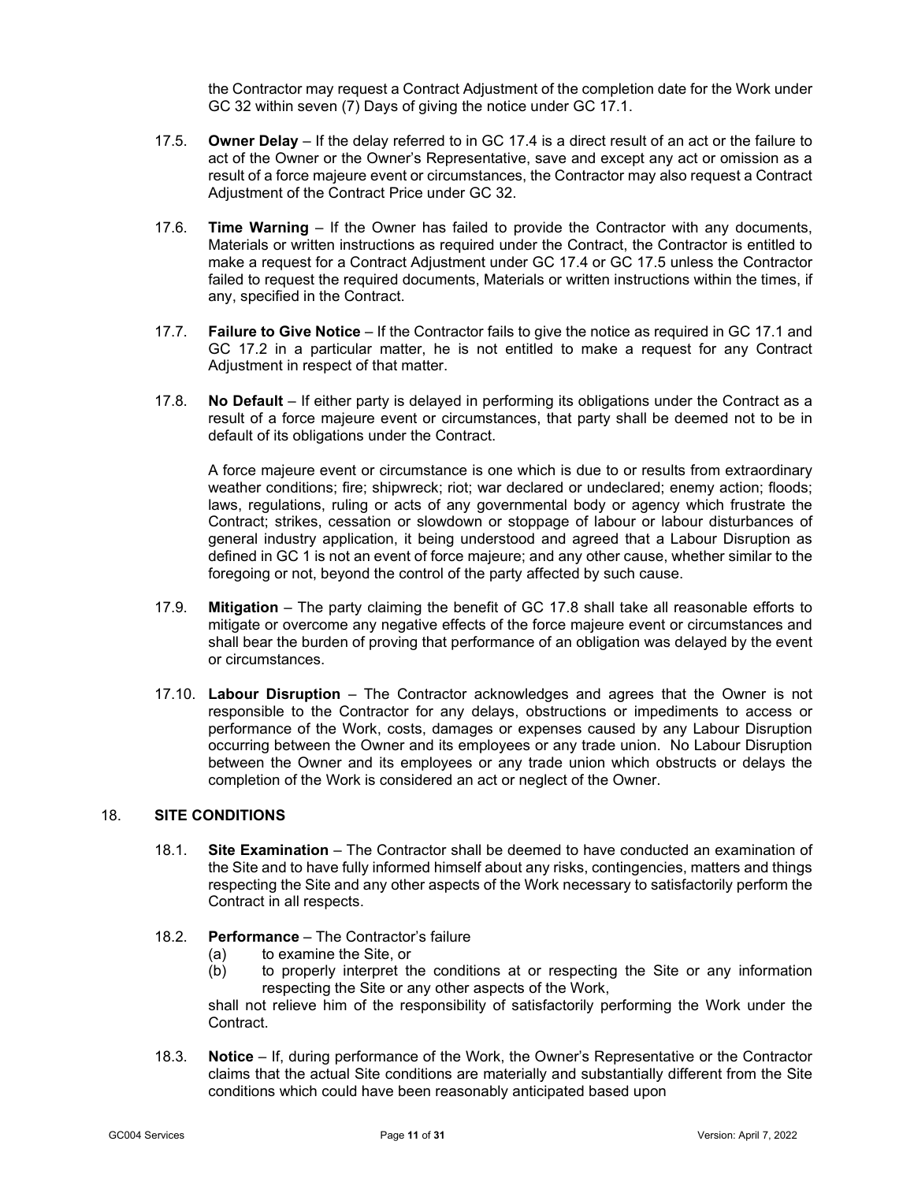the Contractor may request a Contract Adjustment of the completion date for the Work under GC 32 within seven (7) Days of giving the notice under GC 17.1.

17.5. **Owner Delay** – If the delay referred to in GC 17.4 is a direct result of an act or the failure to act of the Owner or the Owner's Representative, save and except any act or omission as a result of a force majeure event or circumstances, the Contractor may also request a Contract Adjustment of the Contract Price under GC 32.

17.6. **Time Warning** – If the Owner has failed to provide the Contractor with any documents, Materials or written instructions as required under the Contract, the Contractor is entitled to make a request for a Contract Adjustment under GC 17.4 or GC 17.5 unless the Contractor failed to request the required documents, Materials or written instructions within the times, if any, specified in the Contract.

17.7. **Failure to Give Notice** – If the Contractor fails to give the notice as required in GC 17.1 and GC 17.2 in a particular matter, he is not entitled to make a request for any Contract Adjustment in respect of that matter.

17.8. **No Default** – If either party is delayed in performing its obligations under the Contract as a result of a force majeure event or circumstances, that party shall be deemed not to be in default of its obligations under the Contract.

A force majeure event or circumstance is one which is due to or results from extraordinary weather conditions; fire; shipwreck; riot; war declared or undeclared; enemy action; floods; laws, regulations, ruling or acts of any governmental body or agency which frustrate the Contract; strikes, cessation or slowdown or stoppage of labour or labour disturbances of general industry application, it being understood and agreed that a Labour Disruption as defined in GC 1 is not an event of force majeure; and any other cause, whether similar to the foregoing or not, beyond the control of the party affected by such cause.

17.9. **Mitigation** – The party claiming the benefit of GC 17.8 shall take all reasonable efforts to mitigate or overcome any negative effects of the force majeure event or circumstances and shall bear the burden of proving that performance of an obligation was delayed by the event or circumstances.

17.10. **Labour Disruption** – The Contractor acknowledges and agrees that the Owner is not responsible to the Contractor for any delays, obstructions or impediments to access or performance of the Work, costs, damages or expenses caused by any Labour Disruption occurring between the Owner and its employees or any trade union. No Labour Disruption between the Owner and its employees or any trade union which obstructs or delays the completion of the Work is considered an act or neglect of the Owner.

## 18. SITE CONDITIONS

18.1. **Site Examination** – The Contractor shall be deemed to have conducted an examination of the Site and to have fully informed himself about any risks, contingencies, matters and things respecting the Site and any other aspects of the Work necessary to satisfactorily perform the Contract in all respects.

18.2. **Performance** – The Contractor's failure

(a) to examine the Site, or

(b) to properly interpret the conditions at or respecting the Site or any information respecting the Site or any other aspects of the Work,

shall not relieve him of the responsibility of satisfactorily performing the Work under the Contract.

18.3. **Notice** – If, during performance of the Work, the Owner's Representative or the Contractor claims that the actual Site conditions are materially and substantially different from the Site conditions which could have been reasonably anticipated based upon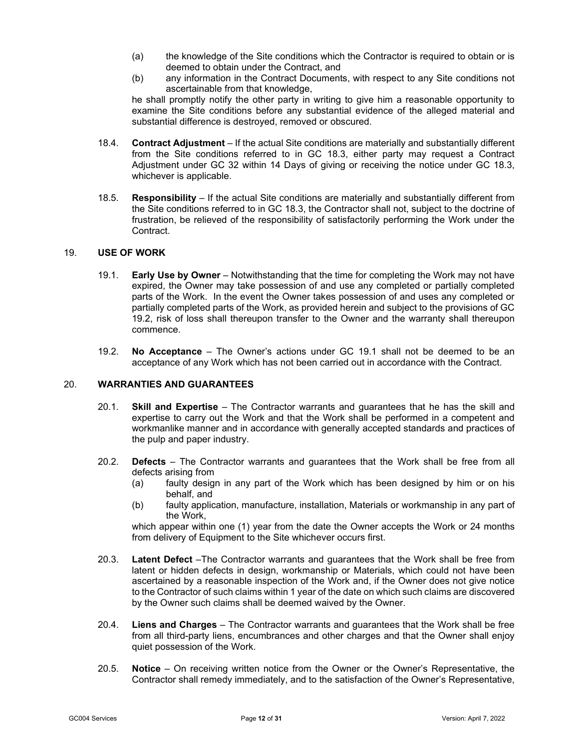(a) the knowledge of the Site conditions which the Contractor is required to obtain or is deemed to obtain under the Contract, and

(b) any information in the Contract Documents, with respect to any Site conditions not ascertainable from that knowledge,

he shall promptly notify the other party in writing to give him a reasonable opportunity to examine the Site conditions before any substantial evidence of the alleged material and substantial difference is destroyed, removed or obscured.

18.4. **Contract Adjustment** – If the actual Site conditions are materially and substantially different from the Site conditions referred to in GC 18.3, either party may request a Contract Adjustment under GC 32 within 14 Days of giving or receiving the notice under GC 18.3, whichever is applicable.

18.5. **Responsibility** – If the actual Site conditions are materially and substantially different from the Site conditions referred to in GC 18.3, the Contractor shall not, subject to the doctrine of frustration, be relieved of the responsibility of satisfactorily performing the Work under the Contract.

## 19. USE OF WORK

19.1. **Early Use by Owner** – Notwithstanding that the time for completing the Work may not have expired, the Owner may take possession of and use any completed or partially completed parts of the Work. In the event the Owner takes possession of and uses any completed or partially completed parts of the Work, as provided herein and subject to the provisions of GC 19.2, risk of loss shall thereupon transfer to the Owner and the warranty shall thereupon commence.

19.2. **No Acceptance** – The Owner's actions under GC 19.1 shall not be deemed to be an acceptance of any Work which has not been carried out in accordance with the Contract.

## 20. WARRANTIES AND GUARANTEES

20.1. **Skill and Expertise** – The Contractor warrants and guarantees that he has the skill and expertise to carry out the Work and that the Work shall be performed in a competent and workmanlike manner and in accordance with generally accepted standards and practices of the pulp and paper industry.

20.2. **Defects** – The Contractor warrants and guarantees that the Work shall be free from all defects arising from

(a) faulty design in any part of the Work which has been designed by him or on his behalf, and

(b) faulty application, manufacture, installation, Materials or workmanship in any part of the Work,

which appear within one (1) year from the date the Owner accepts the Work or 24 months from delivery of Equipment to the Site whichever occurs first.

20.3. **Latent Defect** –The Contractor warrants and guarantees that the Work shall be free from latent or hidden defects in design, workmanship or Materials, which could not have been ascertained by a reasonable inspection of the Work and, if the Owner does not give notice to the Contractor of such claims within 1 year of the date on which such claims are discovered by the Owner such claims shall be deemed waived by the Owner.

20.4. **Liens and Charges** – The Contractor warrants and guarantees that the Work shall be free from all third-party liens, encumbrances and other charges and that the Owner shall enjoy quiet possession of the Work.

20.5. **Notice** – On receiving written notice from the Owner or the Owner's Representative, the Contractor shall remedy immediately, and to the satisfaction of the Owner's Representative,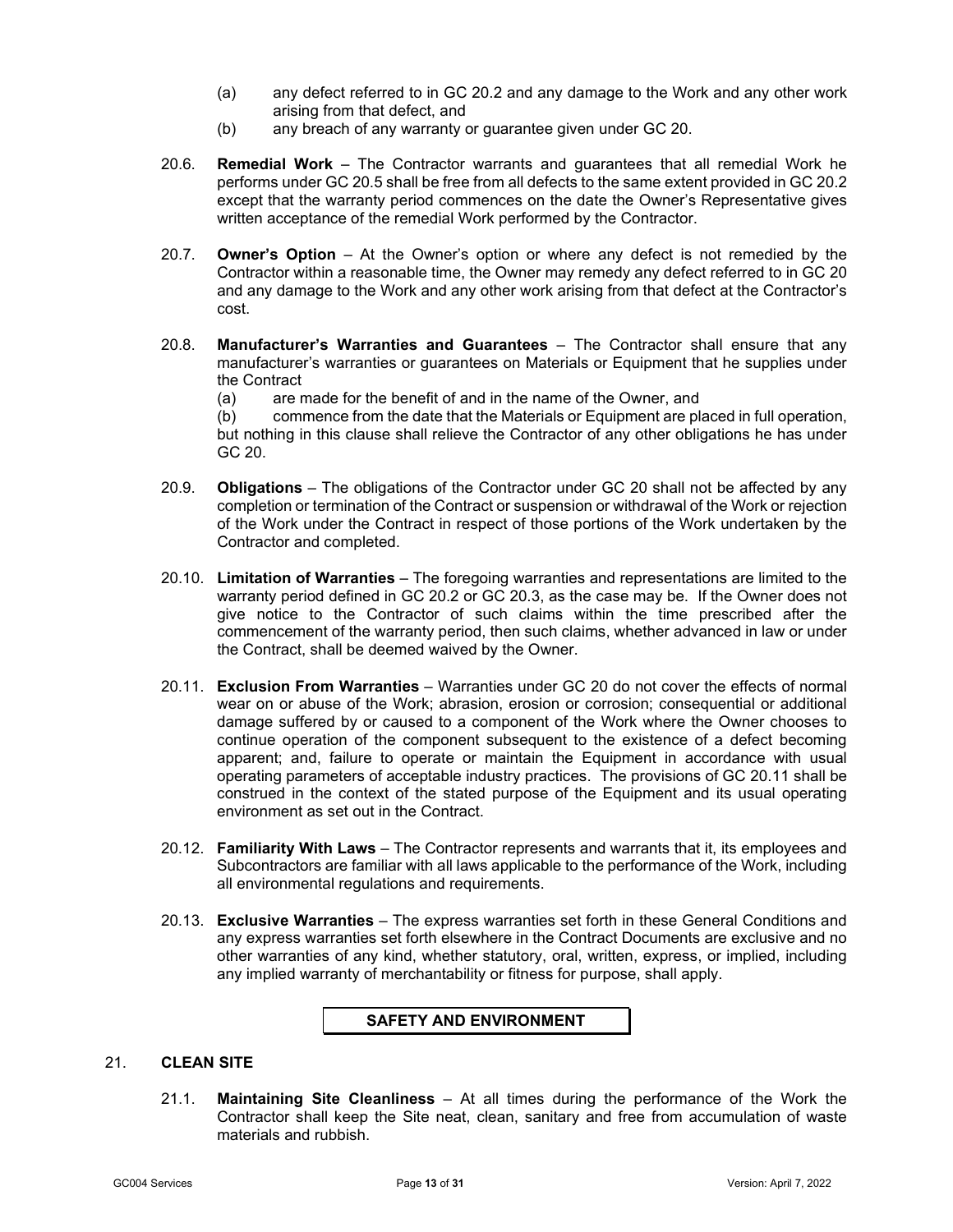(a) any defect referred to in GC 20.2 and any damage to the Work and any other work arising from that defect, and

(b) any breach of any warranty or guarantee given under GC 20.

20.6. **Remedial Work** – The Contractor warrants and guarantees that all remedial Work he performs under GC 20.5 shall be free from all defects to the same extent provided in GC 20.2 except that the warranty period commences on the date the Owner's Representative gives written acceptance of the remedial Work performed by the Contractor.

20.7. **Owner's Option** – At the Owner's option or where any defect is not remedied by the Contractor within a reasonable time, the Owner may remedy any defect referred to in GC 20 and any damage to the Work and any other work arising from that defect at the Contractor's cost.

20.8. **Manufacturer's Warranties and Guarantees** – The Contractor shall ensure that any manufacturer's warranties or guarantees on Materials or Equipment that he supplies under the Contract

(a) are made for the benefit of and in the name of the Owner, and

(b) commence from the date that the Materials or Equipment are placed in full operation,

but nothing in this clause shall relieve the Contractor of any other obligations he has under GC 20.

20.9. **Obligations** – The obligations of the Contractor under GC 20 shall not be affected by any completion or termination of the Contract or suspension or withdrawal of the Work or rejection of the Work under the Contract in respect of those portions of the Work undertaken by the Contractor and completed.

20.10. **Limitation of Warranties** – The foregoing warranties and representations are limited to the warranty period defined in GC 20.2 or GC 20.3, as the case may be. If the Owner does not give notice to the Contractor of such claims within the time prescribed after the commencement of the warranty period, then such claims, whether advanced in law or under the Contract, shall be deemed waived by the Owner.

20.11. **Exclusion From Warranties** – Warranties under GC 20 do not cover the effects of normal wear on or abuse of the Work; abrasion, erosion or corrosion; consequential or additional damage suffered by or caused to a component of the Work where the Owner chooses to continue operation of the component subsequent to the existence of a defect becoming apparent; and, failure to operate or maintain the Equipment in accordance with usual operating parameters of acceptable industry practices. The provisions of GC 20.11 shall be construed in the context of the stated purpose of the Equipment and its usual operating environment as set out in the Contract.

20.12. **Familiarity With Laws** – The Contractor represents and warrants that it, its employees and Subcontractors are familiar with all laws applicable to the performance of the Work, including all environmental regulations and requirements.

20.13. **Exclusive Warranties** – The express warranties set forth in these General Conditions and any express warranties set forth elsewhere in the Contract Documents are exclusive and no other warranties of any kind, whether statutory, oral, written, express, or implied, including any implied warranty of merchantability or fitness for purpose, shall apply.

## SAFETY AND ENVIRONMENT

### 21. CLEAN SITE

21.1. **Maintaining Site Cleanliness** – At all times during the performance of the Work the Contractor shall keep the Site neat, clean, sanitary and free from accumulation of waste materials and rubbish.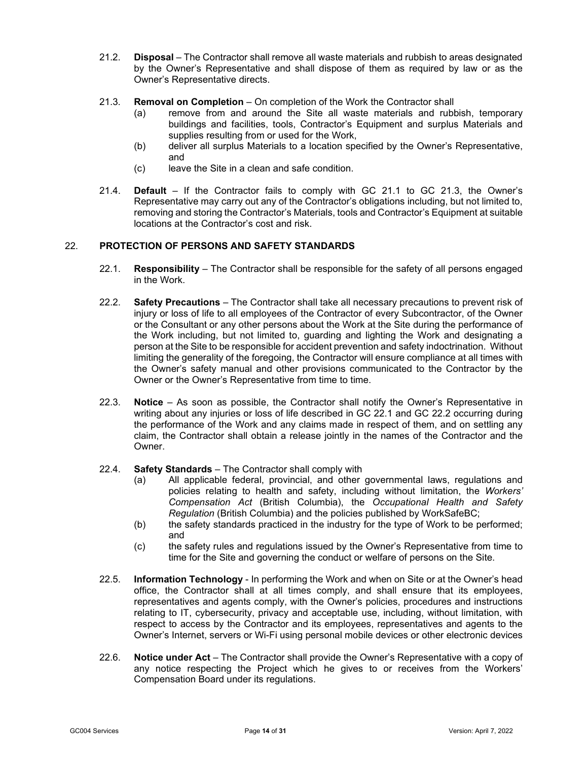21.2. **Disposal** – The Contractor shall remove all waste materials and rubbish to areas designated by the Owner's Representative and shall dispose of them as required by law or as the Owner's Representative directs.

21.3. **Removal on Completion** – On completion of the Work the Contractor shall

(a) remove from and around the Site all waste materials and rubbish, temporary buildings and facilities, tools, Contractor's Equipment and surplus Materials and supplies resulting from or used for the Work,

(b) deliver all surplus Materials to a location specified by the Owner's Representative, and

(c) leave the Site in a clean and safe condition.

21.4. **Default** – If the Contractor fails to comply with GC 21.1 to GC 21.3, the Owner's Representative may carry out any of the Contractor's obligations including, but not limited to, removing and storing the Contractor's Materials, tools and Contractor's Equipment at suitable locations at the Contractor's cost and risk.

## 22. PROTECTION OF PERSONS AND SAFETY STANDARDS

22.1. **Responsibility** – The Contractor shall be responsible for the safety of all persons engaged in the Work.

22.2. **Safety Precautions** – The Contractor shall take all necessary precautions to prevent risk of injury or loss of life to all employees of the Contractor of every Subcontractor, of the Owner or the Consultant or any other persons about the Work at the Site during the performance of the Work including, but not limited to, guarding and lighting the Work and designating a person at the Site to be responsible for accident prevention and safety indoctrination. Without limiting the generality of the foregoing, the Contractor will ensure compliance at all times with the Owner's safety manual and other provisions communicated to the Contractor by the Owner or the Owner's Representative from time to time.

22.3. **Notice** – As soon as possible, the Contractor shall notify the Owner's Representative in writing about any injuries or loss of life described in GC 22.1 and GC 22.2 occurring during the performance of the Work and any claims made in respect of them, and on settling any claim, the Contractor shall obtain a release jointly in the names of the Contractor and the Owner.

22.4. **Safety Standards** – The Contractor shall comply with

(a) All applicable federal, provincial, and other governmental laws, regulations and policies relating to health and safety, including without limitation, the *Workers' Compensation Act* (British Columbia), the *Occupational Health and Safety Regulation* (British Columbia) and the policies published by WorkSafeBC;

(b) the safety standards practiced in the industry for the type of Work to be performed; and

(c) the safety rules and regulations issued by the Owner's Representative from time to time for the Site and governing the conduct or welfare of persons on the Site.

22.5. **Information Technology** - In performing the Work and when on Site or at the Owner's head office, the Contractor shall at all times comply, and shall ensure that its employees, representatives and agents comply, with the Owner's policies, procedures and instructions relating to IT, cybersecurity, privacy and acceptable use, including, without limitation, with respect to access by the Contractor and its employees, representatives and agents to the Owner's Internet, servers or Wi-Fi using personal mobile devices or other electronic devices

22.6. **Notice under Act** – The Contractor shall provide the Owner's Representative with a copy of any notice respecting the Project which he gives to or receives from the Workers' Compensation Board under its regulations.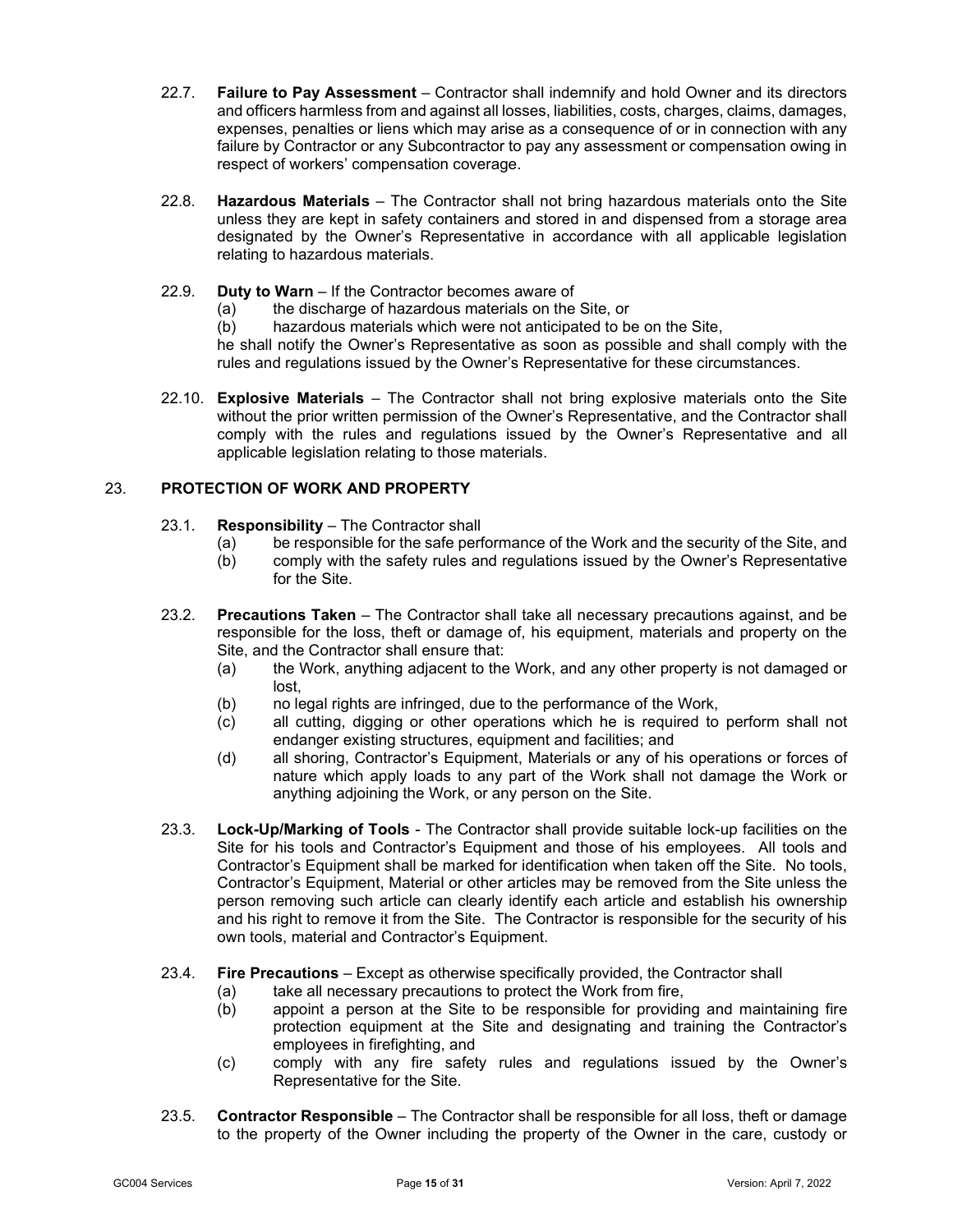22.7. **Failure to Pay Assessment** – Contractor shall indemnify and hold Owner and its directors and officers harmless from and against all losses, liabilities, costs, charges, claims, damages, expenses, penalties or liens which may arise as a consequence of or in connection with any failure by Contractor or any Subcontractor to pay any assessment or compensation owing in respect of workers' compensation coverage.

22.8. **Hazardous Materials** – The Contractor shall not bring hazardous materials onto the Site unless they are kept in safety containers and stored in and dispensed from a storage area designated by the Owner's Representative in accordance with all applicable legislation relating to hazardous materials.

22.9. **Duty to Warn** – If the Contractor becomes aware of

(a) the discharge of hazardous materials on the Site, or

(b) hazardous materials which were not anticipated to be on the Site,

he shall notify the Owner's Representative as soon as possible and shall comply with the rules and regulations issued by the Owner's Representative for these circumstances.

22.10. **Explosive Materials** – The Contractor shall not bring explosive materials onto the Site without the prior written permission of the Owner's Representative, and the Contractor shall comply with the rules and regulations issued by the Owner's Representative and all applicable legislation relating to those materials.

## 23. PROTECTION OF WORK AND PROPERTY

23.1. **Responsibility** – The Contractor shall

(a) be responsible for the safe performance of the Work and the security of the Site, and

(b) comply with the safety rules and regulations issued by the Owner's Representative for the Site.

23.2. **Precautions Taken** – The Contractor shall take all necessary precautions against, and be responsible for the loss, theft or damage of, his equipment, materials and property on the Site, and the Contractor shall ensure that:

(a) the Work, anything adjacent to the Work, and any other property is not damaged or lost,

(b) no legal rights are infringed, due to the performance of the Work,

(c) all cutting, digging or other operations which he is required to perform shall not endanger existing structures, equipment and facilities; and

(d) all shoring, Contractor's Equipment, Materials or any of his operations or forces of nature which apply loads to any part of the Work shall not damage the Work or anything adjoining the Work, or any person on the Site.

23.3. **Lock-Up/Marking of Tools** - The Contractor shall provide suitable lock-up facilities on the Site for his tools and Contractor's Equipment and those of his employees. All tools and Contractor's Equipment shall be marked for identification when taken off the Site. No tools, Contractor's Equipment, Material or other articles may be removed from the Site unless the person removing such article can clearly identify each article and establish his ownership and his right to remove it from the Site. The Contractor is responsible for the security of his own tools, material and Contractor's Equipment.

23.4. **Fire Precautions** – Except as otherwise specifically provided, the Contractor shall

(a) take all necessary precautions to protect the Work from fire,

(b) appoint a person at the Site to be responsible for providing and maintaining fire protection equipment at the Site and designating and training the Contractor's employees in firefighting, and

(c) comply with any fire safety rules and regulations issued by the Owner's Representative for the Site.

23.5. **Contractor Responsible** – The Contractor shall be responsible for all loss, theft or damage to the property of the Owner including the property of the Owner in the care, custody or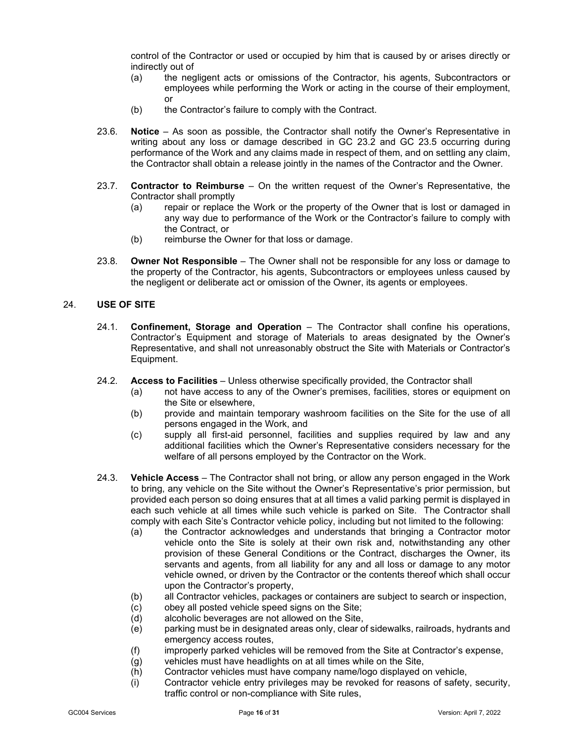control of the Contractor or used or occupied by him that is caused by or arises directly or indirectly out of

(a) the negligent acts or omissions of the Contractor, his agents, Subcontractors or employees while performing the Work or acting in the course of their employment, or

(b) the Contractor's failure to comply with the Contract.

23.6. **Notice** – As soon as possible, the Contractor shall notify the Owner's Representative in writing about any loss or damage described in GC 23.2 and GC 23.5 occurring during performance of the Work and any claims made in respect of them, and on settling any claim, the Contractor shall obtain a release jointly in the names of the Contractor and the Owner.

23.7. **Contractor to Reimburse** – On the written request of the Owner's Representative, the Contractor shall promptly

(a) repair or replace the Work or the property of the Owner that is lost or damaged in any way due to performance of the Work or the Contractor's failure to comply with the Contract, or

(b) reimburse the Owner for that loss or damage.

23.8. **Owner Not Responsible** – The Owner shall not be responsible for any loss or damage to the property of the Contractor, his agents, Subcontractors or employees unless caused by the negligent or deliberate act or omission of the Owner, its agents or employees.

## 24. USE OF SITE

24.1. **Confinement, Storage and Operation** – The Contractor shall confine his operations, Contractor's Equipment and storage of Materials to areas designated by the Owner's Representative, and shall not unreasonably obstruct the Site with Materials or Contractor's Equipment.

24.2. **Access to Facilities** – Unless otherwise specifically provided, the Contractor shall

(a) not have access to any of the Owner's premises, facilities, stores or equipment on the Site or elsewhere,

(b) provide and maintain temporary washroom facilities on the Site for the use of all persons engaged in the Work, and

(c) supply all first-aid personnel, facilities and supplies required by law and any additional facilities which the Owner's Representative considers necessary for the welfare of all persons employed by the Contractor on the Work.

24.3. **Vehicle Access** – The Contractor shall not bring, or allow any person engaged in the Work to bring, any vehicle on the Site without the Owner's Representative's prior permission, but provided each person so doing ensures that at all times a valid parking permit is displayed in each such vehicle at all times while such vehicle is parked on Site. The Contractor shall comply with each Site's Contractor vehicle policy, including but not limited to the following:

(a) the Contractor acknowledges and understands that bringing a Contractor motor vehicle onto the Site is solely at their own risk and, notwithstanding any other provision of these General Conditions or the Contract, discharges the Owner, its servants and agents, from all liability for any and all loss or damage to any motor vehicle owned, or driven by the Contractor or the contents thereof which shall occur upon the Contractor's property,

(b) all Contractor vehicles, packages or containers are subject to search or inspection,

(c) obey all posted vehicle speed signs on the Site;

(d) alcoholic beverages are not allowed on the Site,

(e) parking must be in designated areas only, clear of sidewalks, railroads, hydrants and emergency access routes,

(f) improperly parked vehicles will be removed from the Site at Contractor's expense,

(g) vehicles must have headlights on at all times while on the Site,

(h) Contractor vehicles must have company name/logo displayed on vehicle,

(i) Contractor vehicle entry privileges may be revoked for reasons of safety, security, traffic control or non-compliance with Site rules,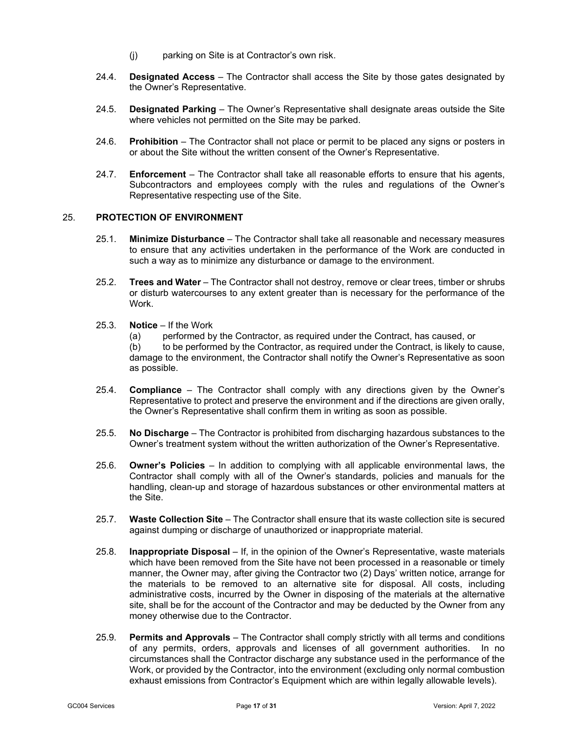(j) parking on Site is at Contractor's own risk.

24.4. **Designated Access** – The Contractor shall access the Site by those gates designated by the Owner's Representative.

24.5. **Designated Parking** – The Owner's Representative shall designate areas outside the Site where vehicles not permitted on the Site may be parked.

24.6. **Prohibition** – The Contractor shall not place or permit to be placed any signs or posters in or about the Site without the written consent of the Owner's Representative.

24.7. **Enforcement** – The Contractor shall take all reasonable efforts to ensure that his agents, Subcontractors and employees comply with the rules and regulations of the Owner's Representative respecting use of the Site.

## 25. PROTECTION OF ENVIRONMENT

25.1. **Minimize Disturbance** – The Contractor shall take all reasonable and necessary measures to ensure that any activities undertaken in the performance of the Work are conducted in such a way as to minimize any disturbance or damage to the environment.

25.2. **Trees and Water** – The Contractor shall not destroy, remove or clear trees, timber or shrubs or disturb watercourses to any extent greater than is necessary for the performance of the Work.

25.3. **Notice** – If the Work

(a) performed by the Contractor, as required under the Contract, has caused, or

(b) to be performed by the Contractor, as required under the Contract, is likely to cause, damage to the environment, the Contractor shall notify the Owner's Representative as soon as possible.

25.4. **Compliance** – The Contractor shall comply with any directions given by the Owner's Representative to protect and preserve the environment and if the directions are given orally, the Owner's Representative shall confirm them in writing as soon as possible.

25.5. **No Discharge** – The Contractor is prohibited from discharging hazardous substances to the Owner's treatment system without the written authorization of the Owner's Representative.

25.6. **Owner's Policies** – In addition to complying with all applicable environmental laws, the Contractor shall comply with all of the Owner's standards, policies and manuals for the handling, clean-up and storage of hazardous substances or other environmental matters at the Site.

25.7. **Waste Collection Site** – The Contractor shall ensure that its waste collection site is secured against dumping or discharge of unauthorized or inappropriate material.

25.8. **Inappropriate Disposal** – If, in the opinion of the Owner's Representative, waste materials which have been removed from the Site have not been processed in a reasonable or timely manner, the Owner may, after giving the Contractor two (2) Days' written notice, arrange for the materials to be removed to an alternative site for disposal. All costs, including administrative costs, incurred by the Owner in disposing of the materials at the alternative site, shall be for the account of the Contractor and may be deducted by the Owner from any money otherwise due to the Contractor.

25.9. **Permits and Approvals** – The Contractor shall comply strictly with all terms and conditions of any permits, orders, approvals and licenses of all government authorities. In no circumstances shall the Contractor discharge any substance used in the performance of the Work, or provided by the Contractor, into the environment (excluding only normal combustion exhaust emissions from Contractor's Equipment which are within legally allowable levels).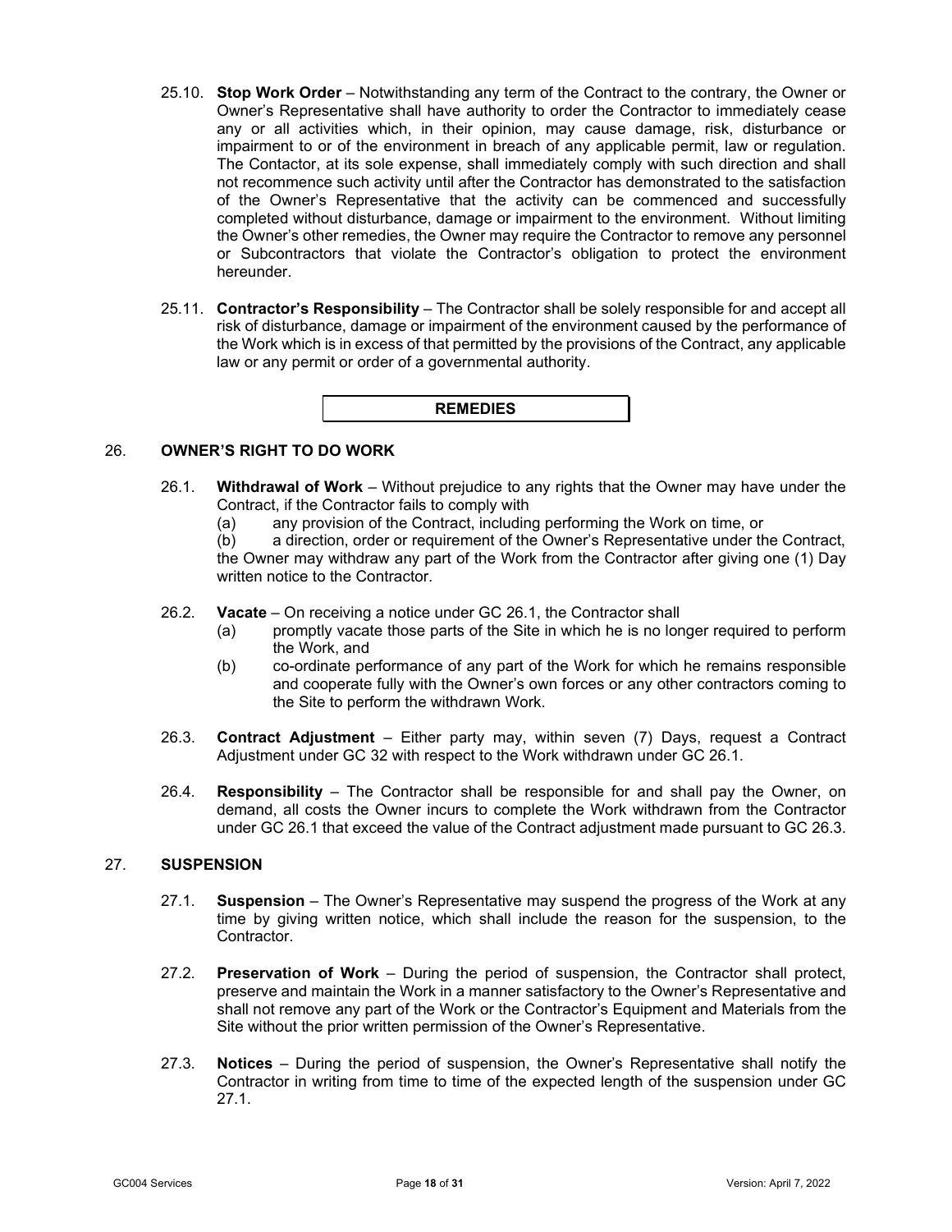25.10. **Stop Work Order** – Notwithstanding any term of the Contract to the contrary, the Owner or Owner's Representative shall have authority to order the Contractor to immediately cease any or all activities which, in their opinion, may cause damage, risk, disturbance or impairment to or of the environment in breach of any applicable permit, law or regulation. The Contactor, at its sole expense, shall immediately comply with such direction and shall not recommence such activity until after the Contractor has demonstrated to the satisfaction of the Owner's Representative that the activity can be commenced and successfully completed without disturbance, damage or impairment to the environment. Without limiting the Owner's other remedies, the Owner may require the Contractor to remove any personnel or Subcontractors that violate the Contractor's obligation to protect the environment hereunder.

25.11. **Contractor's Responsibility** – The Contractor shall be solely responsible for and accept all risk of disturbance, damage or impairment of the environment caused by the performance of the Work which is in excess of that permitted by the provisions of the Contract, any applicable law or any permit or order of a governmental authority.

## REMEDIES

### 26. OWNER'S RIGHT TO DO WORK

26.1. **Withdrawal of Work** – Without prejudice to any rights that the Owner may have under the Contract, if the Contractor fails to comply with

(a) any provision of the Contract, including performing the Work on time, or

(b) a direction, order or requirement of the Owner's Representative under the Contract,

the Owner may withdraw any part of the Work from the Contractor after giving one (1) Day written notice to the Contractor.

26.2. **Vacate** – On receiving a notice under GC 26.1, the Contractor shall

(a) promptly vacate those parts of the Site in which he is no longer required to perform the Work, and

(b) co-ordinate performance of any part of the Work for which he remains responsible and cooperate fully with the Owner's own forces or any other contractors coming to the Site to perform the withdrawn Work.

26.3. **Contract Adjustment** – Either party may, within seven (7) Days, request a Contract Adjustment under GC 32 with respect to the Work withdrawn under GC 26.1.

26.4. **Responsibility** – The Contractor shall be responsible for and shall pay the Owner, on demand, all costs the Owner incurs to complete the Work withdrawn from the Contractor under GC 26.1 that exceed the value of the Contract adjustment made pursuant to GC 26.3.

### 27. SUSPENSION

27.1. **Suspension** – The Owner's Representative may suspend the progress of the Work at any time by giving written notice, which shall include the reason for the suspension, to the Contractor.

27.2. **Preservation of Work** – During the period of suspension, the Contractor shall protect, preserve and maintain the Work in a manner satisfactory to the Owner's Representative and shall not remove any part of the Work or the Contractor's Equipment and Materials from the Site without the prior written permission of the Owner's Representative.

27.3. **Notices** – During the period of suspension, the Owner's Representative shall notify the Contractor in writing from time to time of the expected length of the suspension under GC 27.1.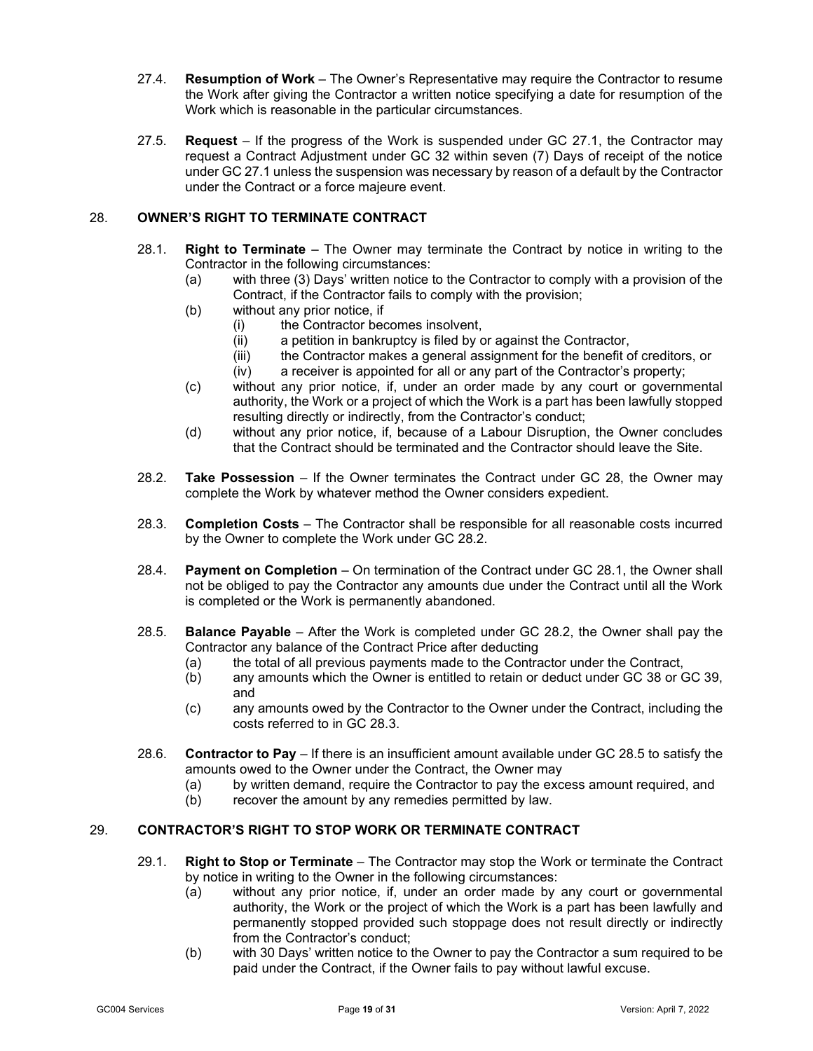27.4. **Resumption of Work** – The Owner's Representative may require the Contractor to resume the Work after giving the Contractor a written notice specifying a date for resumption of the Work which is reasonable in the particular circumstances.

27.5. **Request** – If the progress of the Work is suspended under GC 27.1, the Contractor may request a Contract Adjustment under GC 32 within seven (7) Days of receipt of the notice under GC 27.1 unless the suspension was necessary by reason of a default by the Contractor under the Contract or a force majeure event.

## 28. OWNER'S RIGHT TO TERMINATE CONTRACT

28.1. **Right to Terminate** – The Owner may terminate the Contract by notice in writing to the Contractor in the following circumstances:

- (a) with three (3) Days' written notice to the Contractor to comply with a provision of the Contract, if the Contractor fails to comply with the provision;
- (b) without any prior notice, if
  - (i) the Contractor becomes insolvent,
  - (ii) a petition in bankruptcy is filed by or against the Contractor,
  - (iii) the Contractor makes a general assignment for the benefit of creditors, or
  - (iv) a receiver is appointed for all or any part of the Contractor's property;
- (c) without any prior notice, if, under an order made by any court or governmental authority, the Work or a project of which the Work is a part has been lawfully stopped resulting directly or indirectly, from the Contractor's conduct;
- (d) without any prior notice, if, because of a Labour Disruption, the Owner concludes that the Contract should be terminated and the Contractor should leave the Site.

28.2. **Take Possession** – If the Owner terminates the Contract under GC 28, the Owner may complete the Work by whatever method the Owner considers expedient.

28.3. **Completion Costs** – The Contractor shall be responsible for all reasonable costs incurred by the Owner to complete the Work under GC 28.2.

28.4. **Payment on Completion** – On termination of the Contract under GC 28.1, the Owner shall not be obliged to pay the Contractor any amounts due under the Contract until all the Work is completed or the Work is permanently abandoned.

28.5. **Balance Payable** – After the Work is completed under GC 28.2, the Owner shall pay the Contractor any balance of the Contract Price after deducting

- (a) the total of all previous payments made to the Contractor under the Contract,
- (b) any amounts which the Owner is entitled to retain or deduct under GC 38 or GC 39, and
- (c) any amounts owed by the Contractor to the Owner under the Contract, including the costs referred to in GC 28.3.

28.6. **Contractor to Pay** – If there is an insufficient amount available under GC 28.5 to satisfy the amounts owed to the Owner under the Contract, the Owner may

- (a) by written demand, require the Contractor to pay the excess amount required, and
- (b) recover the amount by any remedies permitted by law.

## 29. CONTRACTOR'S RIGHT TO STOP WORK OR TERMINATE CONTRACT

29.1. **Right to Stop or Terminate** – The Contractor may stop the Work or terminate the Contract by notice in writing to the Owner in the following circumstances:

- (a) without any prior notice, if, under an order made by any court or governmental authority, the Work or the project of which the Work is a part has been lawfully and permanently stopped provided such stoppage does not result directly or indirectly from the Contractor's conduct;
- (b) with 30 Days' written notice to the Owner to pay the Contractor a sum required to be paid under the Contract, if the Owner fails to pay without lawful excuse.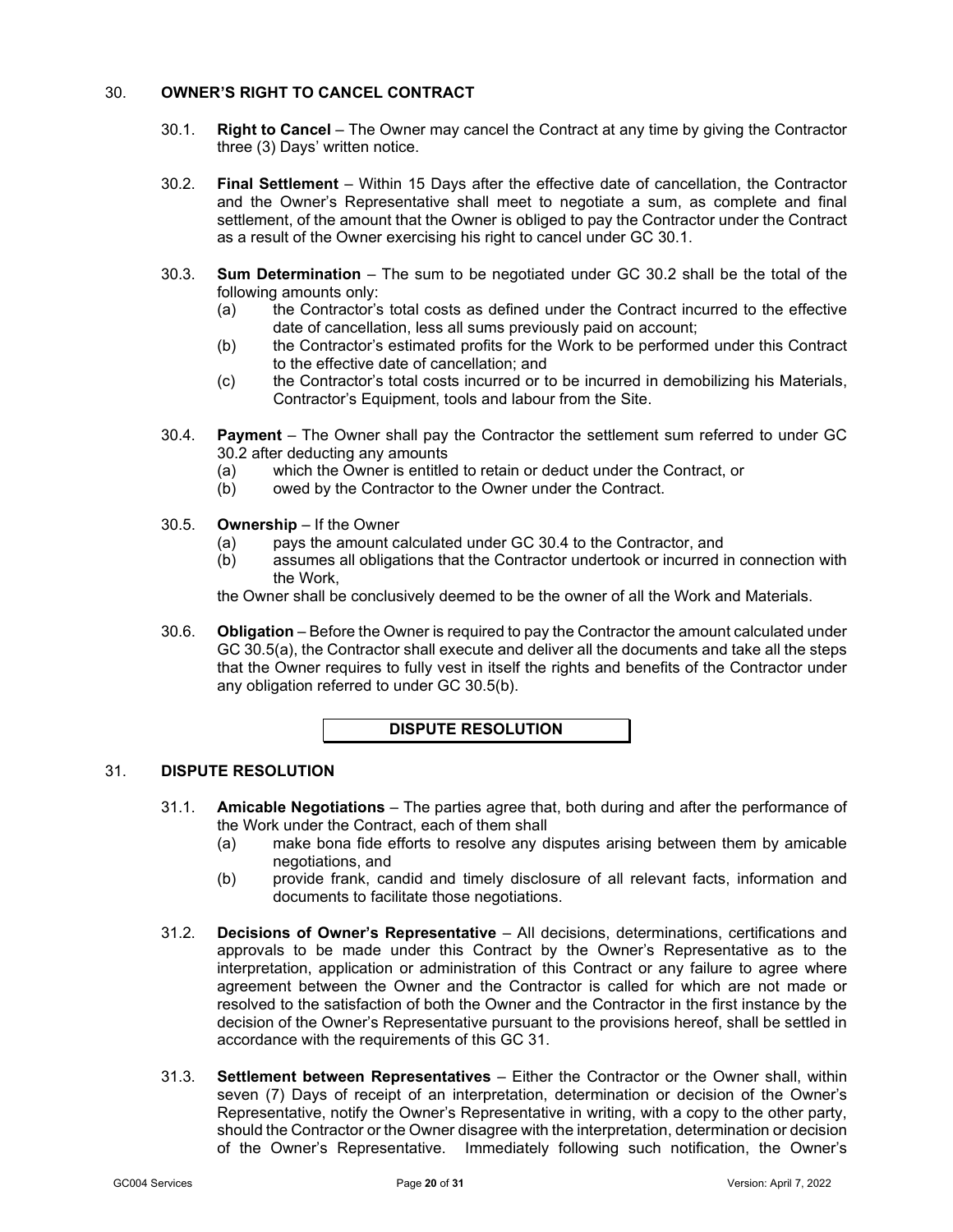## 30. OWNER'S RIGHT TO CANCEL CONTRACT

30.1. **Right to Cancel** – The Owner may cancel the Contract at any time by giving the Contractor three (3) Days' written notice.

30.2. **Final Settlement** – Within 15 Days after the effective date of cancellation, the Contractor and the Owner's Representative shall meet to negotiate a sum, as complete and final settlement, of the amount that the Owner is obliged to pay the Contractor under the Contract as a result of the Owner exercising his right to cancel under GC 30.1.

30.3. **Sum Determination** – The sum to be negotiated under GC 30.2 shall be the total of the following amounts only:

(a) the Contractor's total costs as defined under the Contract incurred to the effective date of cancellation, less all sums previously paid on account;

(b) the Contractor's estimated profits for the Work to be performed under this Contract to the effective date of cancellation; and

(c) the Contractor's total costs incurred or to be incurred in demobilizing his Materials, Contractor's Equipment, tools and labour from the Site.

30.4. **Payment** – The Owner shall pay the Contractor the settlement sum referred to under GC 30.2 after deducting any amounts

(a) which the Owner is entitled to retain or deduct under the Contract, or

(b) owed by the Contractor to the Owner under the Contract.

30.5. **Ownership** – If the Owner

(a) pays the amount calculated under GC 30.4 to the Contractor, and

(b) assumes all obligations that the Contractor undertook or incurred in connection with the Work,

the Owner shall be conclusively deemed to be the owner of all the Work and Materials.

30.6. **Obligation** – Before the Owner is required to pay the Contractor the amount calculated under GC 30.5(a), the Contractor shall execute and deliver all the documents and take all the steps that the Owner requires to fully vest in itself the rights and benefits of the Contractor under any obligation referred to under GC 30.5(b).

# DISPUTE RESOLUTION

## 31. DISPUTE RESOLUTION

31.1. **Amicable Negotiations** – The parties agree that, both during and after the performance of the Work under the Contract, each of them shall

(a) make bona fide efforts to resolve any disputes arising between them by amicable negotiations, and

(b) provide frank, candid and timely disclosure of all relevant facts, information and documents to facilitate those negotiations.

31.2. **Decisions of Owner's Representative** – All decisions, determinations, certifications and approvals to be made under this Contract by the Owner's Representative as to the interpretation, application or administration of this Contract or any failure to agree where agreement between the Owner and the Contractor is called for which are not made or resolved to the satisfaction of both the Owner and the Contractor in the first instance by the decision of the Owner's Representative pursuant to the provisions hereof, shall be settled in accordance with the requirements of this GC 31.

31.3. **Settlement between Representatives** – Either the Contractor or the Owner shall, within seven (7) Days of receipt of an interpretation, determination or decision of the Owner's Representative, notify the Owner's Representative in writing, with a copy to the other party, should the Contractor or the Owner disagree with the interpretation, determination or decision of the Owner's Representative. Immediately following such notification, the Owner's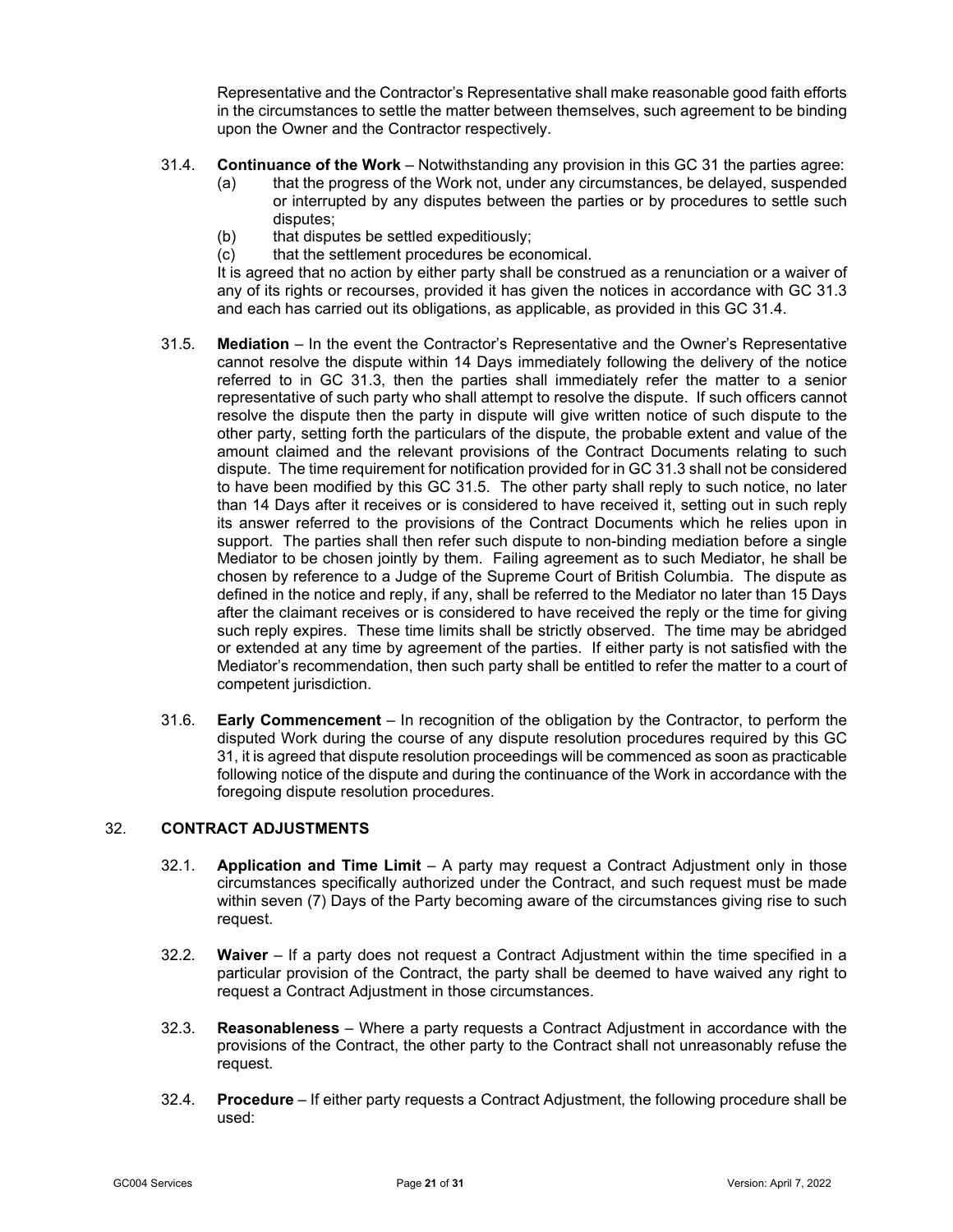Representative and the Contractor's Representative shall make reasonable good faith efforts in the circumstances to settle the matter between themselves, such agreement to be binding upon the Owner and the Contractor respectively.

31.4. **Continuance of the Work** – Notwithstanding any provision in this GC 31 the parties agree:

(a) that the progress of the Work not, under any circumstances, be delayed, suspended or interrupted by any disputes between the parties or by procedures to settle such disputes;

(b) that disputes be settled expeditiously;

(c) that the settlement procedures be economical.

It is agreed that no action by either party shall be construed as a renunciation or a waiver of any of its rights or recourses, provided it has given the notices in accordance with GC 31.3 and each has carried out its obligations, as applicable, as provided in this GC 31.4.

31.5. **Mediation** – In the event the Contractor's Representative and the Owner's Representative cannot resolve the dispute within 14 Days immediately following the delivery of the notice referred to in GC 31.3, then the parties shall immediately refer the matter to a senior representative of such party who shall attempt to resolve the dispute. If such officers cannot resolve the dispute then the party in dispute will give written notice of such dispute to the other party, setting forth the particulars of the dispute, the probable extent and value of the amount claimed and the relevant provisions of the Contract Documents relating to such dispute. The time requirement for notification provided for in GC 31.3 shall not be considered to have been modified by this GC 31.5. The other party shall reply to such notice, no later than 14 Days after it receives or is considered to have received it, setting out in such reply its answer referred to the provisions of the Contract Documents which he relies upon in support. The parties shall then refer such dispute to non-binding mediation before a single Mediator to be chosen jointly by them. Failing agreement as to such Mediator, he shall be chosen by reference to a Judge of the Supreme Court of British Columbia. The dispute as defined in the notice and reply, if any, shall be referred to the Mediator no later than 15 Days after the claimant receives or is considered to have received the reply or the time for giving such reply expires. These time limits shall be strictly observed. The time may be abridged or extended at any time by agreement of the parties. If either party is not satisfied with the Mediator's recommendation, then such party shall be entitled to refer the matter to a court of competent jurisdiction.

31.6. **Early Commencement** – In recognition of the obligation by the Contractor, to perform the disputed Work during the course of any dispute resolution procedures required by this GC 31, it is agreed that dispute resolution proceedings will be commenced as soon as practicable following notice of the dispute and during the continuance of the Work in accordance with the foregoing dispute resolution procedures.

## 32. CONTRACT ADJUSTMENTS

32.1. **Application and Time Limit** – A party may request a Contract Adjustment only in those circumstances specifically authorized under the Contract, and such request must be made within seven (7) Days of the Party becoming aware of the circumstances giving rise to such request.

32.2. **Waiver** – If a party does not request a Contract Adjustment within the time specified in a particular provision of the Contract, the party shall be deemed to have waived any right to request a Contract Adjustment in those circumstances.

32.3. **Reasonableness** – Where a party requests a Contract Adjustment in accordance with the provisions of the Contract, the other party to the Contract shall not unreasonably refuse the request.

32.4. **Procedure** – If either party requests a Contract Adjustment, the following procedure shall be used: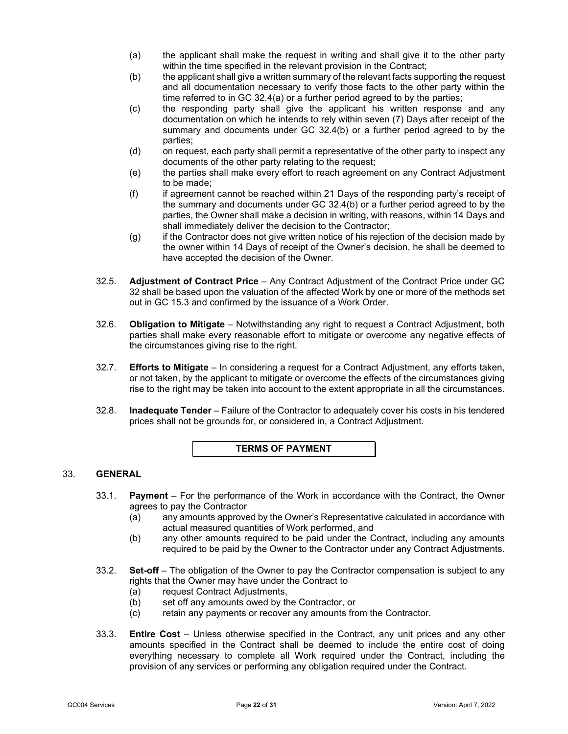(a) the applicant shall make the request in writing and shall give it to the other party within the time specified in the relevant provision in the Contract;

(b) the applicant shall give a written summary of the relevant facts supporting the request and all documentation necessary to verify those facts to the other party within the time referred to in GC 32.4(a) or a further period agreed to by the parties;

(c) the responding party shall give the applicant his written response and any documentation on which he intends to rely within seven (7) Days after receipt of the summary and documents under GC 32.4(b) or a further period agreed to by the parties;

(d) on request, each party shall permit a representative of the other party to inspect any documents of the other party relating to the request;

(e) the parties shall make every effort to reach agreement on any Contract Adjustment to be made;

(f) if agreement cannot be reached within 21 Days of the responding party's receipt of the summary and documents under GC 32.4(b) or a further period agreed to by the parties, the Owner shall make a decision in writing, with reasons, within 14 Days and shall immediately deliver the decision to the Contractor;

(g) if the Contractor does not give written notice of his rejection of the decision made by the owner within 14 Days of receipt of the Owner's decision, he shall be deemed to have accepted the decision of the Owner.

32.5. **Adjustment of Contract Price** – Any Contract Adjustment of the Contract Price under GC 32 shall be based upon the valuation of the affected Work by one or more of the methods set out in GC 15.3 and confirmed by the issuance of a Work Order.

32.6. **Obligation to Mitigate** – Notwithstanding any right to request a Contract Adjustment, both parties shall make every reasonable effort to mitigate or overcome any negative effects of the circumstances giving rise to the right.

32.7. **Efforts to Mitigate** – In considering a request for a Contract Adjustment, any efforts taken, or not taken, by the applicant to mitigate or overcome the effects of the circumstances giving rise to the right may be taken into account to the extent appropriate in all the circumstances.

32.8. **Inadequate Tender** – Failure of the Contractor to adequately cover his costs in his tendered prices shall not be grounds for, or considered in, a Contract Adjustment.

## TERMS OF PAYMENT

### 33. GENERAL

33.1. **Payment** – For the performance of the Work in accordance with the Contract, the Owner agrees to pay the Contractor

(a) any amounts approved by the Owner's Representative calculated in accordance with actual measured quantities of Work performed, and

(b) any other amounts required to be paid under the Contract, including any amounts required to be paid by the Owner to the Contractor under any Contract Adjustments.

33.2. **Set-off** – The obligation of the Owner to pay the Contractor compensation is subject to any rights that the Owner may have under the Contract to

(a) request Contract Adjustments,

(b) set off any amounts owed by the Contractor, or

(c) retain any payments or recover any amounts from the Contractor.

33.3. **Entire Cost** – Unless otherwise specified in the Contract, any unit prices and any other amounts specified in the Contract shall be deemed to include the entire cost of doing everything necessary to complete all Work required under the Contract, including the provision of any services or performing any obligation required under the Contract.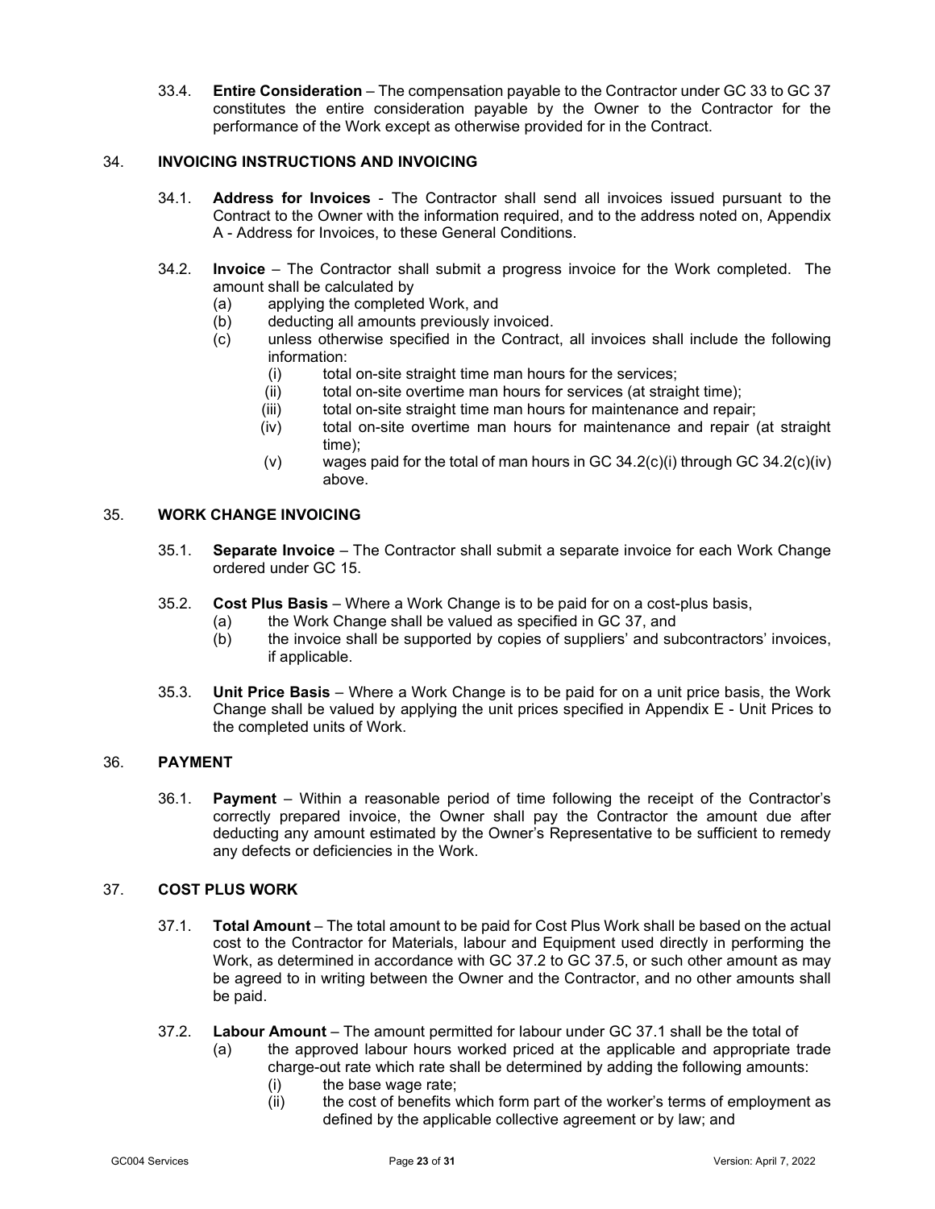33.4. **Entire Consideration** – The compensation payable to the Contractor under GC 33 to GC 37 constitutes the entire consideration payable by the Owner to the Contractor for the performance of the Work except as otherwise provided for in the Contract.

## 34. INVOICING INSTRUCTIONS AND INVOICING

34.1. **Address for Invoices** - The Contractor shall send all invoices issued pursuant to the Contract to the Owner with the information required, and to the address noted on, Appendix A - Address for Invoices, to these General Conditions.

34.2. **Invoice** – The Contractor shall submit a progress invoice for the Work completed. The amount shall be calculated by

- (a) applying the completed Work, and
- (b) deducting all amounts previously invoiced.
- (c) unless otherwise specified in the Contract, all invoices shall include the following information:
  - (i) total on-site straight time man hours for the services;
  - (ii) total on-site overtime man hours for services (at straight time);
  - (iii) total on-site straight time man hours for maintenance and repair;
  - (iv) total on-site overtime man hours for maintenance and repair (at straight time);
  - (v) wages paid for the total of man hours in GC 34.2(c)(i) through GC 34.2(c)(iv) above.

## 35. WORK CHANGE INVOICING

35.1. **Separate Invoice** – The Contractor shall submit a separate invoice for each Work Change ordered under GC 15.

35.2. **Cost Plus Basis** – Where a Work Change is to be paid for on a cost-plus basis,

- (a) the Work Change shall be valued as specified in GC 37, and
- (b) the invoice shall be supported by copies of suppliers' and subcontractors' invoices, if applicable.

35.3. **Unit Price Basis** – Where a Work Change is to be paid for on a unit price basis, the Work Change shall be valued by applying the unit prices specified in Appendix E - Unit Prices to the completed units of Work.

## 36. PAYMENT

36.1. **Payment** – Within a reasonable period of time following the receipt of the Contractor's correctly prepared invoice, the Owner shall pay the Contractor the amount due after deducting any amount estimated by the Owner's Representative to be sufficient to remedy any defects or deficiencies in the Work.

## 37. COST PLUS WORK

37.1. **Total Amount** – The total amount to be paid for Cost Plus Work shall be based on the actual cost to the Contractor for Materials, labour and Equipment used directly in performing the Work, as determined in accordance with GC 37.2 to GC 37.5, or such other amount as may be agreed to in writing between the Owner and the Contractor, and no other amounts shall be paid.

37.2. **Labour Amount** – The amount permitted for labour under GC 37.1 shall be the total of

- (a) the approved labour hours worked priced at the applicable and appropriate trade charge-out rate which rate shall be determined by adding the following amounts:
  - (i) the base wage rate;
  - (ii) the cost of benefits which form part of the worker's terms of employment as defined by the applicable collective agreement or by law; and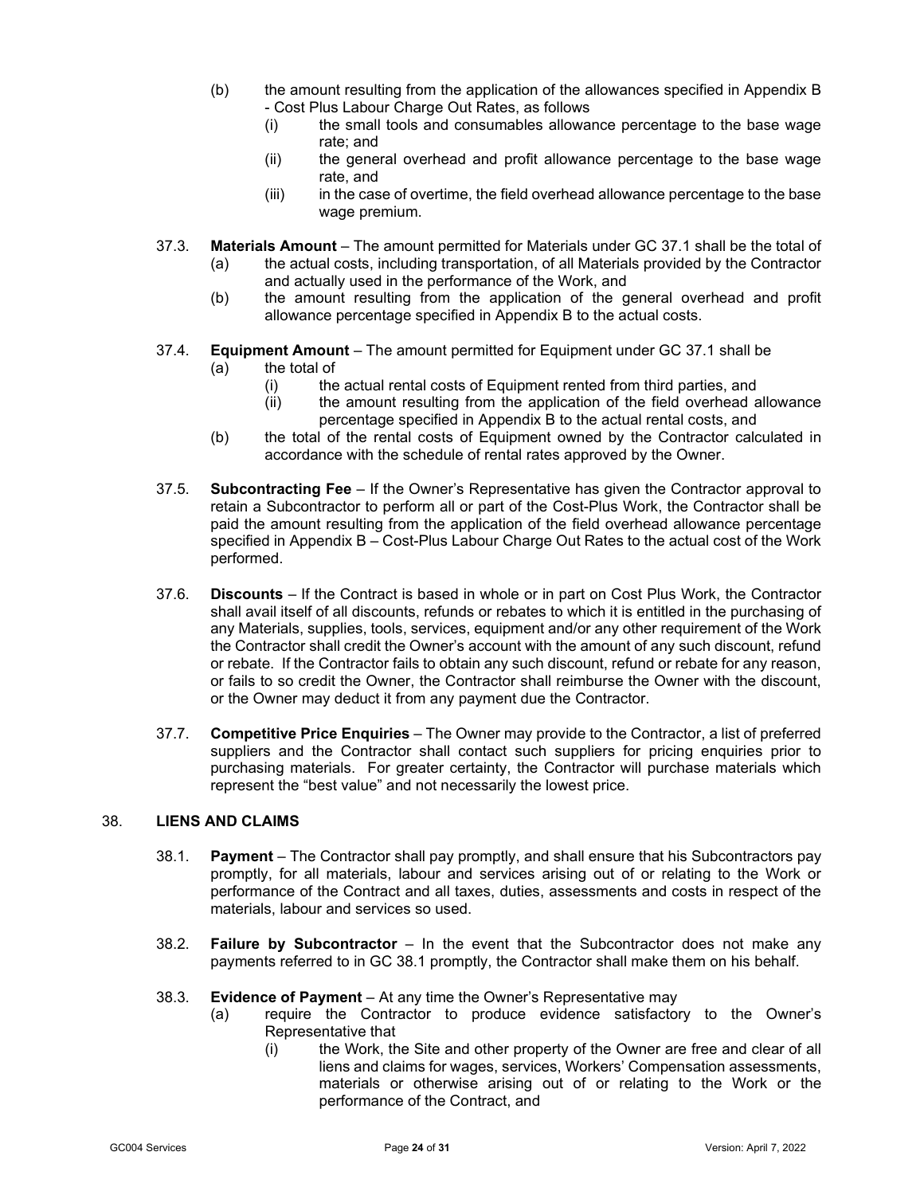(b) the amount resulting from the application of the allowances specified in Appendix B - Cost Plus Labour Charge Out Rates, as follows
   (i) the small tools and consumables allowance percentage to the base wage rate; and
   (ii) the general overhead and profit allowance percentage to the base wage rate, and
   (iii) in the case of overtime, the field overhead allowance percentage to the base wage premium.

37.3. **Materials Amount** – The amount permitted for Materials under GC 37.1 shall be the total of
   (a) the actual costs, including transportation, of all Materials provided by the Contractor and actually used in the performance of the Work, and
   (b) the amount resulting from the application of the general overhead and profit allowance percentage specified in Appendix B to the actual costs.

37.4. **Equipment Amount** – The amount permitted for Equipment under GC 37.1 shall be
   (a) the total of
      (i) the actual rental costs of Equipment rented from third parties, and
      (ii) the amount resulting from the application of the field overhead allowance percentage specified in Appendix B to the actual rental costs, and
   (b) the total of the rental costs of Equipment owned by the Contractor calculated in accordance with the schedule of rental rates approved by the Owner.

37.5. **Subcontracting Fee** – If the Owner's Representative has given the Contractor approval to retain a Subcontractor to perform all or part of the Cost-Plus Work, the Contractor shall be paid the amount resulting from the application of the field overhead allowance percentage specified in Appendix B – Cost-Plus Labour Charge Out Rates to the actual cost of the Work performed.

37.6. **Discounts** – If the Contract is based in whole or in part on Cost Plus Work, the Contractor shall avail itself of all discounts, refunds or rebates to which it is entitled in the purchasing of any Materials, supplies, tools, services, equipment and/or any other requirement of the Work the Contractor shall credit the Owner's account with the amount of any such discount, refund or rebate. If the Contractor fails to obtain any such discount, refund or rebate for any reason, or fails to so credit the Owner, the Contractor shall reimburse the Owner with the discount, or the Owner may deduct it from any payment due the Contractor.

37.7. **Competitive Price Enquiries** – The Owner may provide to the Contractor, a list of preferred suppliers and the Contractor shall contact such suppliers for pricing enquiries prior to purchasing materials. For greater certainty, the Contractor will purchase materials which represent the "best value" and not necessarily the lowest price.

## 38. LIENS AND CLAIMS

38.1. **Payment** – The Contractor shall pay promptly, and shall ensure that his Subcontractors pay promptly, for all materials, labour and services arising out of or relating to the Work or performance of the Contract and all taxes, duties, assessments and costs in respect of the materials, labour and services so used.

38.2. **Failure by Subcontractor** – In the event that the Subcontractor does not make any payments referred to in GC 38.1 promptly, the Contractor shall make them on his behalf.

38.3. **Evidence of Payment** – At any time the Owner's Representative may
   (a) require the Contractor to produce evidence satisfactory to the Owner's Representative that
      (i) the Work, the Site and other property of the Owner are free and clear of all liens and claims for wages, services, Workers' Compensation assessments, materials or otherwise arising out of or relating to the Work or the performance of the Contract, and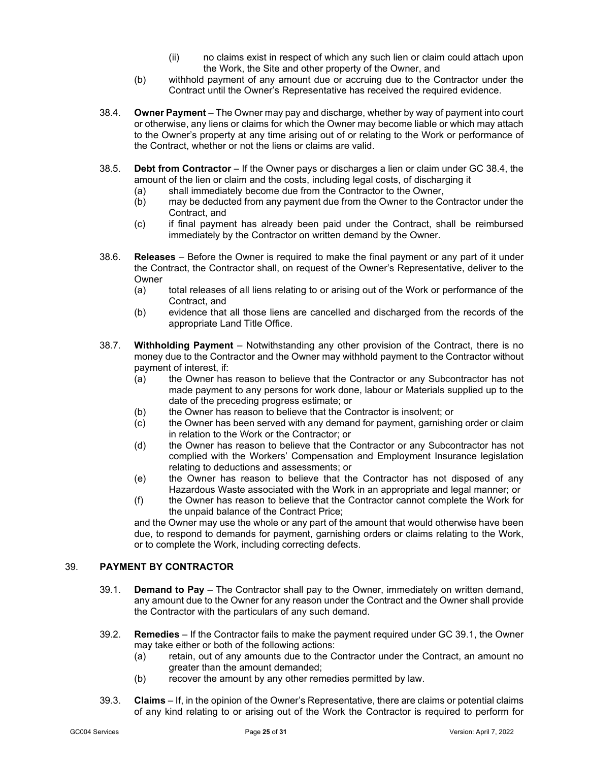(ii) no claims exist in respect of which any such lien or claim could attach upon the Work, the Site and other property of the Owner, and

(b) withhold payment of any amount due or accruing due to the Contractor under the Contract until the Owner's Representative has received the required evidence.

38.4. **Owner Payment** – The Owner may pay and discharge, whether by way of payment into court or otherwise, any liens or claims for which the Owner may become liable or which may attach to the Owner's property at any time arising out of or relating to the Work or performance of the Contract, whether or not the liens or claims are valid.

38.5. **Debt from Contractor** – If the Owner pays or discharges a lien or claim under GC 38.4, the amount of the lien or claim and the costs, including legal costs, of discharging it

(a) shall immediately become due from the Contractor to the Owner,

(b) may be deducted from any payment due from the Owner to the Contractor under the Contract, and

(c) if final payment has already been paid under the Contract, shall be reimbursed immediately by the Contractor on written demand by the Owner.

38.6. **Releases** – Before the Owner is required to make the final payment or any part of it under the Contract, the Contractor shall, on request of the Owner's Representative, deliver to the Owner

(a) total releases of all liens relating to or arising out of the Work or performance of the Contract, and

(b) evidence that all those liens are cancelled and discharged from the records of the appropriate Land Title Office.

38.7. **Withholding Payment** – Notwithstanding any other provision of the Contract, there is no money due to the Contractor and the Owner may withhold payment to the Contractor without payment of interest, if:

(a) the Owner has reason to believe that the Contractor or any Subcontractor has not made payment to any persons for work done, labour or Materials supplied up to the date of the preceding progress estimate; or

(b) the Owner has reason to believe that the Contractor is insolvent; or

(c) the Owner has been served with any demand for payment, garnishing order or claim in relation to the Work or the Contractor; or

(d) the Owner has reason to believe that the Contractor or any Subcontractor has not complied with the Workers' Compensation and Employment Insurance legislation relating to deductions and assessments; or

(e) the Owner has reason to believe that the Contractor has not disposed of any Hazardous Waste associated with the Work in an appropriate and legal manner; or

(f) the Owner has reason to believe that the Contractor cannot complete the Work for the unpaid balance of the Contract Price;

and the Owner may use the whole or any part of the amount that would otherwise have been due, to respond to demands for payment, garnishing orders or claims relating to the Work, or to complete the Work, including correcting defects.

## 39. PAYMENT BY CONTRACTOR

39.1. **Demand to Pay** – The Contractor shall pay to the Owner, immediately on written demand, any amount due to the Owner for any reason under the Contract and the Owner shall provide the Contractor with the particulars of any such demand.

39.2. **Remedies** – If the Contractor fails to make the payment required under GC 39.1, the Owner may take either or both of the following actions:

(a) retain, out of any amounts due to the Contractor under the Contract, an amount no greater than the amount demanded;

(b) recover the amount by any other remedies permitted by law.

39.3. **Claims** – If, in the opinion of the Owner's Representative, there are claims or potential claims of any kind relating to or arising out of the Work the Contractor is required to perform for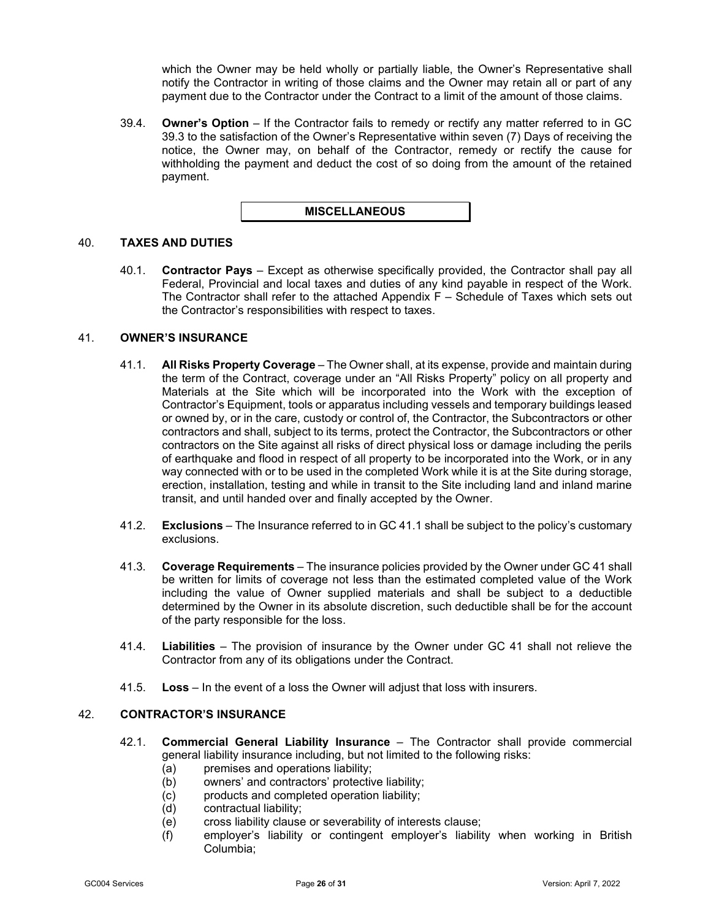which the Owner may be held wholly or partially liable, the Owner's Representative shall notify the Contractor in writing of those claims and the Owner may retain all or part of any payment due to the Contractor under the Contract to a limit of the amount of those claims.

39.4. **Owner's Option** – If the Contractor fails to remedy or rectify any matter referred to in GC 39.3 to the satisfaction of the Owner's Representative within seven (7) Days of receiving the notice, the Owner may, on behalf of the Contractor, remedy or rectify the cause for withholding the payment and deduct the cost of so doing from the amount of the retained payment.

## MISCELLANEOUS

### 40. TAXES AND DUTIES

40.1. **Contractor Pays** – Except as otherwise specifically provided, the Contractor shall pay all Federal, Provincial and local taxes and duties of any kind payable in respect of the Work. The Contractor shall refer to the attached Appendix F – Schedule of Taxes which sets out the Contractor's responsibilities with respect to taxes.

### 41. OWNER'S INSURANCE

41.1. **All Risks Property Coverage** – The Owner shall, at its expense, provide and maintain during the term of the Contract, coverage under an "All Risks Property" policy on all property and Materials at the Site which will be incorporated into the Work with the exception of Contractor's Equipment, tools or apparatus including vessels and temporary buildings leased or owned by, or in the care, custody or control of, the Contractor, the Subcontractors or other contractors and shall, subject to its terms, protect the Contractor, the Subcontractors or other contractors on the Site against all risks of direct physical loss or damage including the perils of earthquake and flood in respect of all property to be incorporated into the Work, or in any way connected with or to be used in the completed Work while it is at the Site during storage, erection, installation, testing and while in transit to the Site including land and inland marine transit, and until handed over and finally accepted by the Owner.

41.2. **Exclusions** – The Insurance referred to in GC 41.1 shall be subject to the policy's customary exclusions.

41.3. **Coverage Requirements** – The insurance policies provided by the Owner under GC 41 shall be written for limits of coverage not less than the estimated completed value of the Work including the value of Owner supplied materials and shall be subject to a deductible determined by the Owner in its absolute discretion, such deductible shall be for the account of the party responsible for the loss.

41.4. **Liabilities** – The provision of insurance by the Owner under GC 41 shall not relieve the Contractor from any of its obligations under the Contract.

41.5. **Loss** – In the event of a loss the Owner will adjust that loss with insurers.

### 42. CONTRACTOR'S INSURANCE

42.1. **Commercial General Liability Insurance** – The Contractor shall provide commercial general liability insurance including, but not limited to the following risks:

(a) premises and operations liability;

(b) owners' and contractors' protective liability;

(c) products and completed operation liability;

(d) contractual liability;

(e) cross liability clause or severability of interests clause;

(f) employer's liability or contingent employer's liability when working in British Columbia;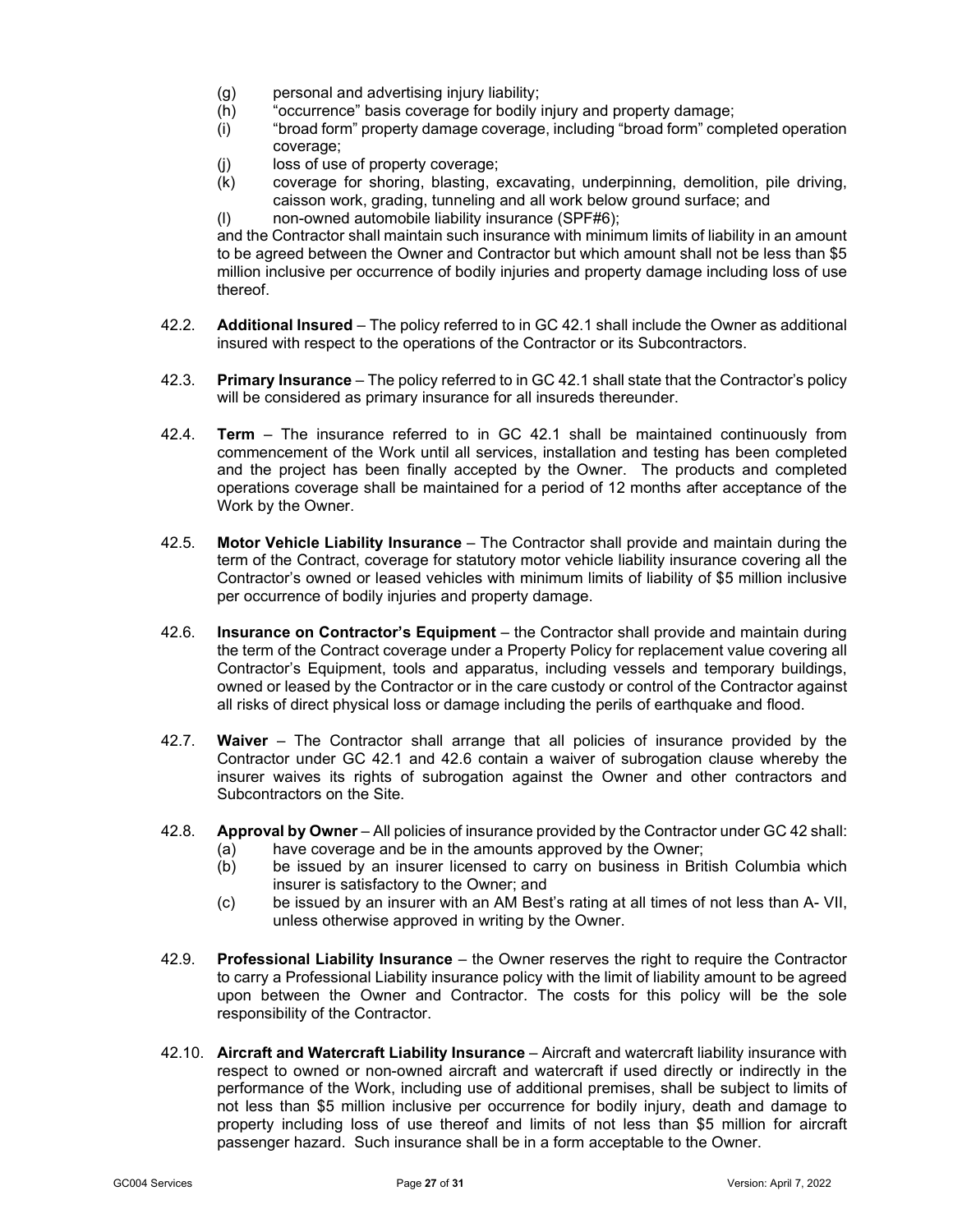(g) personal and advertising injury liability;
(h) "occurrence" basis coverage for bodily injury and property damage;
(i) "broad form" property damage coverage, including "broad form" completed operation coverage;
(j) loss of use of property coverage;
(k) coverage for shoring, blasting, excavating, underpinning, demolition, pile driving, caisson work, grading, tunneling and all work below ground surface; and
(l) non-owned automobile liability insurance (SPF#6);

and the Contractor shall maintain such insurance with minimum limits of liability in an amount to be agreed between the Owner and Contractor but which amount shall not be less than $5 million inclusive per occurrence of bodily injuries and property damage including loss of use thereof.

42.2. **Additional Insured** – The policy referred to in GC 42.1 shall include the Owner as additional insured with respect to the operations of the Contractor or its Subcontractors.

42.3. **Primary Insurance** – The policy referred to in GC 42.1 shall state that the Contractor's policy will be considered as primary insurance for all insureds thereunder.

42.4. **Term** – The insurance referred to in GC 42.1 shall be maintained continuously from commencement of the Work until all services, installation and testing has been completed and the project has been finally accepted by the Owner. The products and completed operations coverage shall be maintained for a period of 12 months after acceptance of the Work by the Owner.

42.5. **Motor Vehicle Liability Insurance** – The Contractor shall provide and maintain during the term of the Contract, coverage for statutory motor vehicle liability insurance covering all the Contractor's owned or leased vehicles with minimum limits of liability of $5 million inclusive per occurrence of bodily injuries and property damage.

42.6. **Insurance on Contractor's Equipment** – the Contractor shall provide and maintain during the term of the Contract coverage under a Property Policy for replacement value covering all Contractor's Equipment, tools and apparatus, including vessels and temporary buildings, owned or leased by the Contractor or in the care custody or control of the Contractor against all risks of direct physical loss or damage including the perils of earthquake and flood.

42.7. **Waiver** – The Contractor shall arrange that all policies of insurance provided by the Contractor under GC 42.1 and 42.6 contain a waiver of subrogation clause whereby the insurer waives its rights of subrogation against the Owner and other contractors and Subcontractors on the Site.

42.8. **Approval by Owner** – All policies of insurance provided by the Contractor under GC 42 shall:

(a) have coverage and be in the amounts approved by the Owner;
(b) be issued by an insurer licensed to carry on business in British Columbia which insurer is satisfactory to the Owner; and
(c) be issued by an insurer with an AM Best's rating at all times of not less than A- VII, unless otherwise approved in writing by the Owner.

42.9. **Professional Liability Insurance** – the Owner reserves the right to require the Contractor to carry a Professional Liability insurance policy with the limit of liability amount to be agreed upon between the Owner and Contractor. The costs for this policy will be the sole responsibility of the Contractor.

42.10. **Aircraft and Watercraft Liability Insurance** – Aircraft and watercraft liability insurance with respect to owned or non-owned aircraft and watercraft if used directly or indirectly in the performance of the Work, including use of additional premises, shall be subject to limits of not less than $5 million inclusive per occurrence for bodily injury, death and damage to property including loss of use thereof and limits of not less than $5 million for aircraft passenger hazard. Such insurance shall be in a form acceptable to the Owner.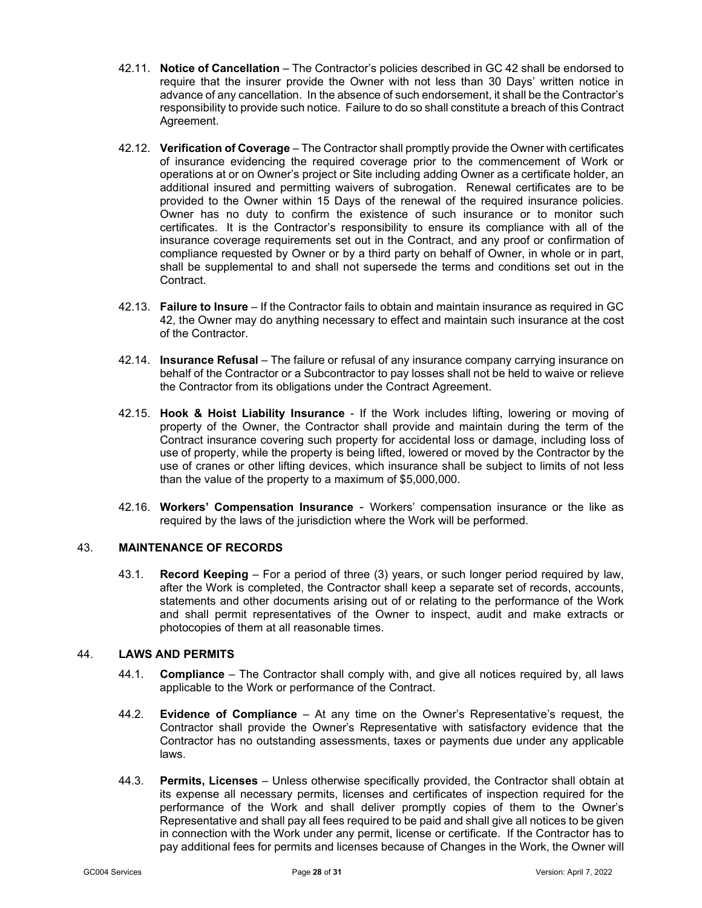42.11. **Notice of Cancellation** – The Contractor's policies described in GC 42 shall be endorsed to require that the insurer provide the Owner with not less than 30 Days' written notice in advance of any cancellation. In the absence of such endorsement, it shall be the Contractor's responsibility to provide such notice. Failure to do so shall constitute a breach of this Contract Agreement.

42.12. **Verification of Coverage** – The Contractor shall promptly provide the Owner with certificates of insurance evidencing the required coverage prior to the commencement of Work or operations at or on Owner's project or Site including adding Owner as a certificate holder, an additional insured and permitting waivers of subrogation. Renewal certificates are to be provided to the Owner within 15 Days of the renewal of the required insurance policies. Owner has no duty to confirm the existence of such insurance or to monitor such certificates. It is the Contractor's responsibility to ensure its compliance with all of the insurance coverage requirements set out in the Contract, and any proof or confirmation of compliance requested by Owner or by a third party on behalf of Owner, in whole or in part, shall be supplemental to and shall not supersede the terms and conditions set out in the Contract.

42.13. **Failure to Insure** – If the Contractor fails to obtain and maintain insurance as required in GC 42, the Owner may do anything necessary to effect and maintain such insurance at the cost of the Contractor.

42.14. **Insurance Refusal** – The failure or refusal of any insurance company carrying insurance on behalf of the Contractor or a Subcontractor to pay losses shall not be held to waive or relieve the Contractor from its obligations under the Contract Agreement.

42.15. **Hook & Hoist Liability Insurance** - If the Work includes lifting, lowering or moving of property of the Owner, the Contractor shall provide and maintain during the term of the Contract insurance covering such property for accidental loss or damage, including loss of use of property, while the property is being lifted, lowered or moved by the Contractor by the use of cranes or other lifting devices, which insurance shall be subject to limits of not less than the value of the property to a maximum of $5,000,000.

42.16. **Workers' Compensation Insurance** - Workers' compensation insurance or the like as required by the laws of the jurisdiction where the Work will be performed.

## 43. MAINTENANCE OF RECORDS

43.1. **Record Keeping** – For a period of three (3) years, or such longer period required by law, after the Work is completed, the Contractor shall keep a separate set of records, accounts, statements and other documents arising out of or relating to the performance of the Work and shall permit representatives of the Owner to inspect, audit and make extracts or photocopies of them at all reasonable times.

## 44. LAWS AND PERMITS

44.1. **Compliance** – The Contractor shall comply with, and give all notices required by, all laws applicable to the Work or performance of the Contract.

44.2. **Evidence of Compliance** – At any time on the Owner's Representative's request, the Contractor shall provide the Owner's Representative with satisfactory evidence that the Contractor has no outstanding assessments, taxes or payments due under any applicable laws.

44.3. **Permits, Licenses** – Unless otherwise specifically provided, the Contractor shall obtain at its expense all necessary permits, licenses and certificates of inspection required for the performance of the Work and shall deliver promptly copies of them to the Owner's Representative and shall pay all fees required to be paid and shall give all notices to be given in connection with the Work under any permit, license or certificate. If the Contractor has to pay additional fees for permits and licenses because of Changes in the Work, the Owner will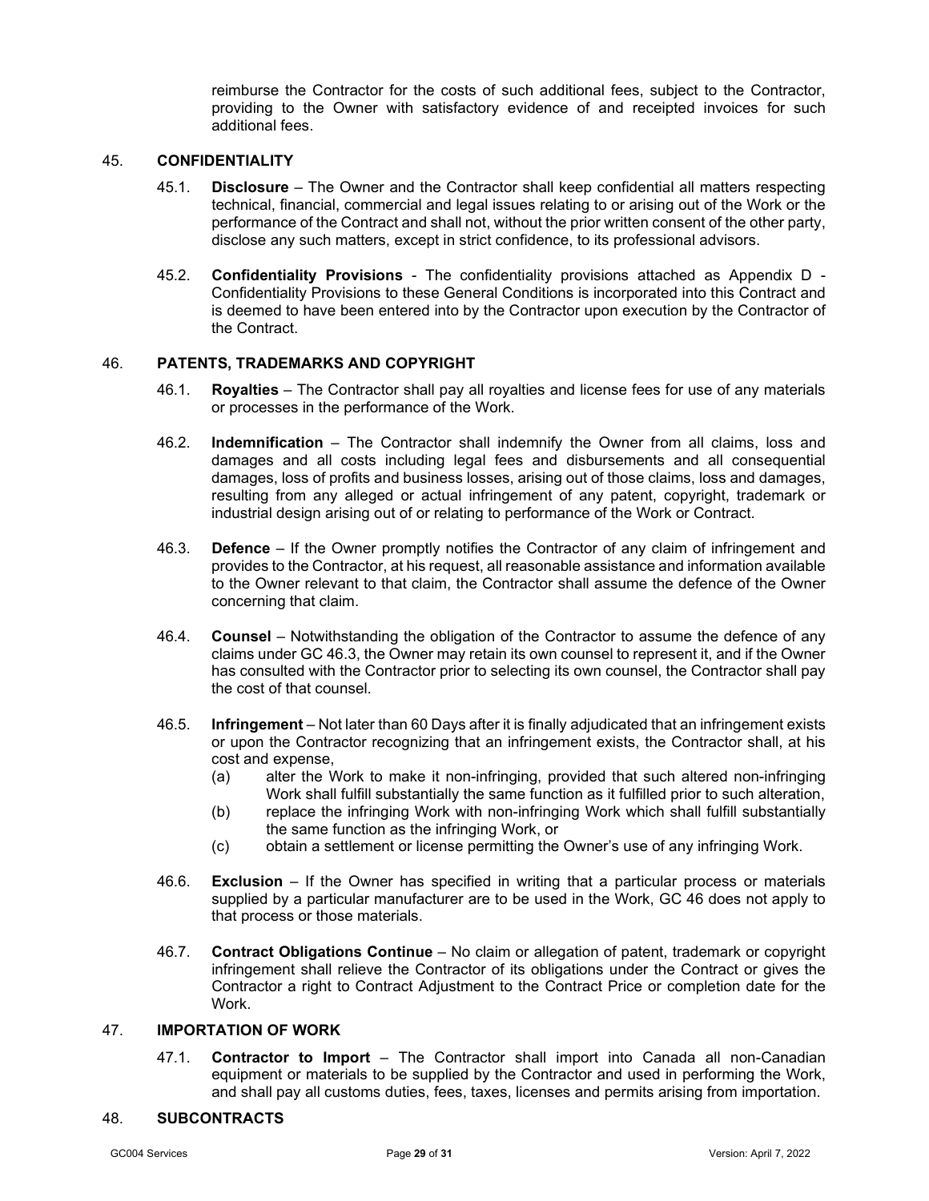reimburse the Contractor for the costs of such additional fees, subject to the Contractor, providing to the Owner with satisfactory evidence of and receipted invoices for such additional fees.

## 45. CONFIDENTIALITY

45.1. **Disclosure** – The Owner and the Contractor shall keep confidential all matters respecting technical, financial, commercial and legal issues relating to or arising out of the Work or the performance of the Contract and shall not, without the prior written consent of the other party, disclose any such matters, except in strict confidence, to its professional advisors.

45.2. **Confidentiality Provisions** - The confidentiality provisions attached as Appendix D - Confidentiality Provisions to these General Conditions is incorporated into this Contract and is deemed to have been entered into by the Contractor upon execution by the Contractor of the Contract.

## 46. PATENTS, TRADEMARKS AND COPYRIGHT

46.1. **Royalties** – The Contractor shall pay all royalties and license fees for use of any materials or processes in the performance of the Work.

46.2. **Indemnification** – The Contractor shall indemnify the Owner from all claims, loss and damages and all costs including legal fees and disbursements and all consequential damages, loss of profits and business losses, arising out of those claims, loss and damages, resulting from any alleged or actual infringement of any patent, copyright, trademark or industrial design arising out of or relating to performance of the Work or Contract.

46.3. **Defence** – If the Owner promptly notifies the Contractor of any claim of infringement and provides to the Contractor, at his request, all reasonable assistance and information available to the Owner relevant to that claim, the Contractor shall assume the defence of the Owner concerning that claim.

46.4. **Counsel** – Notwithstanding the obligation of the Contractor to assume the defence of any claims under GC 46.3, the Owner may retain its own counsel to represent it, and if the Owner has consulted with the Contractor prior to selecting its own counsel, the Contractor shall pay the cost of that counsel.

46.5. **Infringement** – Not later than 60 Days after it is finally adjudicated that an infringement exists or upon the Contractor recognizing that an infringement exists, the Contractor shall, at his cost and expense,

(a) alter the Work to make it non-infringing, provided that such altered non-infringing Work shall fulfill substantially the same function as it fulfilled prior to such alteration,

(b) replace the infringing Work with non-infringing Work which shall fulfill substantially the same function as the infringing Work, or

(c) obtain a settlement or license permitting the Owner's use of any infringing Work.

46.6. **Exclusion** – If the Owner has specified in writing that a particular process or materials supplied by a particular manufacturer are to be used in the Work, GC 46 does not apply to that process or those materials.

46.7. **Contract Obligations Continue** – No claim or allegation of patent, trademark or copyright infringement shall relieve the Contractor of its obligations under the Contract or gives the Contractor a right to Contract Adjustment to the Contract Price or completion date for the Work.

## 47. IMPORTATION OF WORK

47.1. **Contractor to Import** – The Contractor shall import into Canada all non-Canadian equipment or materials to be supplied by the Contractor and used in performing the Work, and shall pay all customs duties, fees, taxes, licenses and permits arising from importation.

## 48. SUBCONTRACTS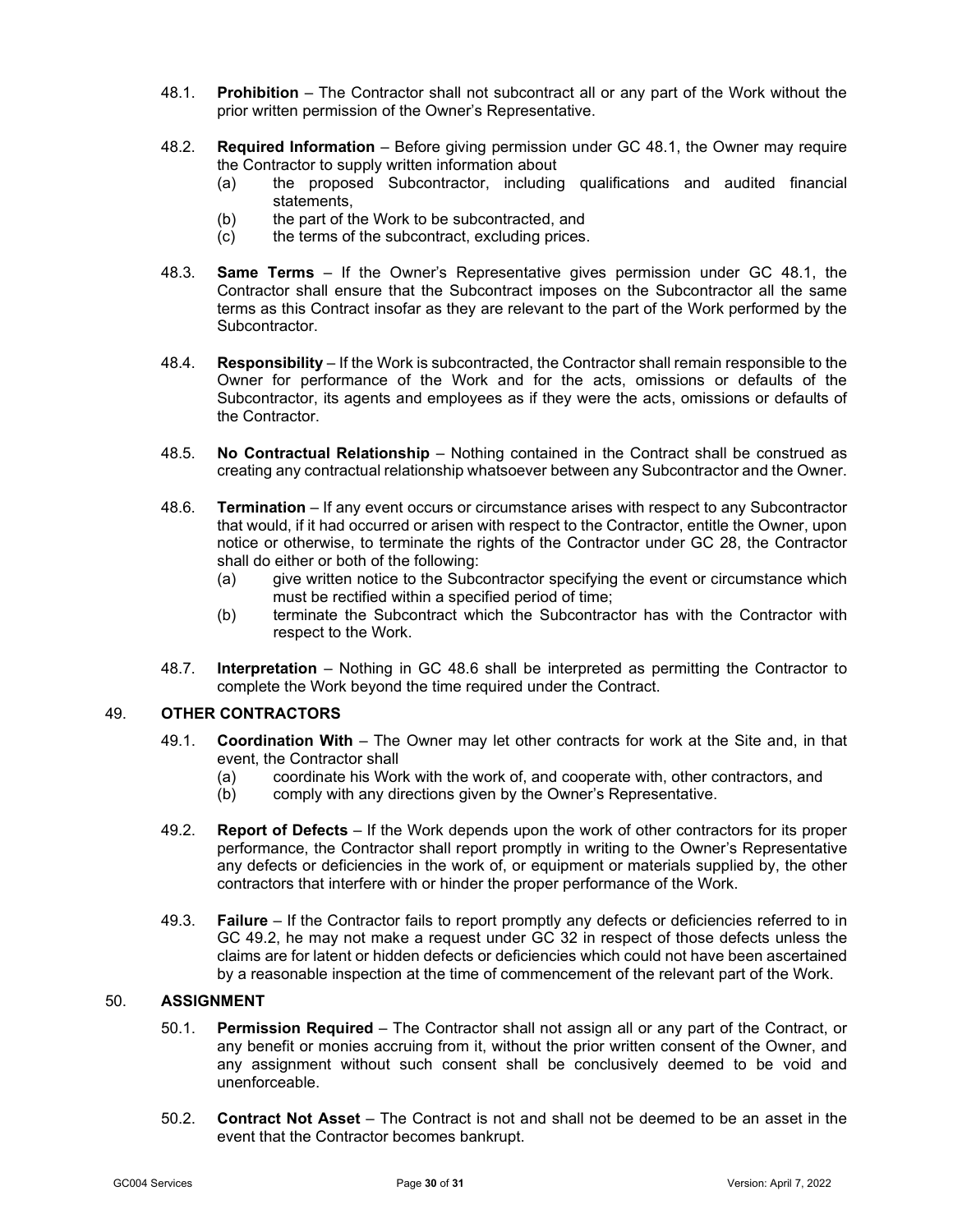48.1. **Prohibition** – The Contractor shall not subcontract all or any part of the Work without the prior written permission of the Owner's Representative.

48.2. **Required Information** – Before giving permission under GC 48.1, the Owner may require the Contractor to supply written information about

- (a) the proposed Subcontractor, including qualifications and audited financial statements,
- (b) the part of the Work to be subcontracted, and
- (c) the terms of the subcontract, excluding prices.

48.3. **Same Terms** – If the Owner's Representative gives permission under GC 48.1, the Contractor shall ensure that the Subcontract imposes on the Subcontractor all the same terms as this Contract insofar as they are relevant to the part of the Work performed by the Subcontractor.

48.4. **Responsibility** – If the Work is subcontracted, the Contractor shall remain responsible to the Owner for performance of the Work and for the acts, omissions or defaults of the Subcontractor, its agents and employees as if they were the acts, omissions or defaults of the Contractor.

48.5. **No Contractual Relationship** – Nothing contained in the Contract shall be construed as creating any contractual relationship whatsoever between any Subcontractor and the Owner.

48.6. **Termination** – If any event occurs or circumstance arises with respect to any Subcontractor that would, if it had occurred or arisen with respect to the Contractor, entitle the Owner, upon notice or otherwise, to terminate the rights of the Contractor under GC 28, the Contractor shall do either or both of the following:

- (a) give written notice to the Subcontractor specifying the event or circumstance which must be rectified within a specified period of time;
- (b) terminate the Subcontract which the Subcontractor has with the Contractor with respect to the Work.

48.7. **Interpretation** – Nothing in GC 48.6 shall be interpreted as permitting the Contractor to complete the Work beyond the time required under the Contract.

## 49. OTHER CONTRACTORS

49.1. **Coordination With** – The Owner may let other contracts for work at the Site and, in that event, the Contractor shall

- (a) coordinate his Work with the work of, and cooperate with, other contractors, and
- (b) comply with any directions given by the Owner's Representative.

49.2. **Report of Defects** – If the Work depends upon the work of other contractors for its proper performance, the Contractor shall report promptly in writing to the Owner's Representative any defects or deficiencies in the work of, or equipment or materials supplied by, the other contractors that interfere with or hinder the proper performance of the Work.

49.3. **Failure** – If the Contractor fails to report promptly any defects or deficiencies referred to in GC 49.2, he may not make a request under GC 32 in respect of those defects unless the claims are for latent or hidden defects or deficiencies which could not have been ascertained by a reasonable inspection at the time of commencement of the relevant part of the Work.

## 50. ASSIGNMENT

50.1. **Permission Required** – The Contractor shall not assign all or any part of the Contract, or any benefit or monies accruing from it, without the prior written consent of the Owner, and any assignment without such consent shall be conclusively deemed to be void and unenforceable.

50.2. **Contract Not Asset** – The Contract is not and shall not be deemed to be an asset in the event that the Contractor becomes bankrupt.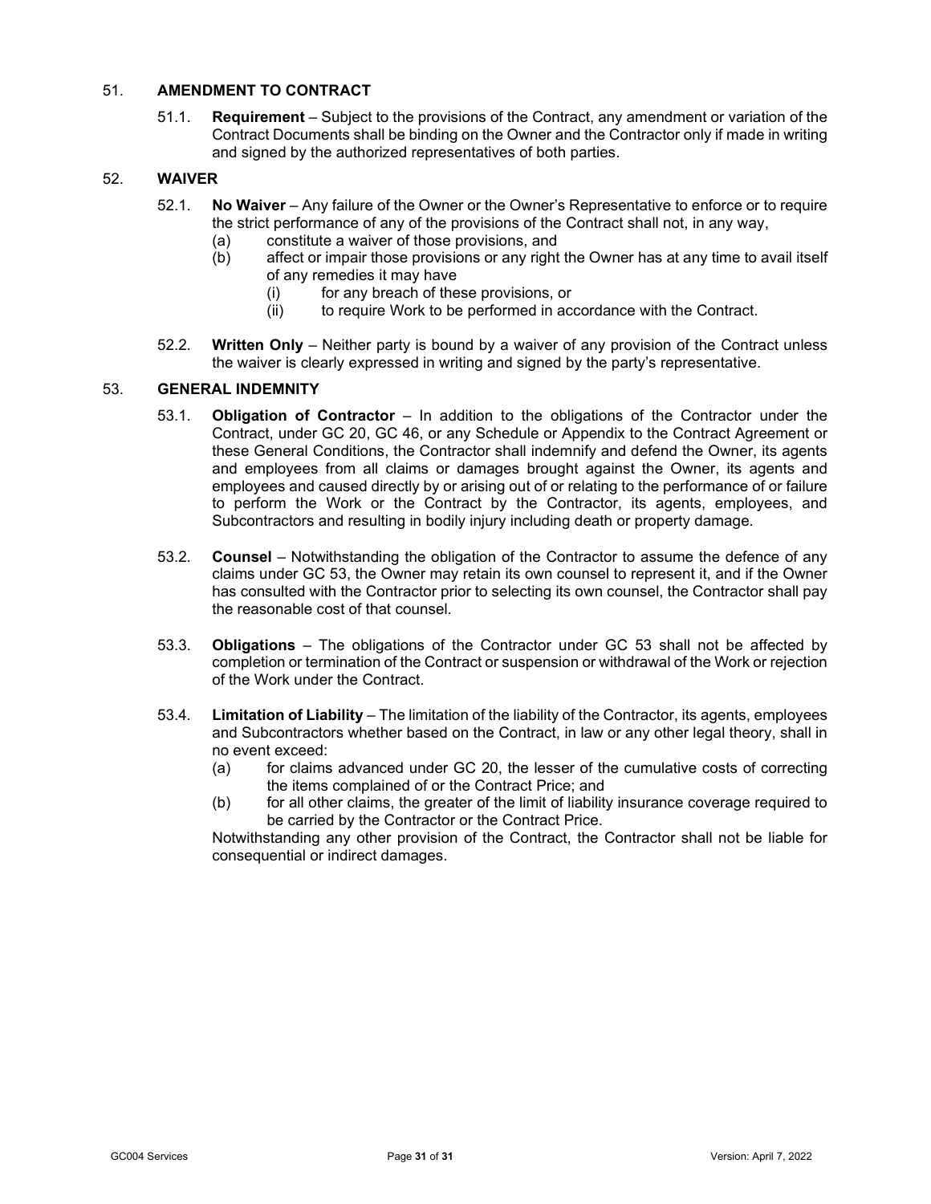## 51. AMENDMENT TO CONTRACT

51.1. **Requirement** – Subject to the provisions of the Contract, any amendment or variation of the Contract Documents shall be binding on the Owner and the Contractor only if made in writing and signed by the authorized representatives of both parties.

## 52. WAIVER

52.1. **No Waiver** – Any failure of the Owner or the Owner's Representative to enforce or to require the strict performance of any of the provisions of the Contract shall not, in any way,

- (a) constitute a waiver of those provisions, and
- (b) affect or impair those provisions or any right the Owner has at any time to avail itself of any remedies it may have
  - (i) for any breach of these provisions, or
  - (ii) to require Work to be performed in accordance with the Contract.

52.2. **Written Only** – Neither party is bound by a waiver of any provision of the Contract unless the waiver is clearly expressed in writing and signed by the party's representative.

## 53. GENERAL INDEMNITY

53.1. **Obligation of Contractor** – In addition to the obligations of the Contractor under the Contract, under GC 20, GC 46, or any Schedule or Appendix to the Contract Agreement or these General Conditions, the Contractor shall indemnify and defend the Owner, its agents and employees from all claims or damages brought against the Owner, its agents and employees and caused directly by or arising out of or relating to the performance of or failure to perform the Work or the Contract by the Contractor, its agents, employees, and Subcontractors and resulting in bodily injury including death or property damage.

53.2. **Counsel** – Notwithstanding the obligation of the Contractor to assume the defence of any claims under GC 53, the Owner may retain its own counsel to represent it, and if the Owner has consulted with the Contractor prior to selecting its own counsel, the Contractor shall pay the reasonable cost of that counsel.

53.3. **Obligations** – The obligations of the Contractor under GC 53 shall not be affected by completion or termination of the Contract or suspension or withdrawal of the Work or rejection of the Work under the Contract.

53.4. **Limitation of Liability** – The limitation of the liability of the Contractor, its agents, employees and Subcontractors whether based on the Contract, in law or any other legal theory, shall in no event exceed:

- (a) for claims advanced under GC 20, the lesser of the cumulative costs of correcting the items complained of or the Contract Price; and
- (b) for all other claims, the greater of the limit of liability insurance coverage required to be carried by the Contractor or the Contract Price.

Notwithstanding any other provision of the Contract, the Contractor shall not be liable for consequential or indirect damages.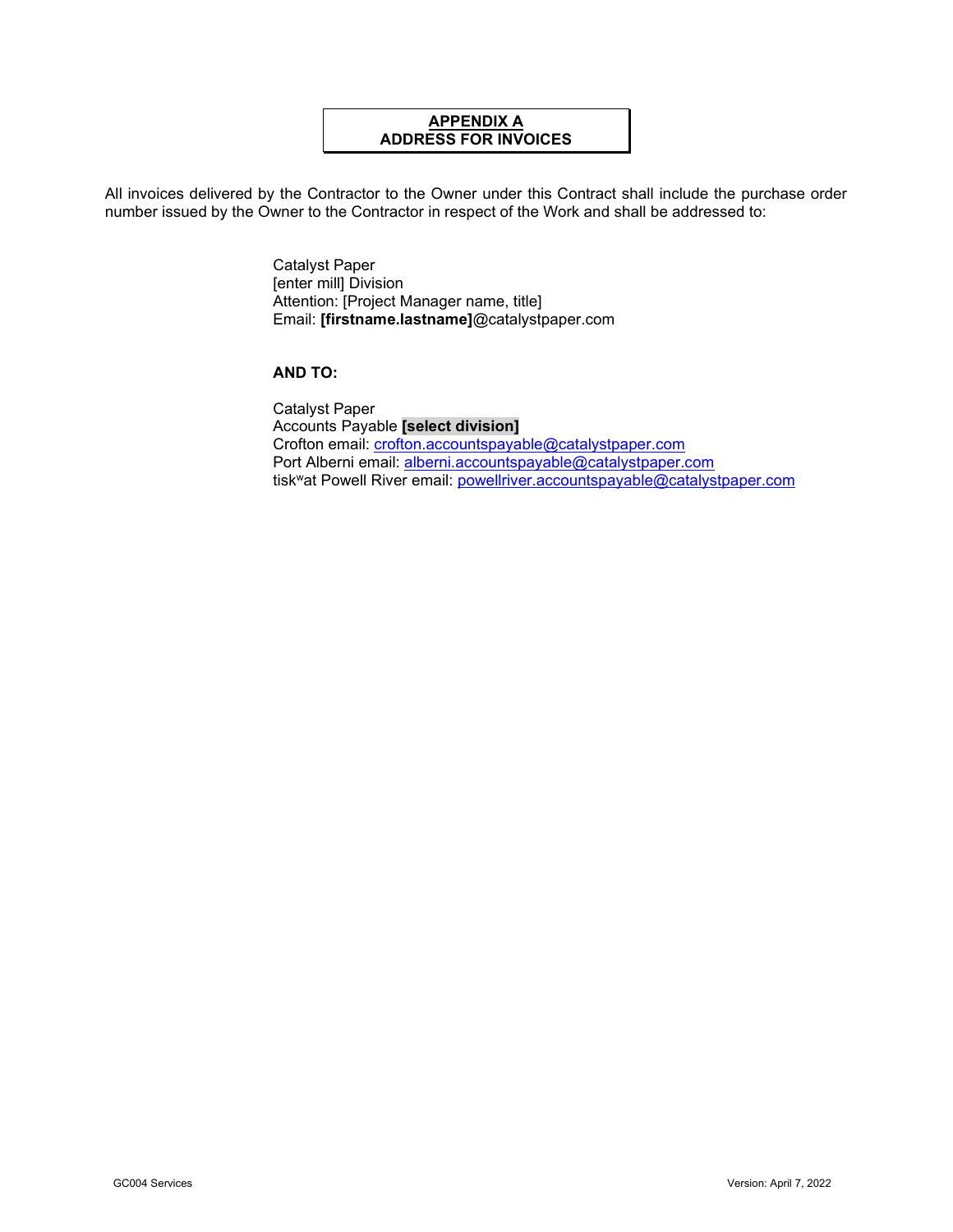# APPENDIX A
# ADDRESS FOR INVOICES

All invoices delivered by the Contractor to the Owner under this Contract shall include the purchase order number issued by the Owner to the Contractor in respect of the Work and shall be addressed to:

Catalyst Paper
[enter mill] Division
Attention: [Project Manager name, title]
Email: **[firstname.lastname]**@catalystpaper.com

**AND TO:**

Catalyst Paper
Accounts Payable **[select division]**
Crofton email: crofton.accountspayable@catalystpaper.com
Port Alberni email: alberni.accountspayable@catalystpaper.com
tiskʷat Powell River email: powellriver.accountspayable@catalystpaper.com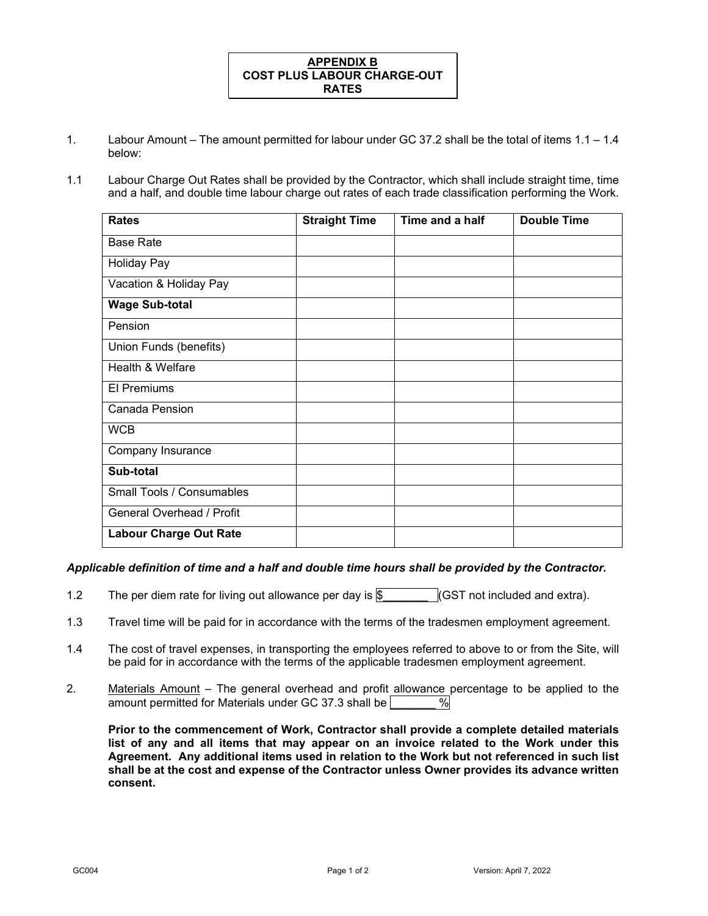# APPENDIX B
# COST PLUS LABOUR CHARGE-OUT RATES

1. Labour Amount – The amount permitted for labour under GC 37.2 shall be the total of items 1.1 – 1.4 below:

1.1 Labour Charge Out Rates shall be provided by the Contractor, which shall include straight time, time and a half, and double time labour charge out rates of each trade classification performing the Work.

| Rates | Straight Time | Time and a half | Double Time |
|---|---|---|---|
| Base Rate | | | |
| Holiday Pay | | | |
| Vacation & Holiday Pay | | | |
| **Wage Sub-total** | | | |
| Pension | | | |
| Union Funds (benefits) | | | |
| Health & Welfare | | | |
| EI Premiums | | | |
| Canada Pension | | | |
| WCB | | | |
| Company Insurance | | | |
| **Sub-total** | | | |
| Small Tools / Consumables | | | |
| General Overhead / Profit | | | |
| **Labour Charge Out Rate** | | | |

***Applicable definition of time and a half and double time hours shall be provided by the Contractor.***

1.2 The per diem rate for living out allowance per day is $________ (GST not included and extra).

1.3 Travel time will be paid for in accordance with the terms of the tradesmen employment agreement.

1.4 The cost of travel expenses, in transporting the employees referred to above to or from the Site, will be paid for in accordance with the terms of the applicable tradesmen employment agreement.

2. Materials Amount – The general overhead and profit allowance percentage to be applied to the amount permitted for Materials under GC 37.3 shall be ________%

**Prior to the commencement of Work, Contractor shall provide a complete detailed materials list of any and all items that may appear on an invoice related to the Work under this Agreement. Any additional items used in relation to the Work but not referenced in such list shall be at the cost and expense of the Contractor unless Owner provides its advance written consent.**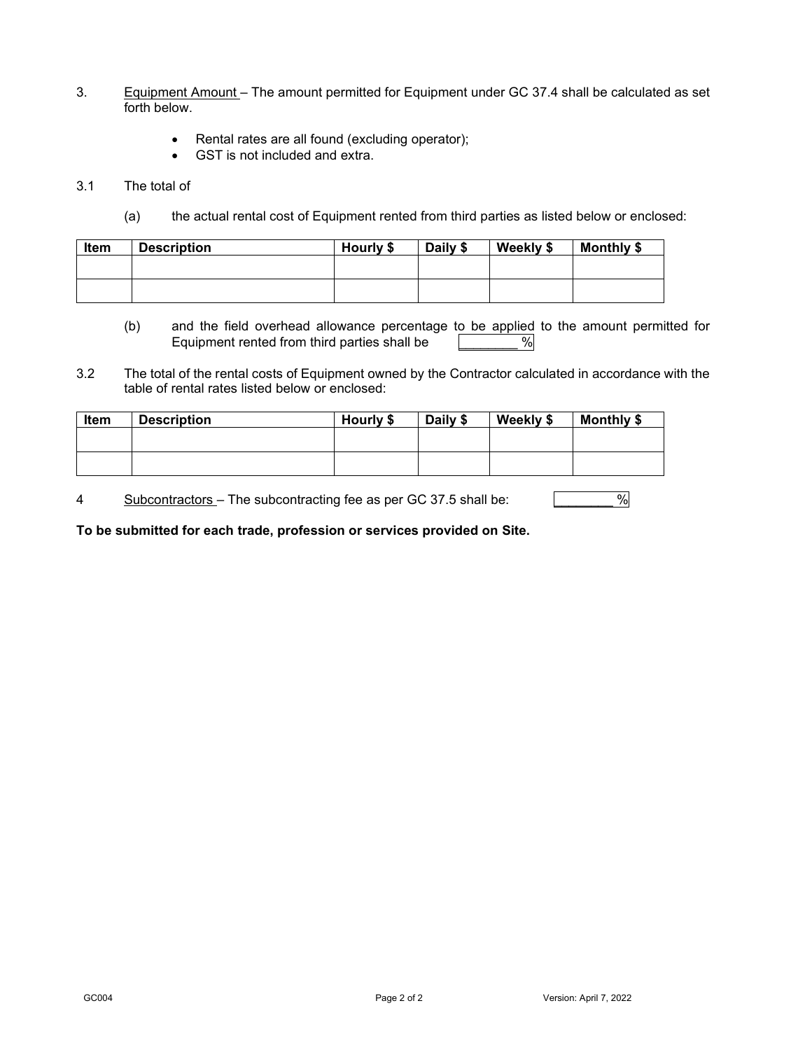3. Equipment Amount – The amount permitted for Equipment under GC 37.4 shall be calculated as set forth below.

- Rental rates are all found (excluding operator);
- GST is not included and extra.

3.1 The total of

(a) the actual rental cost of Equipment rented from third parties as listed below or enclosed:

| Item | Description | Hourly $ | Daily $ | Weekly $ | Monthly $ |
|---|---|---|---|---|---|
| | | | | | |
| | | | | | |

(b) and the field overhead allowance percentage to be applied to the amount permitted for Equipment rented from third parties shall be ________ %

3.2 The total of the rental costs of Equipment owned by the Contractor calculated in accordance with the table of rental rates listed below or enclosed:

| Item | Description | Hourly $ | Daily $ | Weekly $ | Monthly $ |
|---|---|---|---|---|---|
| | | | | | |
| | | | | | |

4 Subcontractors – The subcontracting fee as per GC 37.5 shall be: ________ %

**To be submitted for each trade, profession or services provided on Site.**

GC004 Version: April 7, 2022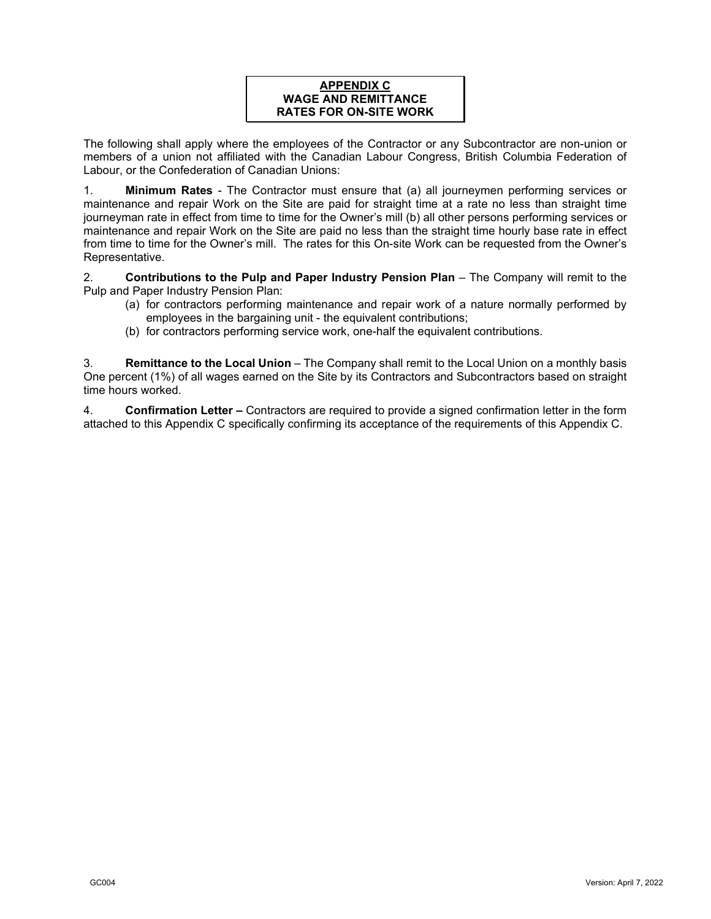# APPENDIX C
## WAGE AND REMITTANCE RATES FOR ON-SITE WORK

The following shall apply where the employees of the Contractor or any Subcontractor are non-union or members of a union not affiliated with the Canadian Labour Congress, British Columbia Federation of Labour, or the Confederation of Canadian Unions:

1. **Minimum Rates** - The Contractor must ensure that (a) all journeymen performing services or maintenance and repair Work on the Site are paid for straight time at a rate no less than straight time journeyman rate in effect from time to time for the Owner's mill (b) all other persons performing services or maintenance and repair Work on the Site are paid no less than the straight time hourly base rate in effect from time to time for the Owner's mill. The rates for this On-site Work can be requested from the Owner's Representative.

2. **Contributions to the Pulp and Paper Industry Pension Plan** – The Company will remit to the Pulp and Paper Industry Pension Plan:
   - (a) for contractors performing maintenance and repair work of a nature normally performed by employees in the bargaining unit - the equivalent contributions;
   - (b) for contractors performing service work, one-half the equivalent contributions.

3. **Remittance to the Local Union** – The Company shall remit to the Local Union on a monthly basis One percent (1%) of all wages earned on the Site by its Contractors and Subcontractors based on straight time hours worked.

4. **Confirmation Letter –** Contractors are required to provide a signed confirmation letter in the form attached to this Appendix C specifically confirming its acceptance of the requirements of this Appendix C.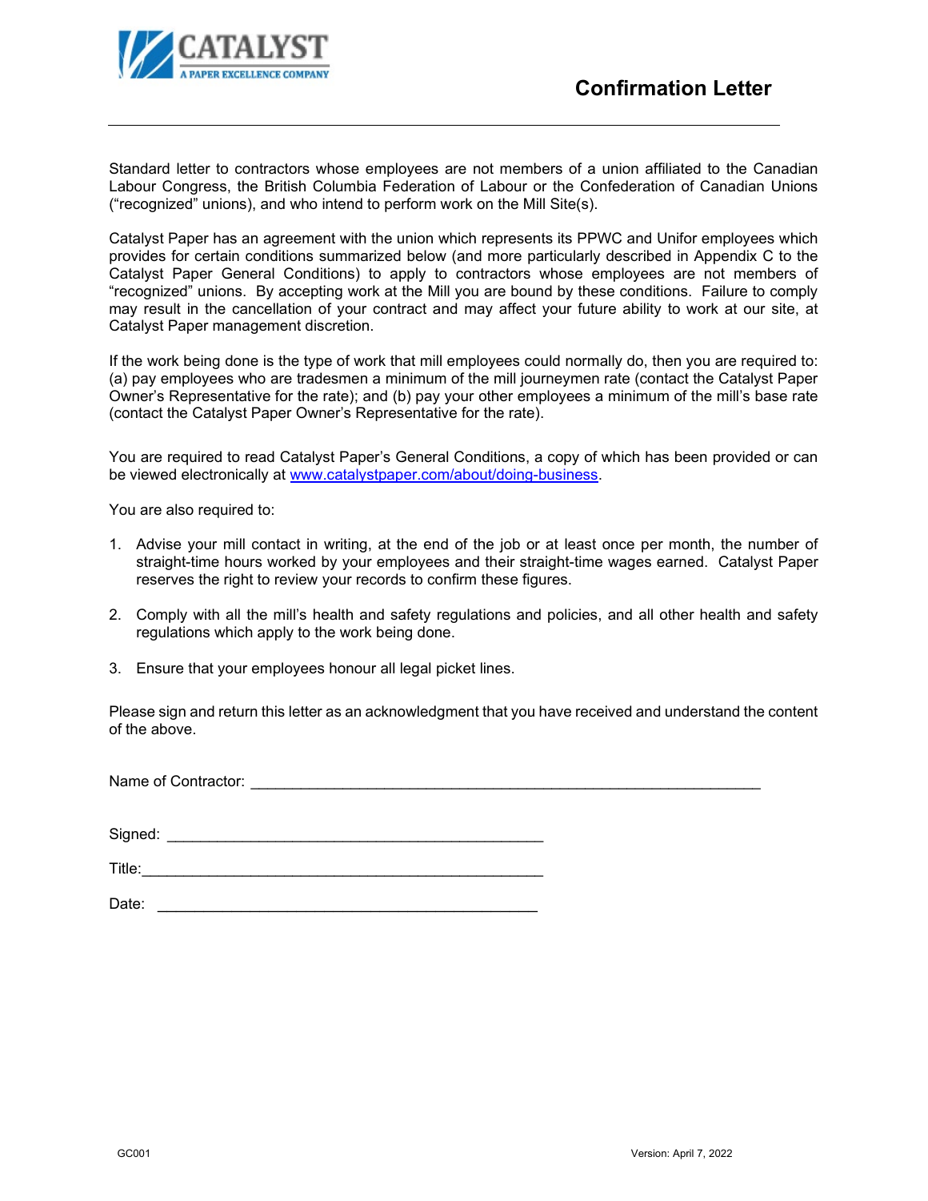# Confirmation Letter

Standard letter to contractors whose employees are not members of a union affiliated to the Canadian Labour Congress, the British Columbia Federation of Labour or the Confederation of Canadian Unions ("recognized" unions), and who intend to perform work on the Mill Site(s).

Catalyst Paper has an agreement with the union which represents its PPWC and Unifor employees which provides for certain conditions summarized below (and more particularly described in Appendix C to the Catalyst Paper General Conditions) to apply to contractors whose employees are not members of "recognized" unions. By accepting work at the Mill you are bound by these conditions. Failure to comply may result in the cancellation of your contract and may affect your future ability to work at our site, at Catalyst Paper management discretion.

If the work being done is the type of work that mill employees could normally do, then you are required to: (a) pay employees who are tradesmen a minimum of the mill journeymen rate (contact the Catalyst Paper Owner's Representative for the rate); and (b) pay your other employees a minimum of the mill's base rate (contact the Catalyst Paper Owner's Representative for the rate).

You are required to read Catalyst Paper's General Conditions, a copy of which has been provided or can be viewed electronically at [www.catalystpaper.com/about/doing-business](www.catalystpaper.com/about/doing-business).

You are also required to:

1. Advise your mill contact in writing, at the end of the job or at least once per month, the number of straight-time hours worked by your employees and their straight-time wages earned. Catalyst Paper reserves the right to review your records to confirm these figures.
2. Comply with all the mill's health and safety regulations and policies, and all other health and safety regulations which apply to the work being done.
3. Ensure that your employees honour all legal picket lines.

Please sign and return this letter as an acknowledgment that you have received and understand the content of the above.

Name of Contractor: ______________________________________________________________

Signed: _____________________________________________

Title: _______________________________________________

Date: ______________________________________________

GC001 Version: April 7, 2022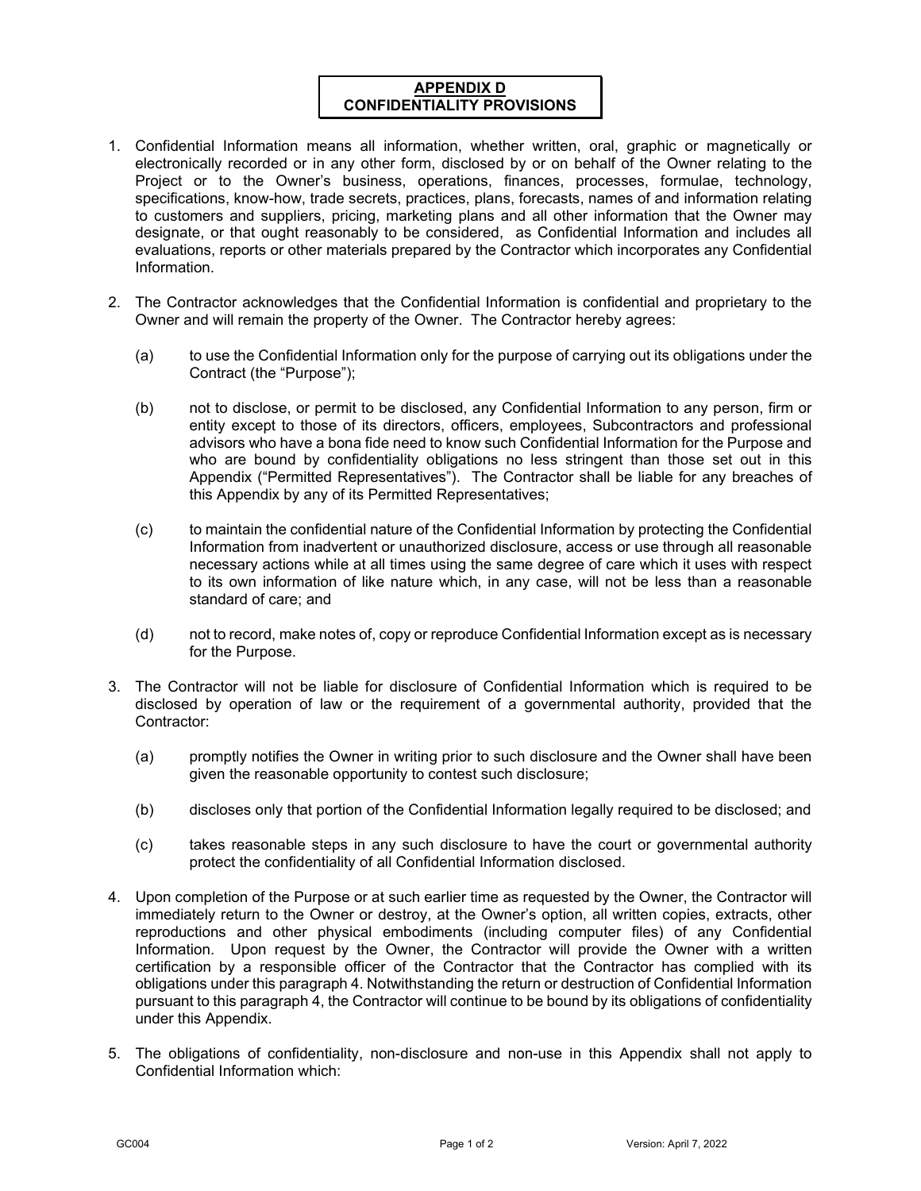# APPENDIX D
# CONFIDENTIALITY PROVISIONS

1. Confidential Information means all information, whether written, oral, graphic or magnetically or electronically recorded or in any other form, disclosed by or on behalf of the Owner relating to the Project or to the Owner's business, operations, finances, processes, formulae, technology, specifications, know-how, trade secrets, practices, plans, forecasts, names of and information relating to customers and suppliers, pricing, marketing plans and all other information that the Owner may designate, or that ought reasonably to be considered, as Confidential Information and includes all evaluations, reports or other materials prepared by the Contractor which incorporates any Confidential Information.

2. The Contractor acknowledges that the Confidential Information is confidential and proprietary to the Owner and will remain the property of the Owner. The Contractor hereby agrees:

   (a) to use the Confidential Information only for the purpose of carrying out its obligations under the Contract (the "Purpose");

   (b) not to disclose, or permit to be disclosed, any Confidential Information to any person, firm or entity except to those of its directors, officers, employees, Subcontractors and professional advisors who have a bona fide need to know such Confidential Information for the Purpose and who are bound by confidentiality obligations no less stringent than those set out in this Appendix ("Permitted Representatives"). The Contractor shall be liable for any breaches of this Appendix by any of its Permitted Representatives;

   (c) to maintain the confidential nature of the Confidential Information by protecting the Confidential Information from inadvertent or unauthorized disclosure, access or use through all reasonable necessary actions while at all times using the same degree of care which it uses with respect to its own information of like nature which, in any case, will not be less than a reasonable standard of care; and

   (d) not to record, make notes of, copy or reproduce Confidential Information except as is necessary for the Purpose.

3. The Contractor will not be liable for disclosure of Confidential Information which is required to be disclosed by operation of law or the requirement of a governmental authority, provided that the Contractor:

   (a) promptly notifies the Owner in writing prior to such disclosure and the Owner shall have been given the reasonable opportunity to contest such disclosure;

   (b) discloses only that portion of the Confidential Information legally required to be disclosed; and

   (c) takes reasonable steps in any such disclosure to have the court or governmental authority protect the confidentiality of all Confidential Information disclosed.

4. Upon completion of the Purpose or at such earlier time as requested by the Owner, the Contractor will immediately return to the Owner or destroy, at the Owner's option, all written copies, extracts, other reproductions and other physical embodiments (including computer files) of any Confidential Information. Upon request by the Owner, the Contractor will provide the Owner with a written certification by a responsible officer of the Contractor that the Contractor has complied with its obligations under this paragraph 4. Notwithstanding the return or destruction of Confidential Information pursuant to this paragraph 4, the Contractor will continue to be bound by its obligations of confidentiality under this Appendix.

5. The obligations of confidentiality, non-disclosure and non-use in this Appendix shall not apply to Confidential Information which: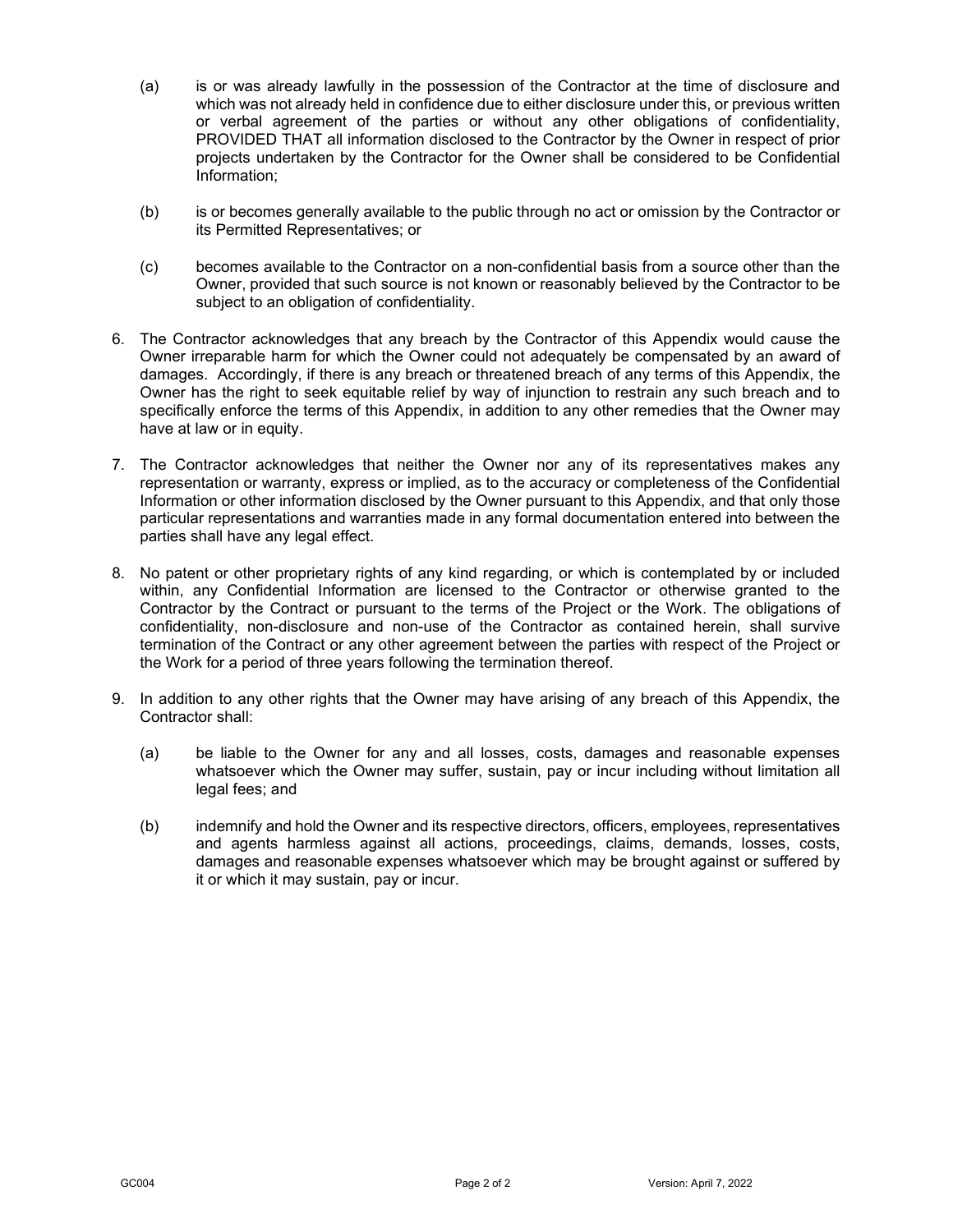(a) is or was already lawfully in the possession of the Contractor at the time of disclosure and which was not already held in confidence due to either disclosure under this, or previous written or verbal agreement of the parties or without any other obligations of confidentiality, PROVIDED THAT all information disclosed to the Contractor by the Owner in respect of prior projects undertaken by the Contractor for the Owner shall be considered to be Confidential Information;

(b) is or becomes generally available to the public through no act or omission by the Contractor or its Permitted Representatives; or

(c) becomes available to the Contractor on a non-confidential basis from a source other than the Owner, provided that such source is not known or reasonably believed by the Contractor to be subject to an obligation of confidentiality.

6. The Contractor acknowledges that any breach by the Contractor of this Appendix would cause the Owner irreparable harm for which the Owner could not adequately be compensated by an award of damages. Accordingly, if there is any breach or threatened breach of any terms of this Appendix, the Owner has the right to seek equitable relief by way of injunction to restrain any such breach and to specifically enforce the terms of this Appendix, in addition to any other remedies that the Owner may have at law or in equity.

7. The Contractor acknowledges that neither the Owner nor any of its representatives makes any representation or warranty, express or implied, as to the accuracy or completeness of the Confidential Information or other information disclosed by the Owner pursuant to this Appendix, and that only those particular representations and warranties made in any formal documentation entered into between the parties shall have any legal effect.

8. No patent or other proprietary rights of any kind regarding, or which is contemplated by or included within, any Confidential Information are licensed to the Contractor or otherwise granted to the Contractor by the Contract or pursuant to the terms of the Project or the Work. The obligations of confidentiality, non-disclosure and non-use of the Contractor as contained herein, shall survive termination of the Contract or any other agreement between the parties with respect of the Project or the Work for a period of three years following the termination thereof.

9. In addition to any other rights that the Owner may have arising of any breach of this Appendix, the Contractor shall:

   (a) be liable to the Owner for any and all losses, costs, damages and reasonable expenses whatsoever which the Owner may suffer, sustain, pay or incur including without limitation all legal fees; and

   (b) indemnify and hold the Owner and its respective directors, officers, employees, representatives and agents harmless against all actions, proceedings, claims, demands, losses, costs, damages and reasonable expenses whatsoever which may be brought against or suffered by it or which it may sustain, pay or incur.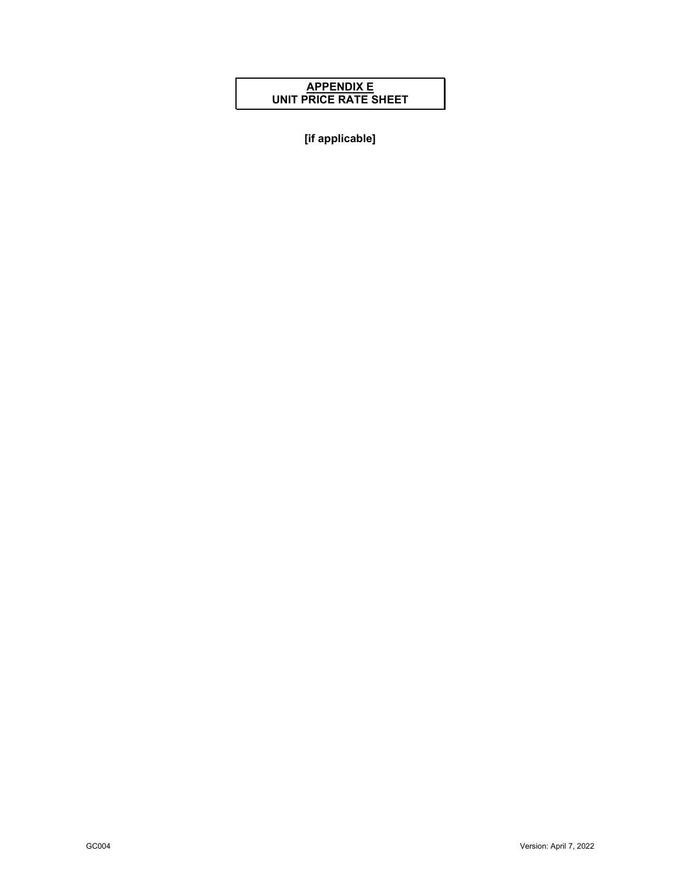# APPENDIX E
## UNIT PRICE RATE SHEET

**[if applicable]**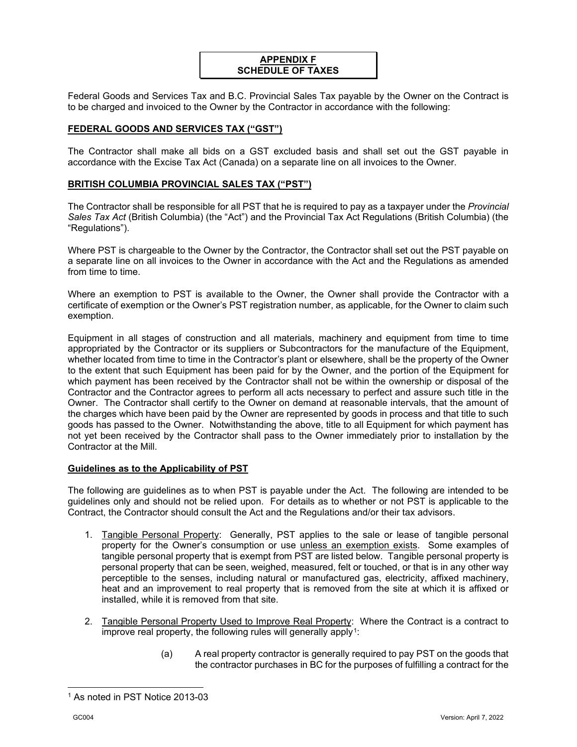**APPENDIX F**
**SCHEDULE OF TAXES**

Federal Goods and Services Tax and B.C. Provincial Sales Tax payable by the Owner on the Contract is to be charged and invoiced to the Owner by the Contractor in accordance with the following:

## FEDERAL GOODS AND SERVICES TAX ("GST")

The Contractor shall make all bids on a GST excluded basis and shall set out the GST payable in accordance with the Excise Tax Act (Canada) on a separate line on all invoices to the Owner.

## BRITISH COLUMBIA PROVINCIAL SALES TAX ("PST")

The Contractor shall be responsible for all PST that he is required to pay as a taxpayer under the *Provincial Sales Tax Act* (British Columbia) (the "Act") and the Provincial Tax Act Regulations (British Columbia) (the "Regulations").

Where PST is chargeable to the Owner by the Contractor, the Contractor shall set out the PST payable on a separate line on all invoices to the Owner in accordance with the Act and the Regulations as amended from time to time.

Where an exemption to PST is available to the Owner, the Owner shall provide the Contractor with a certificate of exemption or the Owner's PST registration number, as applicable, for the Owner to claim such exemption.

Equipment in all stages of construction and all materials, machinery and equipment from time to time appropriated by the Contractor or its suppliers or Subcontractors for the manufacture of the Equipment, whether located from time to time in the Contractor's plant or elsewhere, shall be the property of the Owner to the extent that such Equipment has been paid for by the Owner, and the portion of the Equipment for which payment has been received by the Contractor shall not be within the ownership or disposal of the Contractor and the Contractor agrees to perform all acts necessary to perfect and assure such title in the Owner. The Contractor shall certify to the Owner on demand at reasonable intervals, that the amount of the charges which have been paid by the Owner are represented by goods in process and that title to such goods has passed to the Owner. Notwithstanding the above, title to all Equipment for which payment has not yet been received by the Contractor shall pass to the Owner immediately prior to installation by the Contractor at the Mill.

### Guidelines as to the Applicability of PST

The following are guidelines as to when PST is payable under the Act. The following are intended to be guidelines only and should not be relied upon. For details as to whether or not PST is applicable to the Contract, the Contractor should consult the Act and the Regulations and/or their tax advisors.

1. Tangible Personal Property: Generally, PST applies to the sale or lease of tangible personal property for the Owner's consumption or use unless an exemption exists. Some examples of tangible personal property that is exempt from PST are listed below. Tangible personal property is personal property that can be seen, weighed, measured, felt or touched, or that is in any other way perceptible to the senses, including natural or manufactured gas, electricity, affixed machinery, heat and an improvement to real property that is removed from the site at which it is affixed or installed, while it is removed from that site.

2. Tangible Personal Property Used to Improve Real Property: Where the Contract is a contract to improve real property, the following rules will generally apply[1]:

   (a) A real property contractor is generally required to pay PST on the goods that the contractor purchases in BC for the purposes of fulfilling a contract for the

[1] As noted in PST Notice 2013-03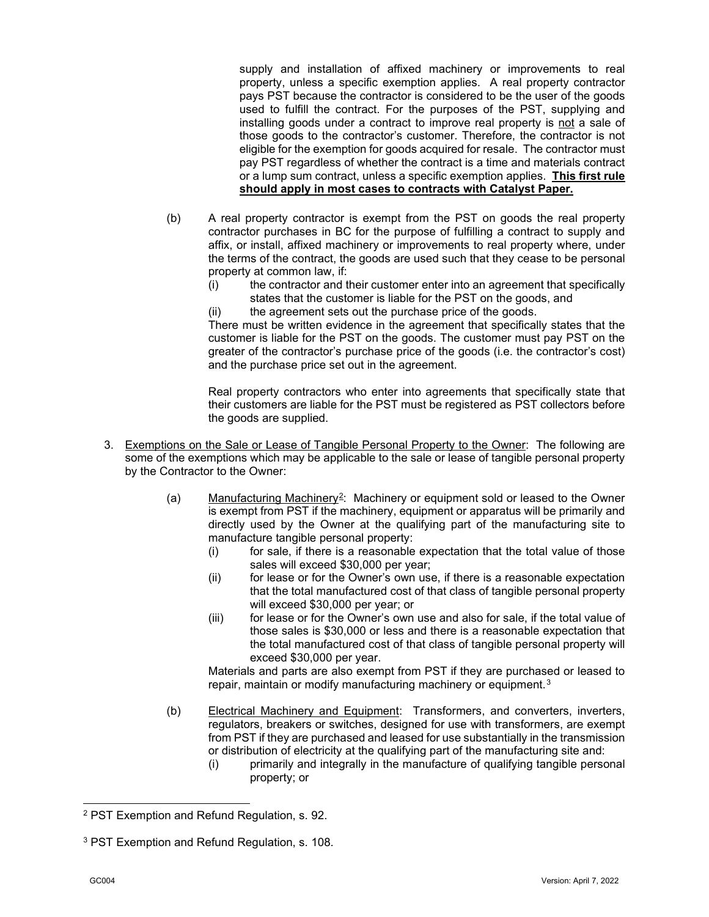supply and installation of affixed machinery or improvements to real property, unless a specific exemption applies. A real property contractor pays PST because the contractor is considered to be the user of the goods used to fulfill the contract. For the purposes of the PST, supplying and installing goods under a contract to improve real property is not a sale of those goods to the contractor's customer. Therefore, the contractor is not eligible for the exemption for goods acquired for resale. The contractor must pay PST regardless of whether the contract is a time and materials contract or a lump sum contract, unless a specific exemption applies. **This first rule should apply in most cases to contracts with Catalyst Paper.**

(b) A real property contractor is exempt from the PST on goods the real property contractor purchases in BC for the purpose of fulfilling a contract to supply and affix, or install, affixed machinery or improvements to real property where, under the terms of the contract, the goods are used such that they cease to be personal property at common law, if:

(i) the contractor and their customer enter into an agreement that specifically states that the customer is liable for the PST on the goods, and

(ii) the agreement sets out the purchase price of the goods.

There must be written evidence in the agreement that specifically states that the customer is liable for the PST on the goods. The customer must pay PST on the greater of the contractor's purchase price of the goods (i.e. the contractor's cost) and the purchase price set out in the agreement.

Real property contractors who enter into agreements that specifically state that their customers are liable for the PST must be registered as PST collectors before the goods are supplied.

3. Exemptions on the Sale or Lease of Tangible Personal Property to the Owner: The following are some of the exemptions which may be applicable to the sale or lease of tangible personal property by the Contractor to the Owner:

(a) Manufacturing Machinery[2]: Machinery or equipment sold or leased to the Owner is exempt from PST if the machinery, equipment or apparatus will be primarily and directly used by the Owner at the qualifying part of the manufacturing site to manufacture tangible personal property:

(i) for sale, if there is a reasonable expectation that the total value of those sales will exceed $30,000 per year;

(ii) for lease or for the Owner's own use, if there is a reasonable expectation that the total manufactured cost of that class of tangible personal property will exceed $30,000 per year; or

(iii) for lease or for the Owner's own use and also for sale, if the total value of those sales is $30,000 or less and there is a reasonable expectation that the total manufactured cost of that class of tangible personal property will exceed $30,000 per year.

Materials and parts are also exempt from PST if they are purchased or leased to repair, maintain or modify manufacturing machinery or equipment.[3]

(b) Electrical Machinery and Equipment: Transformers, and converters, inverters, regulators, breakers or switches, designed for use with transformers, are exempt from PST if they are purchased and leased for use substantially in the transmission or distribution of electricity at the qualifying part of the manufacturing site and:

(i) primarily and integrally in the manufacture of qualifying tangible personal property; or

---

[2] PST Exemption and Refund Regulation, s. 92.

[3] PST Exemption and Refund Regulation, s. 108.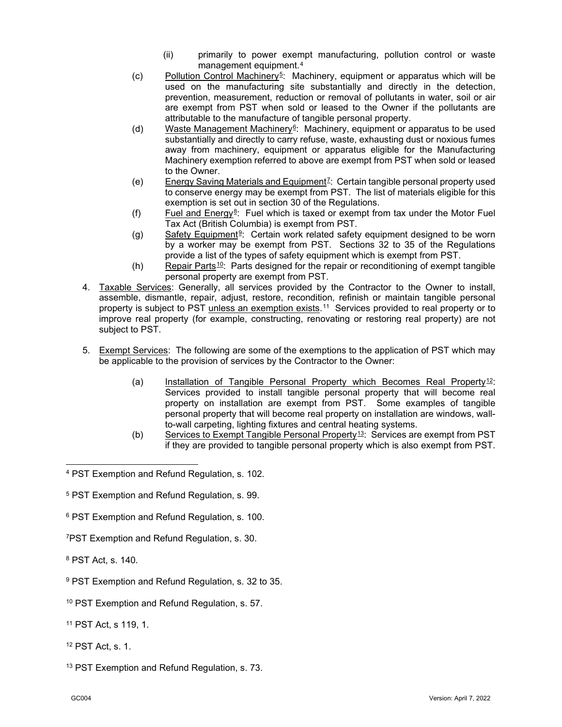(ii) primarily to power exempt manufacturing, pollution control or waste management equipment.[4]

(c) Pollution Control Machinery[5]: Machinery, equipment or apparatus which will be used on the manufacturing site substantially and directly in the detection, prevention, measurement, reduction or removal of pollutants in water, soil or air are exempt from PST when sold or leased to the Owner if the pollutants are attributable to the manufacture of tangible personal property.

(d) Waste Management Machinery[6]: Machinery, equipment or apparatus to be used substantially and directly to carry refuse, waste, exhausting dust or noxious fumes away from machinery, equipment or apparatus eligible for the Manufacturing Machinery exemption referred to above are exempt from PST when sold or leased to the Owner.

(e) Energy Saving Materials and Equipment[7]: Certain tangible personal property used to conserve energy may be exempt from PST. The list of materials eligible for this exemption is set out in section 30 of the Regulations.

(f) Fuel and Energy[8]: Fuel which is taxed or exempt from tax under the Motor Fuel Tax Act (British Columbia) is exempt from PST.

(g) Safety Equipment[9]: Certain work related safety equipment designed to be worn by a worker may be exempt from PST. Sections 32 to 35 of the Regulations provide a list of the types of safety equipment which is exempt from PST.

(h) Repair Parts[10]: Parts designed for the repair or reconditioning of exempt tangible personal property are exempt from PST.

4. Taxable Services: Generally, all services provided by the Contractor to the Owner to install, assemble, dismantle, repair, adjust, restore, recondition, refinish or maintain tangible personal property is subject to PST unless an exemption exists.[11] Services provided to real property or to improve real property (for example, constructing, renovating or restoring real property) are not subject to PST.

5. Exempt Services: The following are some of the exemptions to the application of PST which may be applicable to the provision of services by the Contractor to the Owner:

   (a) Installation of Tangible Personal Property which Becomes Real Property[12]: Services provided to install tangible personal property that will become real property on installation are exempt from PST. Some examples of tangible personal property that will become real property on installation are windows, wall-to-wall carpeting, lighting fixtures and central heating systems.

   (b) Services to Exempt Tangible Personal Property[13]: Services are exempt from PST if they are provided to tangible personal property which is also exempt from PST.

---

[4] PST Exemption and Refund Regulation, s. 102.

[5] PST Exemption and Refund Regulation, s. 99.

[6] PST Exemption and Refund Regulation, s. 100.

[7] PST Exemption and Refund Regulation, s. 30.

[8] PST Act, s. 140.

[9] PST Exemption and Refund Regulation, s. 32 to 35.

[10] PST Exemption and Refund Regulation, s. 57.

[11] PST Act, s 119, 1.

[12] PST Act, s. 1.

[13] PST Exemption and Refund Regulation, s. 73.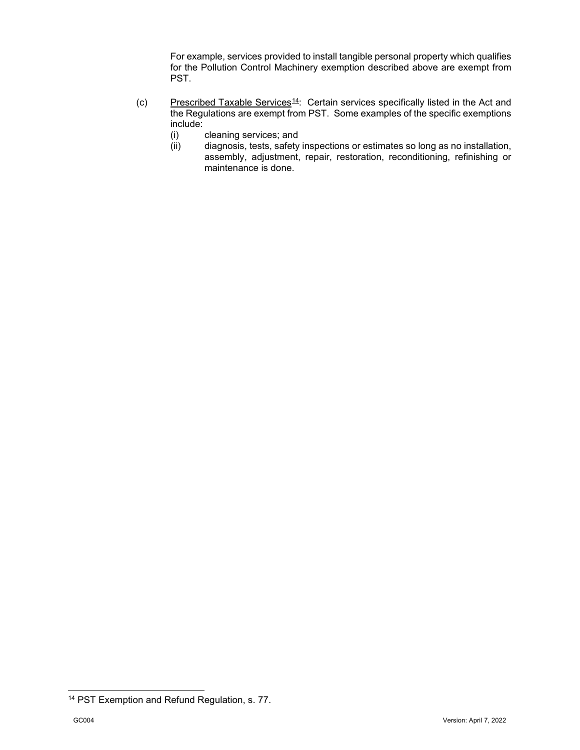For example, services provided to install tangible personal property which qualifies for the Pollution Control Machinery exemption described above are exempt from PST.

(c) Prescribed Taxable Services[14]: Certain services specifically listed in the Act and the Regulations are exempt from PST. Some examples of the specific exemptions include:

   (i) cleaning services; and
   
   (ii) diagnosis, tests, safety inspections or estimates so long as no installation, assembly, adjustment, repair, restoration, reconditioning, refinishing or maintenance is done.

---

[14] PST Exemption and Refund Regulation, s. 77.